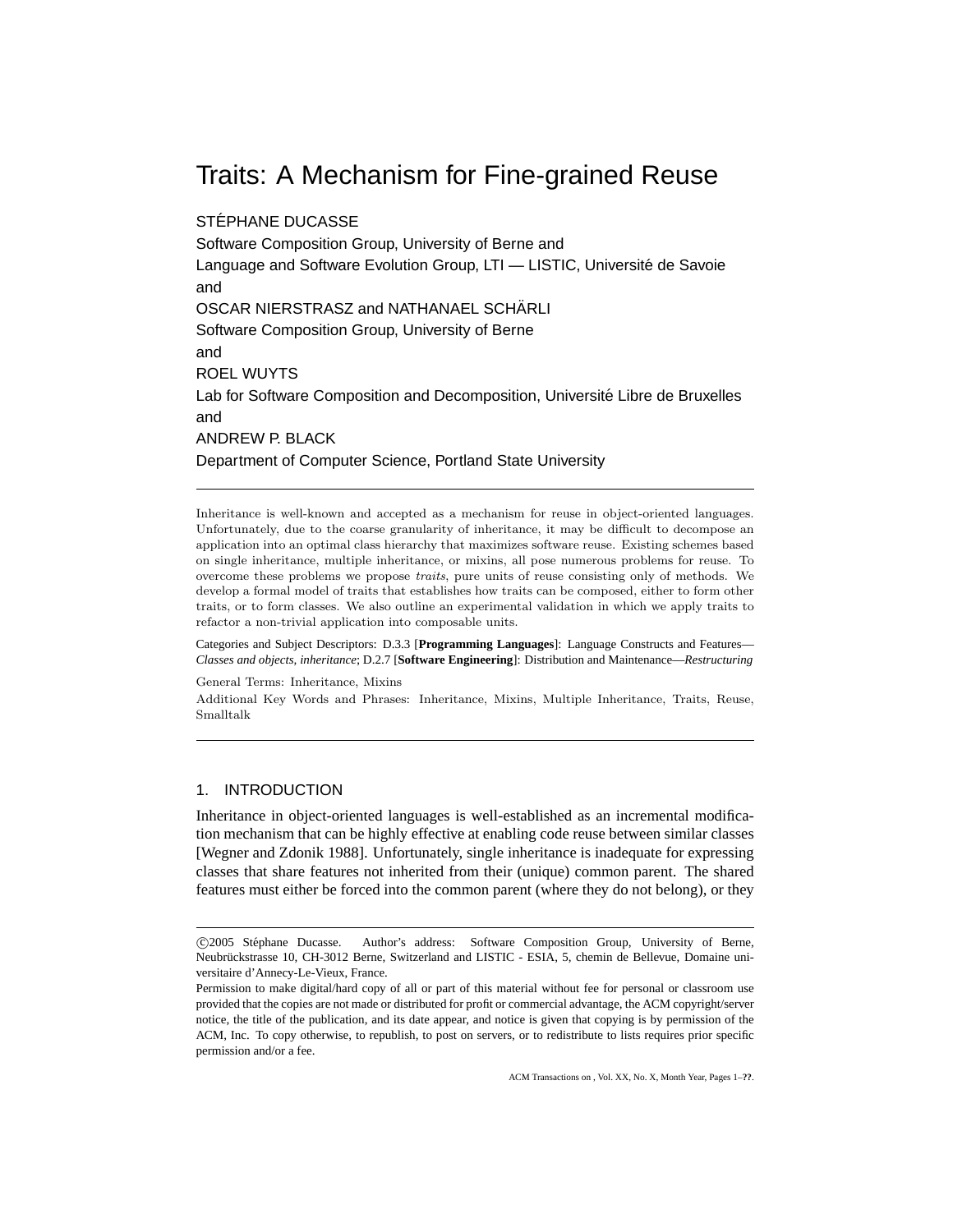# Traits: A Mechanism for Fine-grained Reuse

STÉPHANE DUCASSE
Software Composition Group, University of Berne and
Language and Software Evolution Group, LTI — LISTIC, Université de Savoie
and
OSCAR NIERSTRASZ and NATHANAEL SCHÄRLI
Software Composition Group, University of Berne
and
ROEL WUYTS
Lab for Software Composition and Decomposition, Université Libre de Bruxelles
and
ANDREW P. BLACK
Department of Computer Science, Portland State University

---

Inheritance is well-known and accepted as a mechanism for reuse in object-oriented languages. Unfortunately, due to the coarse granularity of inheritance, it may be difficult to decompose an application into an optimal class hierarchy that maximizes software reuse. Existing schemes based on single inheritance, multiple inheritance, or mixins, all pose numerous problems for reuse. To overcome these problems we propose *traits*, pure units of reuse consisting only of methods. We develop a formal model of traits that establishes how traits can be composed, either to form other traits, or to form classes. We also outline an experimental validation in which we apply traits to refactor a non-trivial application into composable units.

Categories and Subject Descriptors: D.3.3 [**Programming Languages**]: Language Constructs and Features—*Classes and objects, inheritance*; D.2.7 [**Software Engineering**]: Distribution and Maintenance—*Restructuring*

General Terms: Inheritance, Mixins

Additional Key Words and Phrases: Inheritance, Mixins, Multiple Inheritance, Traits, Reuse, Smalltalk

---

## 1. INTRODUCTION

Inheritance in object-oriented languages is well-established as an incremental modification mechanism that can be highly effective at enabling code reuse between similar classes [Wegner and Zdonik 1988]. Unfortunately, single inheritance is inadequate for expressing classes that share features not inherited from their (unique) common parent. The shared features must either be forced into the common parent (where they do not belong), or they

---

©2005 Stéphane Ducasse. Author's address: Software Composition Group, University of Berne, Neubrückstrasse 10, CH-3012 Berne, Switzerland and LISTIC - ESIA, 5, chemin de Bellevue, Domaine universitaire d'Annecy-Le-Vieux, France.

Permission to make digital/hard copy of all or part of this material without fee for personal or classroom use provided that the copies are not made or distributed for profit or commercial advantage, the ACM copyright/server notice, the title of the publication, and its date appear, and notice is given that copying is by permission of the ACM, Inc. To copy otherwise, to republish, to post on servers, or to redistribute to lists requires prior specific permission and/or a fee.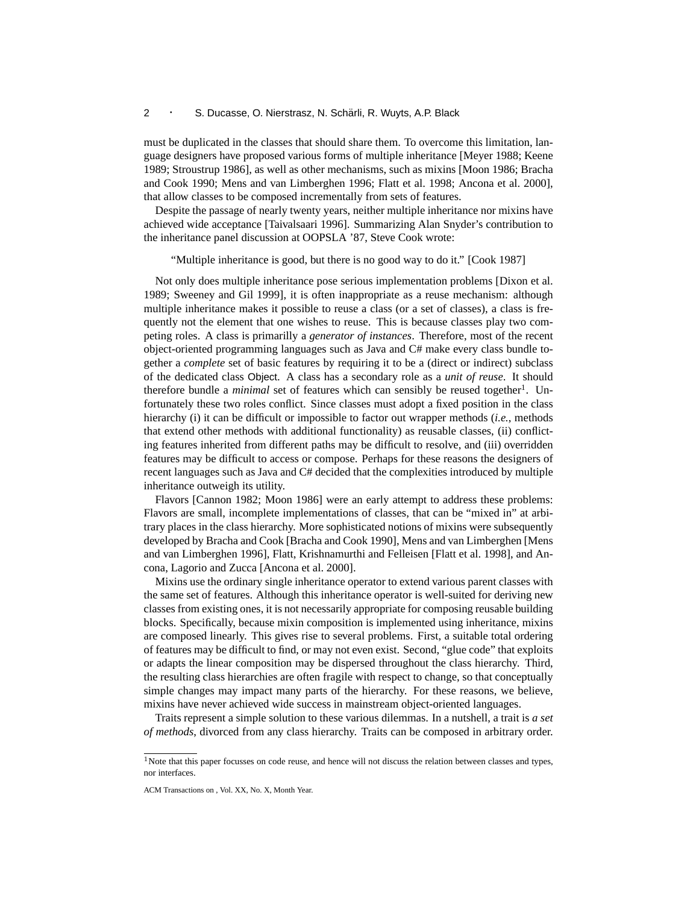must be duplicated in the classes that should share them. To overcome this limitation, language designers have proposed various forms of multiple inheritance [Meyer 1988; Keene 1989; Stroustrup 1986], as well as other mechanisms, such as mixins [Moon 1986; Bracha and Cook 1990; Mens and van Limberghen 1996; Flatt et al. 1998; Ancona et al. 2000], that allow classes to be composed incrementally from sets of features.

Despite the passage of nearly twenty years, neither multiple inheritance nor mixins have achieved wide acceptance [Taivalsaari 1996]. Summarizing Alan Snyder's contribution to the inheritance panel discussion at OOPSLA '87, Steve Cook wrote:

> "Multiple inheritance is good, but there is no good way to do it." [Cook 1987]

Not only does multiple inheritance pose serious implementation problems [Dixon et al. 1989; Sweeney and Gil 1999], it is often inappropriate as a reuse mechanism: although multiple inheritance makes it possible to reuse a class (or a set of classes), a class is frequently not the element that one wishes to reuse. This is because classes play two competing roles. A class is primarilly a *generator of instances*. Therefore, most of the recent object-oriented programming languages such as Java and C# make every class bundle together a *complete* set of basic features by requiring it to be a (direct or indirect) subclass of the dedicated class Object. A class has a secondary role as a *unit of reuse*. It should therefore bundle a *minimal* set of features which can sensibly be reused together[1]. Unfortunately these two roles conflict. Since classes must adopt a fixed position in the class hierarchy (i) it can be difficult or impossible to factor out wrapper methods (*i.e.*, methods that extend other methods with additional functionality) as reusable classes, (ii) conflicting features inherited from different paths may be difficult to resolve, and (iii) overridden features may be difficult to access or compose. Perhaps for these reasons the designers of recent languages such as Java and C# decided that the complexities introduced by multiple inheritance outweigh its utility.

Flavors [Cannon 1982; Moon 1986] were an early attempt to address these problems: Flavors are small, incomplete implementations of classes, that can be "mixed in" at arbitrary places in the class hierarchy. More sophisticated notions of mixins were subsequently developed by Bracha and Cook [Bracha and Cook 1990], Mens and van Limberghen [Mens and van Limberghen 1996], Flatt, Krishnamurthi and Felleisen [Flatt et al. 1998], and Ancona, Lagorio and Zucca [Ancona et al. 2000].

Mixins use the ordinary single inheritance operator to extend various parent classes with the same set of features. Although this inheritance operator is well-suited for deriving new classes from existing ones, it is not necessarily appropriate for composing reusable building blocks. Specifically, because mixin composition is implemented using inheritance, mixins are composed linearly. This gives rise to several problems. First, a suitable total ordering of features may be difficult to find, or may not even exist. Second, "glue code" that exploits or adapts the linear composition may be dispersed throughout the class hierarchy. Third, the resulting class hierarchies are often fragile with respect to change, so that conceptually simple changes may impact many parts of the hierarchy. For these reasons, we believe, mixins have never achieved wide success in mainstream object-oriented languages.

Traits represent a simple solution to these various dilemmas. In a nutshell, a trait is *a set of methods*, divorced from any class hierarchy. Traits can be composed in arbitrary order.

[1] Note that this paper focusses on code reuse, and hence will not discuss the relation between classes and types, nor interfaces.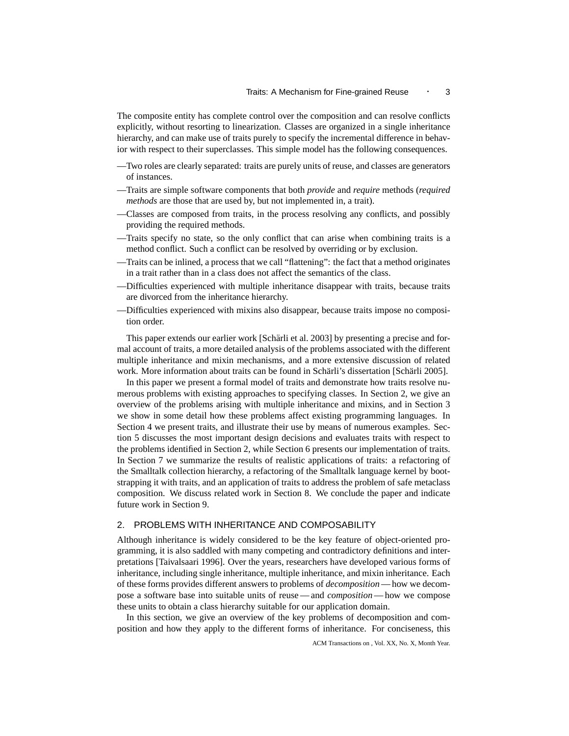The composite entity has complete control over the composition and can resolve conflicts explicitly, without resorting to linearization. Classes are organized in a single inheritance hierarchy, and can make use of traits purely to specify the incremental difference in behavior with respect to their superclasses. This simple model has the following consequences.

—Two roles are clearly separated: traits are purely units of reuse, and classes are generators of instances.

—Traits are simple software components that both *provide* and *require* methods (*required methods* are those that are used by, but not implemented in, a trait).

—Classes are composed from traits, in the process resolving any conflicts, and possibly providing the required methods.

—Traits specify no state, so the only conflict that can arise when combining traits is a method conflict. Such a conflict can be resolved by overriding or by exclusion.

—Traits can be inlined, a process that we call "flattening": the fact that a method originates in a trait rather than in a class does not affect the semantics of the class.

—Difficulties experienced with multiple inheritance disappear with traits, because traits are divorced from the inheritance hierarchy.

—Difficulties experienced with mixins also disappear, because traits impose no composition order.

This paper extends our earlier work [Schärli et al. 2003] by presenting a precise and formal account of traits, a more detailed analysis of the problems associated with the different multiple inheritance and mixin mechanisms, and a more extensive discussion of related work. More information about traits can be found in Schärli's dissertation [Schärli 2005].

In this paper we present a formal model of traits and demonstrate how traits resolve numerous problems with existing approaches to specifying classes. In Section 2, we give an overview of the problems arising with multiple inheritance and mixins, and in Section 3 we show in some detail how these problems affect existing programming languages. In Section 4 we present traits, and illustrate their use by means of numerous examples. Section 5 discusses the most important design decisions and evaluates traits with respect to the problems identified in Section 2, while Section 6 presents our implementation of traits. In Section 7 we summarize the results of realistic applications of traits: a refactoring of the Smalltalk collection hierarchy, a refactoring of the Smalltalk language kernel by bootstrapping it with traits, and an application of traits to address the problem of safe metaclass composition. We discuss related work in Section 8. We conclude the paper and indicate future work in Section 9.

## 2. PROBLEMS WITH INHERITANCE AND COMPOSABILITY

Although inheritance is widely considered to be the key feature of object-oriented programming, it is also saddled with many competing and contradictory definitions and interpretations [Taivalsaari 1996]. Over the years, researchers have developed various forms of inheritance, including single inheritance, multiple inheritance, and mixin inheritance. Each of these forms provides different answers to problems of *decomposition* — how we decompose a software base into suitable units of reuse — and *composition* — how we compose these units to obtain a class hierarchy suitable for our application domain.

In this section, we give an overview of the key problems of decomposition and composition and how they apply to the different forms of inheritance. For conciseness, this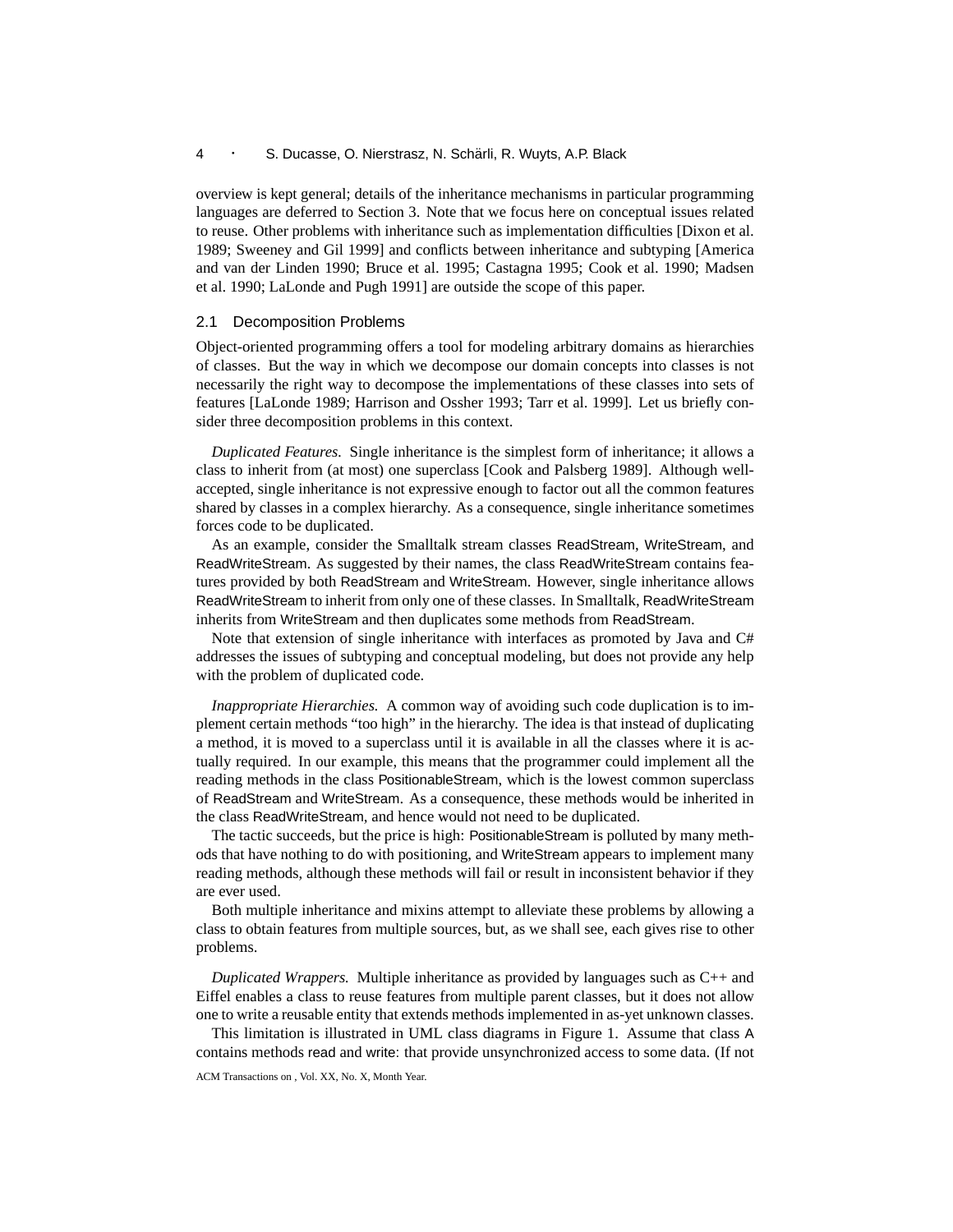overview is kept general; details of the inheritance mechanisms in particular programming languages are deferred to Section 3. Note that we focus here on conceptual issues related to reuse. Other problems with inheritance such as implementation difficulties [Dixon et al. 1989; Sweeney and Gil 1999] and conflicts between inheritance and subtyping [America and van der Linden 1990; Bruce et al. 1995; Castagna 1995; Cook et al. 1990; Madsen et al. 1990; LaLonde and Pugh 1991] are outside the scope of this paper.

## 2.1 Decomposition Problems

Object-oriented programming offers a tool for modeling arbitrary domains as hierarchies of classes. But the way in which we decompose our domain concepts into classes is not necessarily the right way to decompose the implementations of these classes into sets of features [LaLonde 1989; Harrison and Ossher 1993; Tarr et al. 1999]. Let us briefly consider three decomposition problems in this context.

*Duplicated Features.* Single inheritance is the simplest form of inheritance; it allows a class to inherit from (at most) one superclass [Cook and Palsberg 1989]. Although well-accepted, single inheritance is not expressive enough to factor out all the common features shared by classes in a complex hierarchy. As a consequence, single inheritance sometimes forces code to be duplicated.

As an example, consider the Smalltalk stream classes ReadStream, WriteStream, and ReadWriteStream. As suggested by their names, the class ReadWriteStream contains features provided by both ReadStream and WriteStream. However, single inheritance allows ReadWriteStream to inherit from only one of these classes. In Smalltalk, ReadWriteStream inherits from WriteStream and then duplicates some methods from ReadStream.

Note that extension of single inheritance with interfaces as promoted by Java and C# addresses the issues of subtyping and conceptual modeling, but does not provide any help with the problem of duplicated code.

*Inappropriate Hierarchies.* A common way of avoiding such code duplication is to implement certain methods "too high" in the hierarchy. The idea is that instead of duplicating a method, it is moved to a superclass until it is available in all the classes where it is actually required. In our example, this means that the programmer could implement all the reading methods in the class PositionableStream, which is the lowest common superclass of ReadStream and WriteStream. As a consequence, these methods would be inherited in the class ReadWriteStream, and hence would not need to be duplicated.

The tactic succeeds, but the price is high: PositionableStream is polluted by many methods that have nothing to do with positioning, and WriteStream appears to implement many reading methods, although these methods will fail or result in inconsistent behavior if they are ever used.

Both multiple inheritance and mixins attempt to alleviate these problems by allowing a class to obtain features from multiple sources, but, as we shall see, each gives rise to other problems.

*Duplicated Wrappers.* Multiple inheritance as provided by languages such as C++ and Eiffel enables a class to reuse features from multiple parent classes, but it does not allow one to write a reusable entity that extends methods implemented in as-yet unknown classes.

This limitation is illustrated in UML class diagrams in Figure 1. Assume that class A contains methods read and write: that provide unsynchronized access to some data. (If not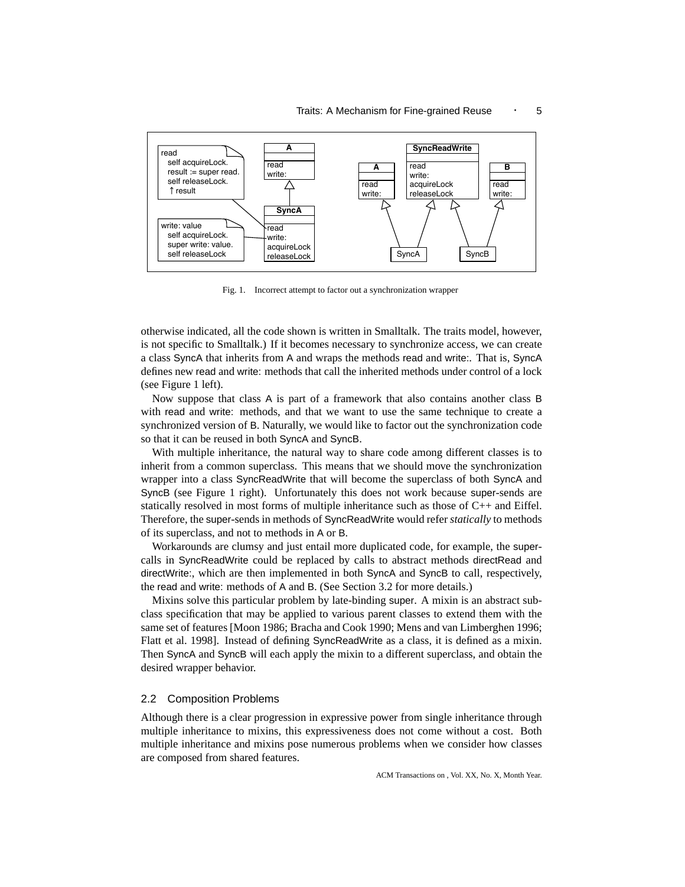Fig. 1. Incorrect attempt to factor out a synchronization wrapper

otherwise indicated, all the code shown is written in Smalltalk. The traits model, however, is not specific to Smalltalk.) If it becomes necessary to synchronize access, we can create a class SyncA that inherits from A and wraps the methods read and write:. That is, SyncA defines new read and write: methods that call the inherited methods under control of a lock (see Figure 1 left).

Now suppose that class A is part of a framework that also contains another class B with read and write: methods, and that we want to use the same technique to create a synchronized version of B. Naturally, we would like to factor out the synchronization code so that it can be reused in both SyncA and SyncB.

With multiple inheritance, the natural way to share code among different classes is to inherit from a common superclass. This means that we should move the synchronization wrapper into a class SyncReadWrite that will become the superclass of both SyncA and SyncB (see Figure 1 right). Unfortunately this does not work because super-sends are statically resolved in most forms of multiple inheritance such as those of C++ and Eiffel. Therefore, the super-sends in methods of SyncReadWrite would refer *statically* to methods of its superclass, and not to methods in A or B.

Workarounds are clumsy and just entail more duplicated code, for example, the super-calls in SyncReadWrite could be replaced by calls to abstract methods directRead and directWrite:, which are then implemented in both SyncA and SyncB to call, respectively, the read and write: methods of A and B. (See Section 3.2 for more details.)

Mixins solve this particular problem by late-binding super. A mixin is an abstract subclass specification that may be applied to various parent classes to extend them with the same set of features [Moon 1986; Bracha and Cook 1990; Mens and van Limberghen 1996; Flatt et al. 1998]. Instead of defining SyncReadWrite as a class, it is defined as a mixin. Then SyncA and SyncB will each apply the mixin to a different superclass, and obtain the desired wrapper behavior.

### 2.2 Composition Problems

Although there is a clear progression in expressive power from single inheritance through multiple inheritance to mixins, this expressiveness does not come without a cost. Both multiple inheritance and mixins pose numerous problems when we consider how classes are composed from shared features.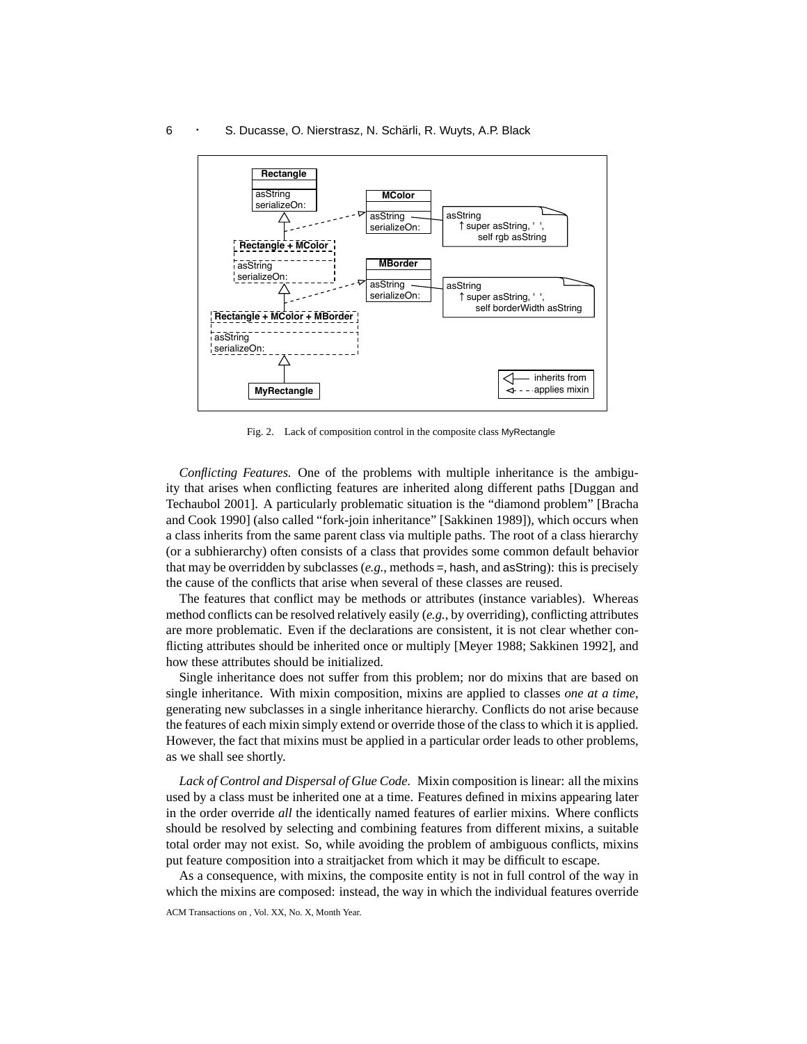Fig. 2. Lack of composition control in the composite class MyRectangle

*Conflicting Features.* One of the problems with multiple inheritance is the ambiguity that arises when conflicting features are inherited along different paths [Duggan and Techaubol 2001]. A particularly problematic situation is the "diamond problem" [Bracha and Cook 1990] (also called "fork-join inheritance" [Sakkinen 1989]), which occurs when a class inherits from the same parent class via multiple paths. The root of a class hierarchy (or a subhierarchy) often consists of a class that provides some common default behavior that may be overridden by subclasses (*e.g.*, methods =, hash, and asString): this is precisely the cause of the conflicts that arise when several of these classes are reused.

The features that conflict may be methods or attributes (instance variables). Whereas method conflicts can be resolved relatively easily (*e.g.*, by overriding), conflicting attributes are more problematic. Even if the declarations are consistent, it is not clear whether conflicting attributes should be inherited once or multiply [Meyer 1988; Sakkinen 1992], and how these attributes should be initialized.

Single inheritance does not suffer from this problem; nor do mixins that are based on single inheritance. With mixin composition, mixins are applied to classes *one at a time*, generating new subclasses in a single inheritance hierarchy. Conflicts do not arise because the features of each mixin simply extend or override those of the class to which it is applied. However, the fact that mixins must be applied in a particular order leads to other problems, as we shall see shortly.

*Lack of Control and Dispersal of Glue Code.* Mixin composition is linear: all the mixins used by a class must be inherited one at a time. Features defined in mixins appearing later in the order override *all* the identically named features of earlier mixins. Where conflicts should be resolved by selecting and combining features from different mixins, a suitable total order may not exist. So, while avoiding the problem of ambiguous conflicts, mixins put feature composition into a straitjacket from which it may be difficult to escape.

As a consequence, with mixins, the composite entity is not in full control of the way in which the mixins are composed: instead, the way in which the individual features override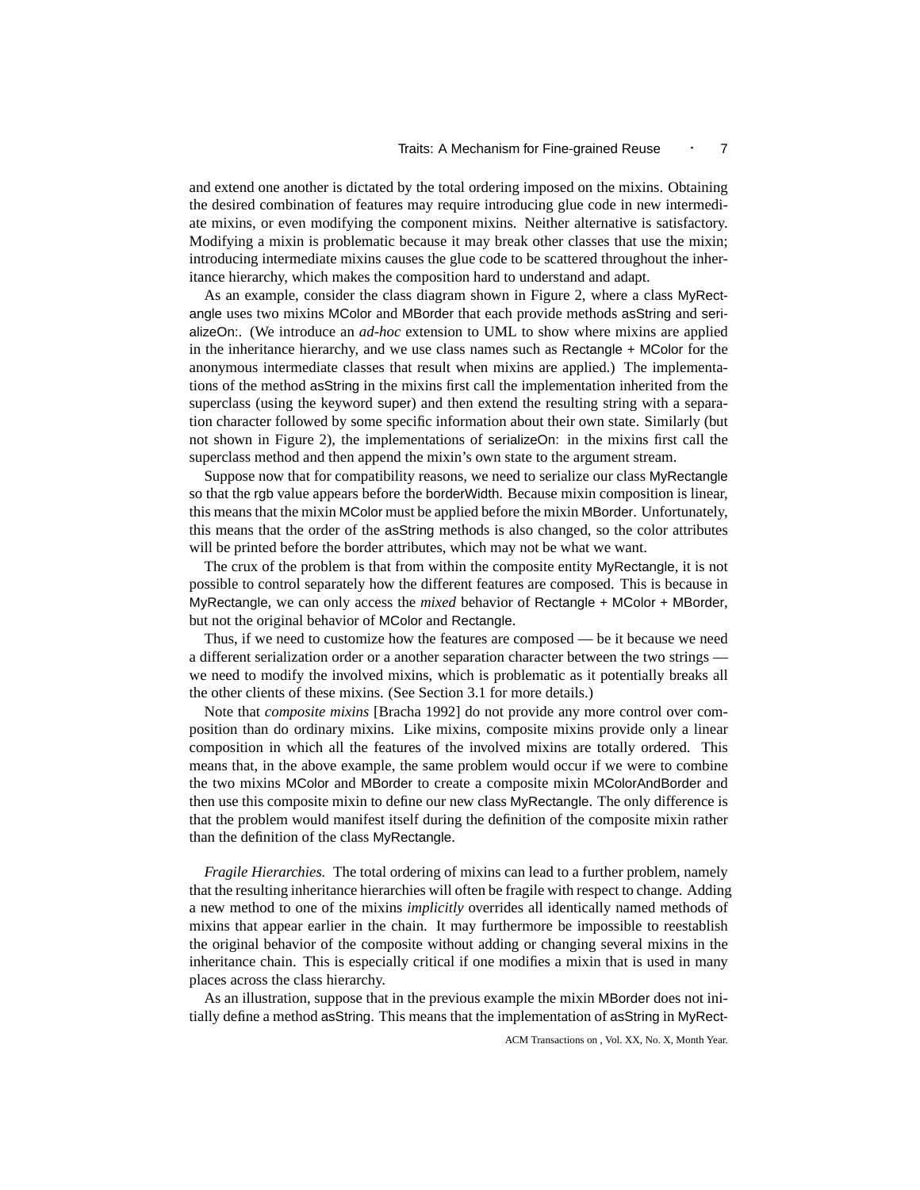and extend one another is dictated by the total ordering imposed on the mixins. Obtaining the desired combination of features may require introducing glue code in new intermediate mixins, or even modifying the component mixins. Neither alternative is satisfactory. Modifying a mixin is problematic because it may break other classes that use the mixin; introducing intermediate mixins causes the glue code to be scattered throughout the inheritance hierarchy, which makes the composition hard to understand and adapt.

As an example, consider the class diagram shown in Figure 2, where a class MyRectangle uses two mixins MColor and MBorder that each provide methods asString and serializeOn:. (We introduce an *ad-hoc* extension to UML to show where mixins are applied in the inheritance hierarchy, and we use class names such as Rectangle + MColor for the anonymous intermediate classes that result when mixins are applied.) The implementations of the method asString in the mixins first call the implementation inherited from the superclass (using the keyword super) and then extend the resulting string with a separation character followed by some specific information about their own state. Similarly (but not shown in Figure 2), the implementations of serializeOn: in the mixins first call the superclass method and then append the mixin's own state to the argument stream.

Suppose now that for compatibility reasons, we need to serialize our class MyRectangle so that the rgb value appears before the borderWidth. Because mixin composition is linear, this means that the mixin MColor must be applied before the mixin MBorder. Unfortunately, this means that the order of the asString methods is also changed, so the color attributes will be printed before the border attributes, which may not be what we want.

The crux of the problem is that from within the composite entity MyRectangle, it is not possible to control separately how the different features are composed. This is because in MyRectangle, we can only access the *mixed* behavior of Rectangle + MColor + MBorder, but not the original behavior of MColor and Rectangle.

Thus, if we need to customize how the features are composed — be it because we need a different serialization order or a another separation character between the two strings — we need to modify the involved mixins, which is problematic as it potentially breaks all the other clients of these mixins. (See Section 3.1 for more details.)

Note that *composite mixins* [Bracha 1992] do not provide any more control over composition than do ordinary mixins. Like mixins, composite mixins provide only a linear composition in which all the features of the involved mixins are totally ordered. This means that, in the above example, the same problem would occur if we were to combine the two mixins MColor and MBorder to create a composite mixin MColorAndBorder and then use this composite mixin to define our new class MyRectangle. The only difference is that the problem would manifest itself during the definition of the composite mixin rather than the definition of the class MyRectangle.

*Fragile Hierarchies.* The total ordering of mixins can lead to a further problem, namely that the resulting inheritance hierarchies will often be fragile with respect to change. Adding a new method to one of the mixins *implicitly* overrides all identically named methods of mixins that appear earlier in the chain. It may furthermore be impossible to reestablish the original behavior of the composite without adding or changing several mixins in the inheritance chain. This is especially critical if one modifies a mixin that is used in many places across the class hierarchy.

As an illustration, suppose that in the previous example the mixin MBorder does not initially define a method asString. This means that the implementation of asString in MyRect-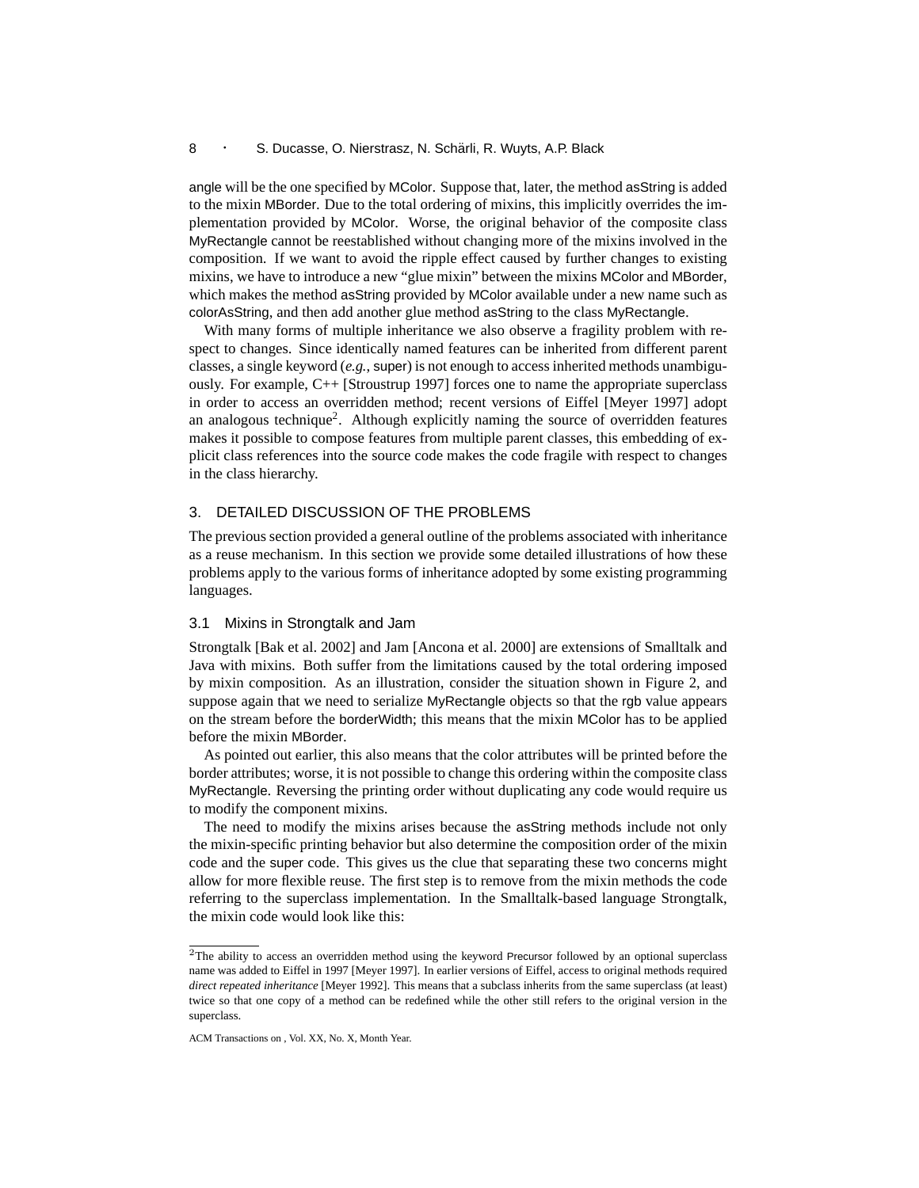angle will be the one specified by MColor. Suppose that, later, the method asString is added to the mixin MBorder. Due to the total ordering of mixins, this implicitly overrides the implementation provided by MColor. Worse, the original behavior of the composite class MyRectangle cannot be reestablished without changing more of the mixins involved in the composition. If we want to avoid the ripple effect caused by further changes to existing mixins, we have to introduce a new "glue mixin" between the mixins MColor and MBorder, which makes the method asString provided by MColor available under a new name such as colorAsString, and then add another glue method asString to the class MyRectangle.

With many forms of multiple inheritance we also observe a fragility problem with respect to changes. Since identically named features can be inherited from different parent classes, a single keyword (*e.g.*, super) is not enough to access inherited methods unambiguously. For example, C++ [Stroustrup 1997] forces one to name the appropriate superclass in order to access an overridden method; recent versions of Eiffel [Meyer 1997] adopt an analogous technique[2]. Although explicitly naming the source of overridden features makes it possible to compose features from multiple parent classes, this embedding of explicit class references into the source code makes the code fragile with respect to changes in the class hierarchy.

## 3. DETAILED DISCUSSION OF THE PROBLEMS

The previous section provided a general outline of the problems associated with inheritance as a reuse mechanism. In this section we provide some detailed illustrations of how these problems apply to the various forms of inheritance adopted by some existing programming languages.

### 3.1 Mixins in Strongtalk and Jam

Strongtalk [Bak et al. 2002] and Jam [Ancona et al. 2000] are extensions of Smalltalk and Java with mixins. Both suffer from the limitations caused by the total ordering imposed by mixin composition. As an illustration, consider the situation shown in Figure 2, and suppose again that we need to serialize MyRectangle objects so that the rgb value appears on the stream before the borderWidth; this means that the mixin MColor has to be applied before the mixin MBorder.

As pointed out earlier, this also means that the color attributes will be printed before the border attributes; worse, it is not possible to change this ordering within the composite class MyRectangle. Reversing the printing order without duplicating any code would require us to modify the component mixins.

The need to modify the mixins arises because the asString methods include not only the mixin-specific printing behavior but also determine the composition order of the mixin code and the super code. This gives us the clue that separating these two concerns might allow for more flexible reuse. The first step is to remove from the mixin methods the code referring to the superclass implementation. In the Smalltalk-based language Strongtalk, the mixin code would look like this:

[2] The ability to access an overridden method using the keyword Precursor followed by an optional superclass name was added to Eiffel in 1997 [Meyer 1997]. In earlier versions of Eiffel, access to original methods required *direct repeated inheritance* [Meyer 1992]. This means that a subclass inherits from the same superclass (at least) twice so that one copy of a method can be redefined while the other still refers to the original version in the superclass.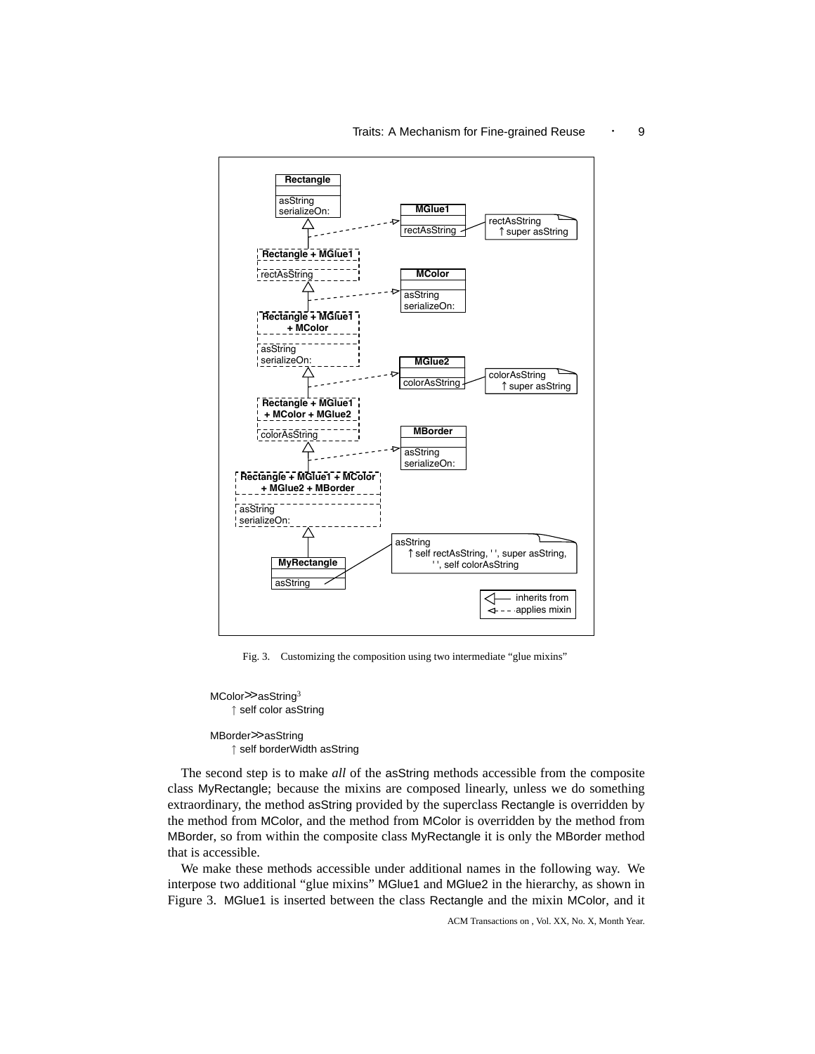Fig. 3. Customizing the composition using two intermediate "glue mixins"

```
MColor>>asString³
    ↑ self color asString

MBorder>>asString
    ↑ self borderWidth asString
```

The second step is to make *all* of the asString methods accessible from the composite class MyRectangle; because the mixins are composed linearly, unless we do something extraordinary, the method asString provided by the superclass Rectangle is overridden by the method from MColor, and the method from MColor is overridden by the method from MBorder, so from within the composite class MyRectangle it is only the MBorder method that is accessible.

We make these methods accessible under additional names in the following way. We interpose two additional "glue mixins" MGlue1 and MGlue2 in the hierarchy, as shown in Figure 3. MGlue1 is inserted between the class Rectangle and the mixin MColor, and it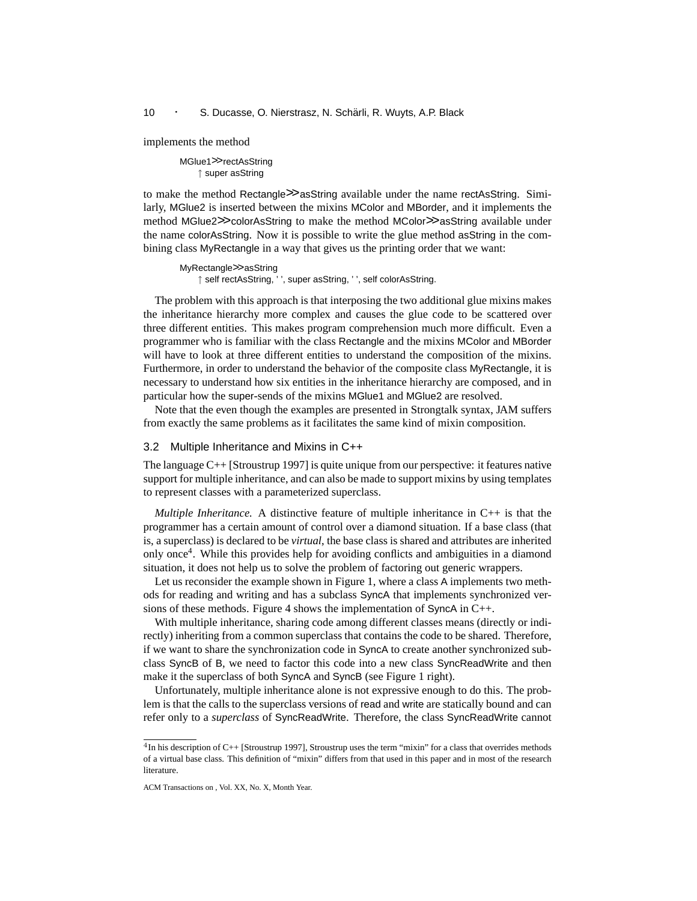implements the method

```
MGlue1>>rectAsString
    ↑ super asString
```

to make the method Rectangle>>asString available under the name rectAsString. Similarly, MGlue2 is inserted between the mixins MColor and MBorder, and it implements the method MGlue2>>colorAsString to make the method MColor>>asString available under the name colorAsString. Now it is possible to write the glue method asString in the combining class MyRectangle in a way that gives us the printing order that we want:

```
MyRectangle>>asString
    ↑ self rectAsString, ' ', super asString, ' ', self colorAsString.
```

The problem with this approach is that interposing the two additional glue mixins makes the inheritance hierarchy more complex and causes the glue code to be scattered over three different entities. This makes program comprehension much more difficult. Even a programmer who is familiar with the class Rectangle and the mixins MColor and MBorder will have to look at three different entities to understand the composition of the mixins. Furthermore, in order to understand the behavior of the composite class MyRectangle, it is necessary to understand how six entities in the inheritance hierarchy are composed, and in particular how the super-sends of the mixins MGlue1 and MGlue2 are resolved.

Note that the even though the examples are presented in Strongtalk syntax, JAM suffers from exactly the same problems as it facilitates the same kind of mixin composition.

### 3.2 Multiple Inheritance and Mixins in C++

The language C++ [Stroustrup 1997] is quite unique from our perspective: it features native support for multiple inheritance, and can also be made to support mixins by using templates to represent classes with a parameterized superclass.

*Multiple Inheritance.* A distinctive feature of multiple inheritance in C++ is that the programmer has a certain amount of control over a diamond situation. If a base class (that is, a superclass) is declared to be *virtual*, the base class is shared and attributes are inherited only once[4]. While this provides help for avoiding conflicts and ambiguities in a diamond situation, it does not help us to solve the problem of factoring out generic wrappers.

Let us reconsider the example shown in Figure 1, where a class A implements two methods for reading and writing and has a subclass SyncA that implements synchronized versions of these methods. Figure 4 shows the implementation of SyncA in C++.

With multiple inheritance, sharing code among different classes means (directly or indirectly) inheriting from a common superclass that contains the code to be shared. Therefore, if we want to share the synchronization code in SyncA to create another synchronized subclass SyncB of B, we need to factor this code into a new class SyncReadWrite and then make it the superclass of both SyncA and SyncB (see Figure 1 right).

Unfortunately, multiple inheritance alone is not expressive enough to do this. The problem is that the calls to the superclass versions of read and write are statically bound and can refer only to a *superclass* of SyncReadWrite. Therefore, the class SyncReadWrite cannot

[4] In his description of C++ [Stroustrup 1997], Stroustrup uses the term "mixin" for a class that overrides methods of a virtual base class. This definition of "mixin" differs from that used in this paper and in most of the research literature.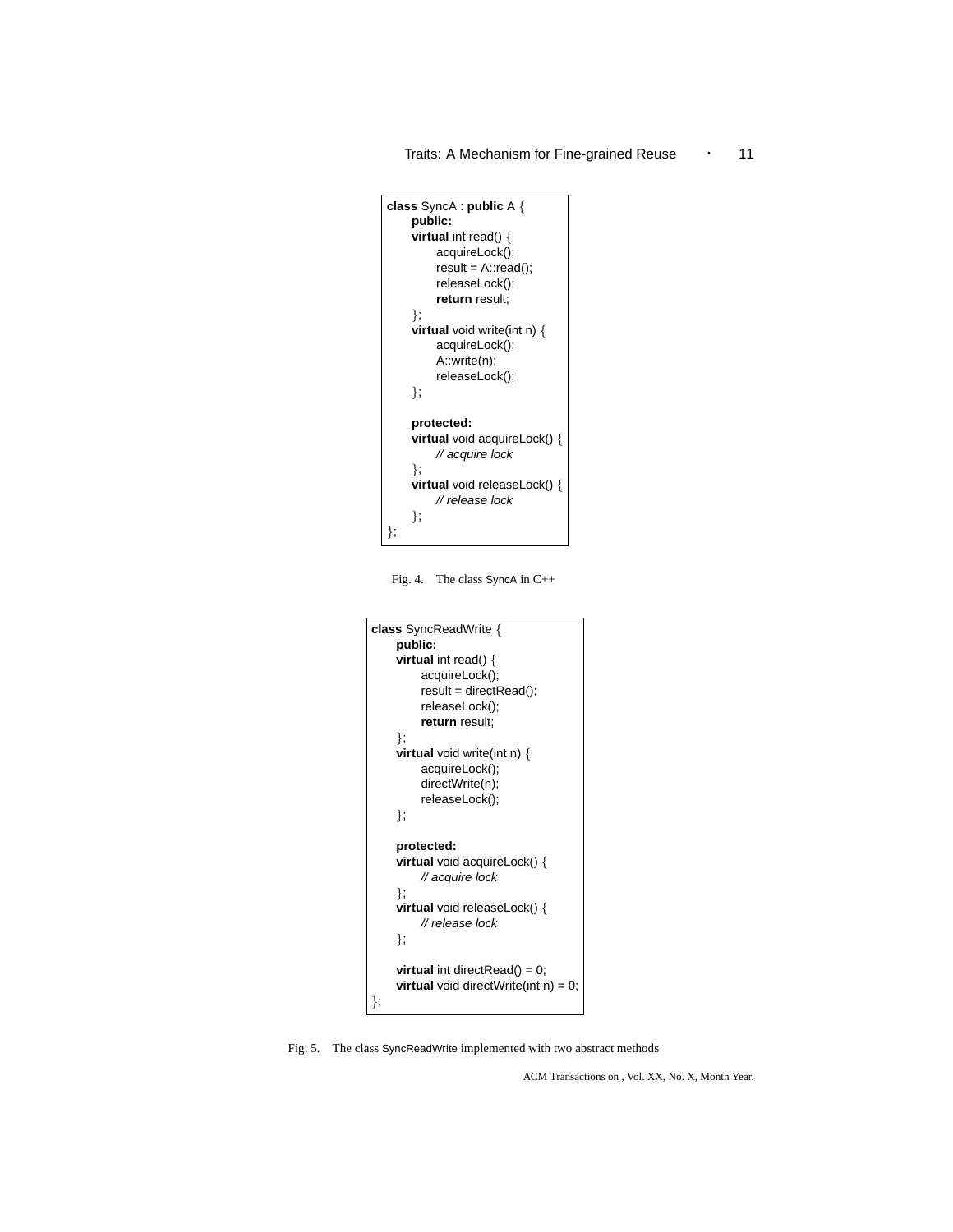```cpp
class SyncA : public A {
    public:
    virtual int read() {
        acquireLock();
        result = A::read();
        releaseLock();
        return result;
    };
    virtual void write(int n) {
        acquireLock();
        A::write(n);
        releaseLock();
    };

    protected:
    virtual void acquireLock() {
        // acquire lock
    };
    virtual void releaseLock() {
        // release lock
    };
};
```

Fig. 4. The class SyncA in C++

```cpp
class SyncReadWrite {
    public:
    virtual int read() {
        acquireLock();
        result = directRead();
        releaseLock();
        return result;
    };
    virtual void write(int n) {
        acquireLock();
        directWrite(n);
        releaseLock();
    };

    protected:
    virtual void acquireLock() {
        // acquire lock
    };
    virtual void releaseLock() {
        // release lock
    };

    virtual int directRead() = 0;
    virtual void directWrite(int n) = 0;
};
```

Fig. 5. The class SyncReadWrite implemented with two abstract methods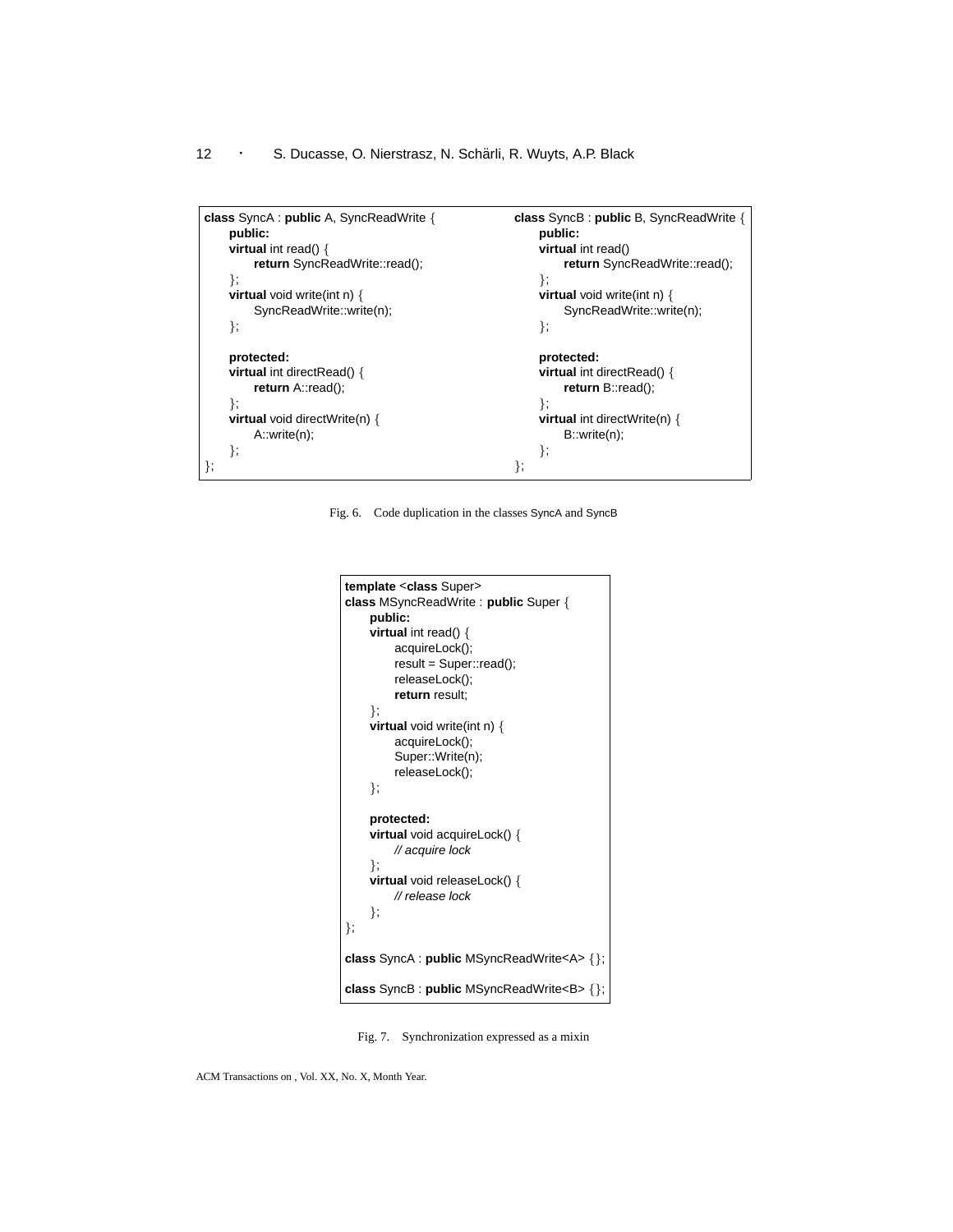```
class SyncA : public A, SyncReadWrite {
    public:
    virtual int read() {
        return SyncReadWrite::read();
    };
    virtual void write(int n) {
        SyncReadWrite::write(n);
    };

    protected:
    virtual int directRead() {
        return A::read();
    };
    virtual void directWrite(n) {
        A::write(n);
    };
};
```

```
class SyncB : public B, SyncReadWrite {
    public:
    virtual int read()
        return SyncReadWrite::read();
    };
    virtual void write(int n) {
        SyncReadWrite::write(n);
    };

    protected:
    virtual int directRead() {
        return B::read();
    };
    virtual int directWrite(n) {
        B::write(n);
    };
};
```

Fig. 6. Code duplication in the classes SyncA and SyncB

```
template <class Super>
class MSyncReadWrite : public Super {
    public:
    virtual int read() {
        acquireLock();
        result = Super::read();
        releaseLock();
        return result;
    };
    virtual void write(int n) {
        acquireLock();
        Super::Write(n);
        releaseLock();
    };

    protected:
    virtual void acquireLock() {
        // acquire lock
    };
    virtual void releaseLock() {
        // release lock
    };
};

class SyncA : public MSyncReadWrite<A> {};

class SyncB : public MSyncReadWrite<B> {};
```

Fig. 7. Synchronization expressed as a mixin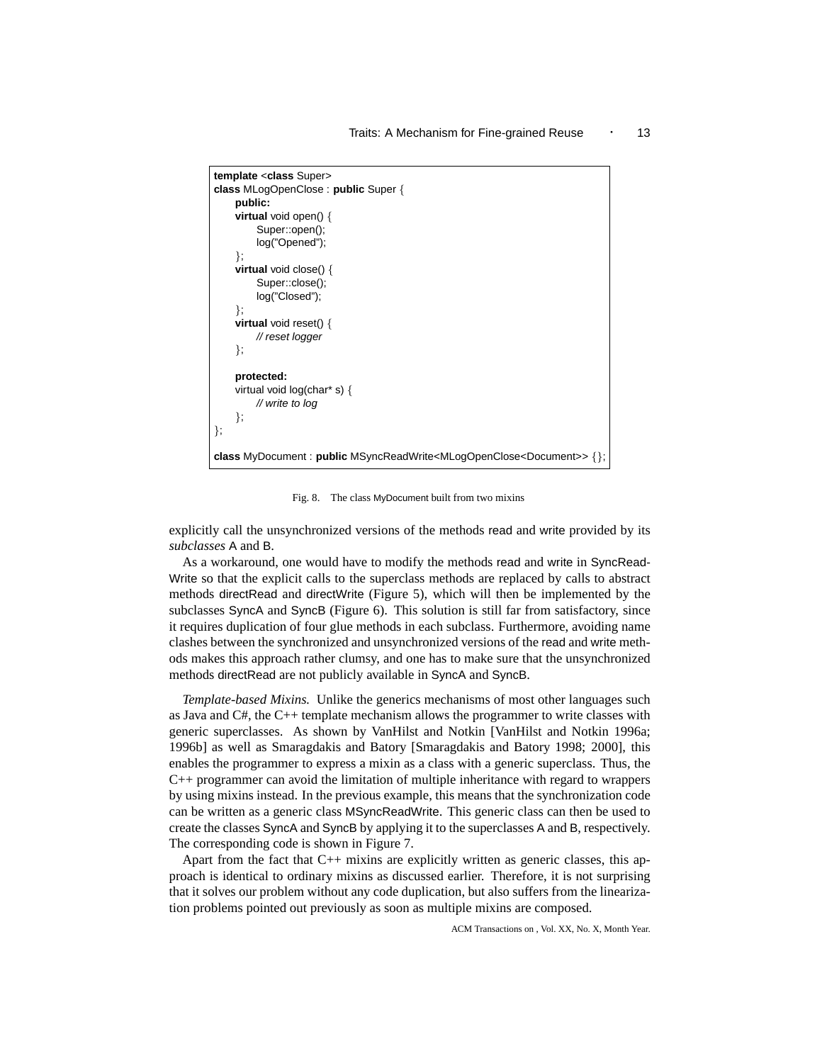```
template <class Super>
class MLogOpenClose : public Super {
    public:
    virtual void open() {
        Super::open();
        log("Opened");
    };
    virtual void close() {
        Super::close();
        log("Closed");
    };
    virtual void reset() {
        // reset logger
    };

    protected:
    virtual void log(char* s) {
        // write to log
    };
};

class MyDocument : public MSyncReadWrite<MLogOpenClose<Document>> {};
```

Fig. 8. The class MyDocument built from two mixins

explicitly call the unsynchronized versions of the methods read and write provided by its *subclasses* A and B.

As a workaround, one would have to modify the methods read and write in SyncReadWrite so that the explicit calls to the superclass methods are replaced by calls to abstract methods directRead and directWrite (Figure 5), which will then be implemented by the subclasses SyncA and SyncB (Figure 6). This solution is still far from satisfactory, since it requires duplication of four glue methods in each subclass. Furthermore, avoiding name clashes between the synchronized and unsynchronized versions of the read and write methods makes this approach rather clumsy, and one has to make sure that the unsynchronized methods directRead are not publicly available in SyncA and SyncB.

*Template-based Mixins.* Unlike the generics mechanisms of most other languages such as Java and C#, the C++ template mechanism allows the programmer to write classes with generic superclasses. As shown by VanHilst and Notkin [VanHilst and Notkin 1996a; 1996b] as well as Smaragdakis and Batory [Smaragdakis and Batory 1998; 2000], this enables the programmer to express a mixin as a class with a generic superclass. Thus, the C++ programmer can avoid the limitation of multiple inheritance with regard to wrappers by using mixins instead. In the previous example, this means that the synchronization code can be written as a generic class MSyncReadWrite. This generic class can then be used to create the classes SyncA and SyncB by applying it to the superclasses A and B, respectively. The corresponding code is shown in Figure 7.

Apart from the fact that C++ mixins are explicitly written as generic classes, this approach is identical to ordinary mixins as discussed earlier. Therefore, it is not surprising that it solves our problem without any code duplication, but also suffers from the linearization problems pointed out previously as soon as multiple mixins are composed.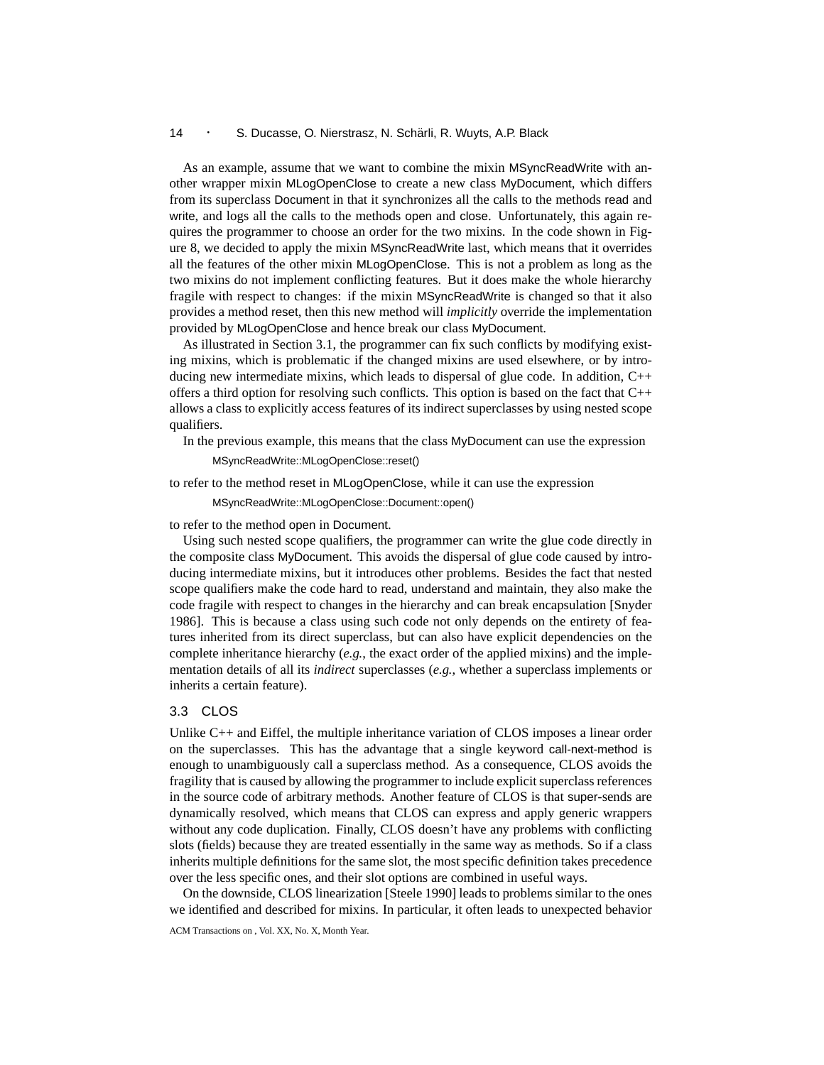As an example, assume that we want to combine the mixin MSyncReadWrite with another wrapper mixin MLogOpenClose to create a new class MyDocument, which differs from its superclass Document in that it synchronizes all the calls to the methods read and write, and logs all the calls to the methods open and close. Unfortunately, this again requires the programmer to choose an order for the two mixins. In the code shown in Figure 8, we decided to apply the mixin MSyncReadWrite last, which means that it overrides all the features of the other mixin MLogOpenClose. This is not a problem as long as the two mixins do not implement conflicting features. But it does make the whole hierarchy fragile with respect to changes: if the mixin MSyncReadWrite is changed so that it also provides a method reset, then this new method will *implicitly* override the implementation provided by MLogOpenClose and hence break our class MyDocument.

As illustrated in Section 3.1, the programmer can fix such conflicts by modifying existing mixins, which is problematic if the changed mixins are used elsewhere, or by introducing new intermediate mixins, which leads to dispersal of glue code. In addition, C++ offers a third option for resolving such conflicts. This option is based on the fact that C++ allows a class to explicitly access features of its indirect superclasses by using nested scope qualifiers.

In the previous example, this means that the class MyDocument can use the expression

```
MSyncReadWrite::MLogOpenClose::reset()
```

to refer to the method reset in MLogOpenClose, while it can use the expression

```
MSyncReadWrite::MLogOpenClose::Document::open()
```

to refer to the method open in Document.

Using such nested scope qualifiers, the programmer can write the glue code directly in the composite class MyDocument. This avoids the dispersal of glue code caused by introducing intermediate mixins, but it introduces other problems. Besides the fact that nested scope qualifiers make the code hard to read, understand and maintain, they also make the code fragile with respect to changes in the hierarchy and can break encapsulation [Snyder 1986]. This is because a class using such code not only depends on the entirety of features inherited from its direct superclass, but can also have explicit dependencies on the complete inheritance hierarchy (*e.g.*, the exact order of the applied mixins) and the implementation details of all its *indirect* superclasses (*e.g.*, whether a superclass implements or inherits a certain feature).

### 3.3 CLOS

Unlike C++ and Eiffel, the multiple inheritance variation of CLOS imposes a linear order on the superclasses. This has the advantage that a single keyword call-next-method is enough to unambiguously call a superclass method. As a consequence, CLOS avoids the fragility that is caused by allowing the programmer to include explicit superclass references in the source code of arbitrary methods. Another feature of CLOS is that super-sends are dynamically resolved, which means that CLOS can express and apply generic wrappers without any code duplication. Finally, CLOS doesn't have any problems with conflicting slots (fields) because they are treated essentially in the same way as methods. So if a class inherits multiple definitions for the same slot, the most specific definition takes precedence over the less specific ones, and their slot options are combined in useful ways.

On the downside, CLOS linearization [Steele 1990] leads to problems similar to the ones we identified and described for mixins. In particular, it often leads to unexpected behavior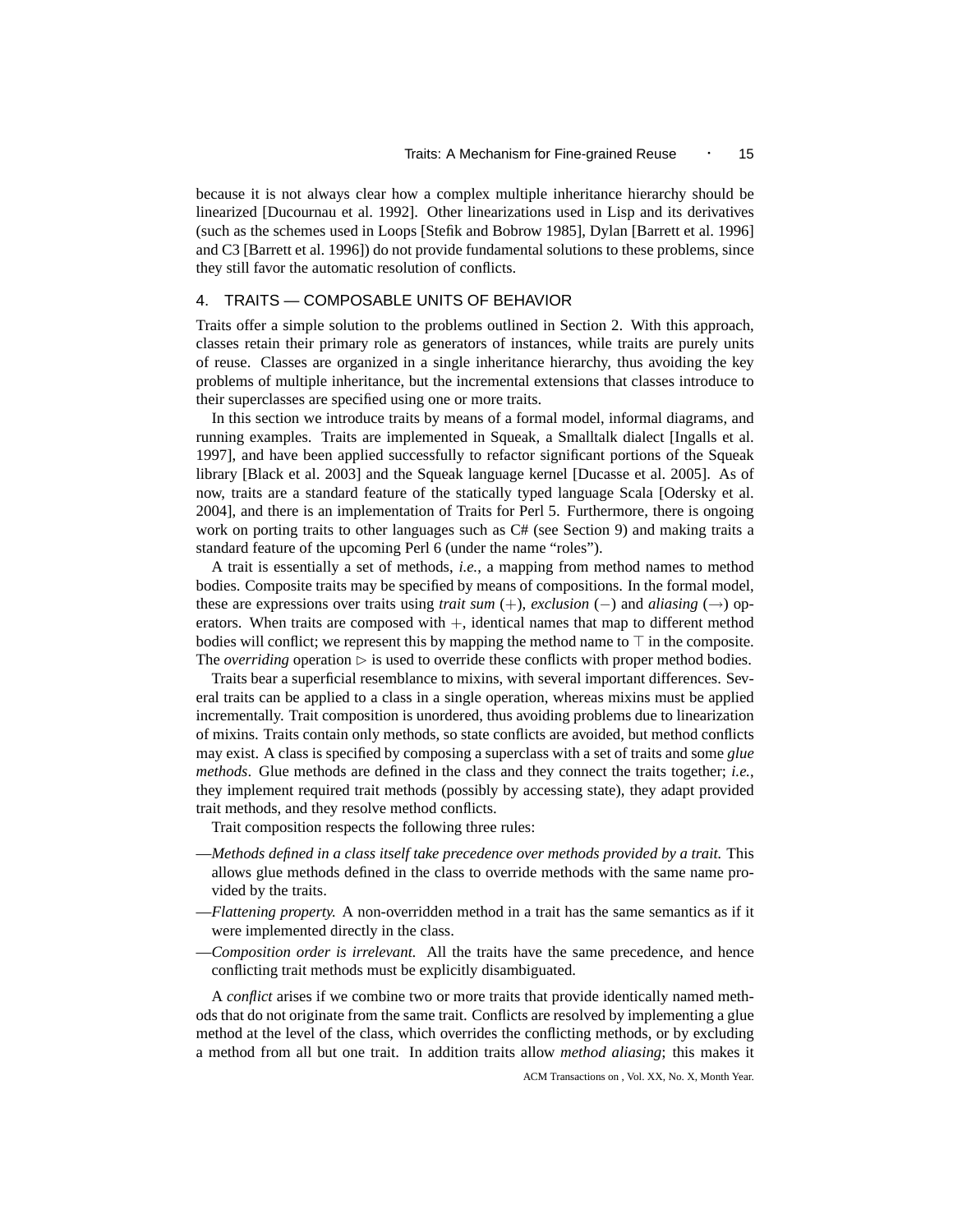because it is not always clear how a complex multiple inheritance hierarchy should be linearized [Ducournau et al. 1992]. Other linearizations used in Lisp and its derivatives (such as the schemes used in Loops [Stefik and Bobrow 1985], Dylan [Barrett et al. 1996] and C3 [Barrett et al. 1996]) do not provide fundamental solutions to these problems, since they still favor the automatic resolution of conflicts.

## 4. TRAITS — COMPOSABLE UNITS OF BEHAVIOR

Traits offer a simple solution to the problems outlined in Section 2. With this approach, classes retain their primary role as generators of instances, while traits are purely units of reuse. Classes are organized in a single inheritance hierarchy, thus avoiding the key problems of multiple inheritance, but the incremental extensions that classes introduce to their superclasses are specified using one or more traits.

In this section we introduce traits by means of a formal model, informal diagrams, and running examples. Traits are implemented in Squeak, a Smalltalk dialect [Ingalls et al. 1997], and have been applied successfully to refactor significant portions of the Squeak library [Black et al. 2003] and the Squeak language kernel [Ducasse et al. 2005]. As of now, traits are a standard feature of the statically typed language Scala [Odersky et al. 2004], and there is an implementation of Traits for Perl 5. Furthermore, there is ongoing work on porting traits to other languages such as C# (see Section 9) and making traits a standard feature of the upcoming Perl 6 (under the name "roles").

A trait is essentially a set of methods, *i.e.*, a mapping from method names to method bodies. Composite traits may be specified by means of compositions. In the formal model, these are expressions over traits using *trait sum* ($+$), *exclusion* ($-$) and *aliasing* ($\rightarrow$) operators. When traits are composed with $+$, identical names that map to different method bodies will conflict; we represent this by mapping the method name to $\top$ in the composite. The *overriding* operation $\triangleright$ is used to override these conflicts with proper method bodies.

Traits bear a superficial resemblance to mixins, with several important differences. Several traits can be applied to a class in a single operation, whereas mixins must be applied incrementally. Trait composition is unordered, thus avoiding problems due to linearization of mixins. Traits contain only methods, so state conflicts are avoided, but method conflicts may exist. A class is specified by composing a superclass with a set of traits and some *glue methods*. Glue methods are defined in the class and they connect the traits together; *i.e.*, they implement required trait methods (possibly by accessing state), they adapt provided trait methods, and they resolve method conflicts.

Trait composition respects the following three rules:

—*Methods defined in a class itself take precedence over methods provided by a trait.* This allows glue methods defined in the class to override methods with the same name provided by the traits.

—*Flattening property.* A non-overridden method in a trait has the same semantics as if it were implemented directly in the class.

—*Composition order is irrelevant.* All the traits have the same precedence, and hence conflicting trait methods must be explicitly disambiguated.

A *conflict* arises if we combine two or more traits that provide identically named methods that do not originate from the same trait. Conflicts are resolved by implementing a glue method at the level of the class, which overrides the conflicting methods, or by excluding a method from all but one trait. In addition traits allow *method aliasing*; this makes it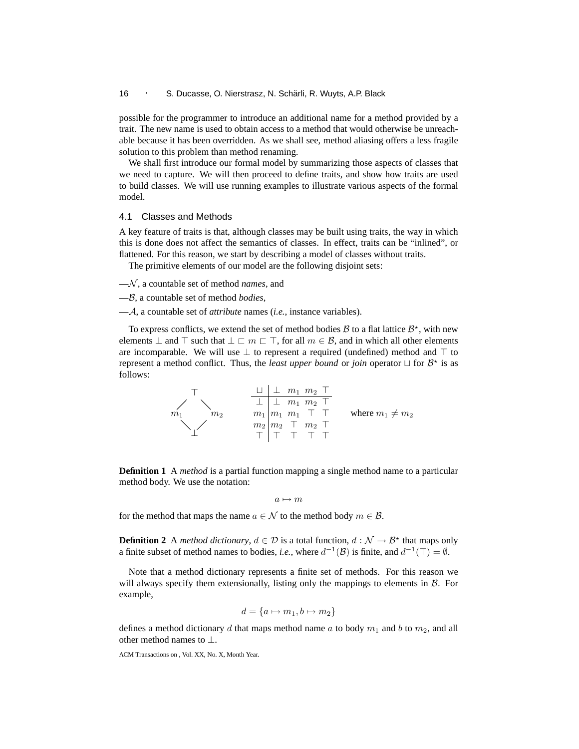possible for the programmer to introduce an additional name for a method provided by a trait. The new name is used to obtain access to a method that would otherwise be unreachable because it has been overridden. As we shall see, method aliasing offers a less fragile solution to this problem than method renaming.

We shall first introduce our formal model by summarizing those aspects of classes that we need to capture. We will then proceed to define traits, and show how traits are used to build classes. We will use running examples to illustrate various aspects of the formal model.

## 4.1 Classes and Methods

A key feature of traits is that, although classes may be built using traits, the way in which this is done does not affect the semantics of classes. In effect, traits can be "inlined", or flattened. For this reason, we start by describing a model of classes without traits.

The primitive elements of our model are the following disjoint sets:

—$\mathcal{N}$, a countable set of method *names*, and

—$\mathcal{B}$, a countable set of method *bodies*,

—$\mathcal{A}$, a countable set of *attribute* names (*i.e.*, instance variables).

To express conflicts, we extend the set of method bodies $\mathcal{B}$ to a flat lattice $\mathcal{B}^\star$, with new elements $\bot$ and $\top$ such that $\bot \sqsubset m \sqsubset \top$, for all $m \in \mathcal{B}$, and in which all other elements are incomparable. We will use $\bot$ to represent a required (undefined) method and $\top$ to represent a method conflict. Thus, the *least upper bound* or *join* operator $\sqcup$ for $\mathcal{B}^\star$ is as follows:

$$
\begin{array}{ccc}
 & \top & \\
m_1 & & m_2 \\
 & \bot &
\end{array}
\qquad
\begin{array}{c|cccc}
\sqcup & \bot & m_1 & m_2 & \top \\
\hline
\bot & \bot & m_1 & m_2 & \top \\
m_1 & m_1 & m_1 & \top & \top \\
m_2 & m_2 & \top & m_2 & \top \\
\top & \top & \top & \top & \top
\end{array}
\qquad \text{where } m_1 \neq m_2
$$

**Definition 1** A *method* is a partial function mapping a single method name to a particular method body. We use the notation:

$$a \mapsto m$$

for the method that maps the name $a \in \mathcal{N}$ to the method body $m \in \mathcal{B}$.

**Definition 2** A *method dictionary*, $d \in \mathcal{D}$ is a total function, $d : \mathcal{N} \rightarrow \mathcal{B}^\star$ that maps only a finite subset of method names to bodies, *i.e.*, where $d^{-1}(\mathcal{B})$ is finite, and $d^{-1}(\top) = \emptyset$.

Note that a method dictionary represents a finite set of methods. For this reason we will always specify them extensionally, listing only the mappings to elements in $\mathcal{B}$. For example,

$$d = \{a \mapsto m_1, b \mapsto m_2\}$$

defines a method dictionary $d$ that maps method name $a$ to body $m_1$ and $b$ to $m_2$, and all other method names to $\bot$.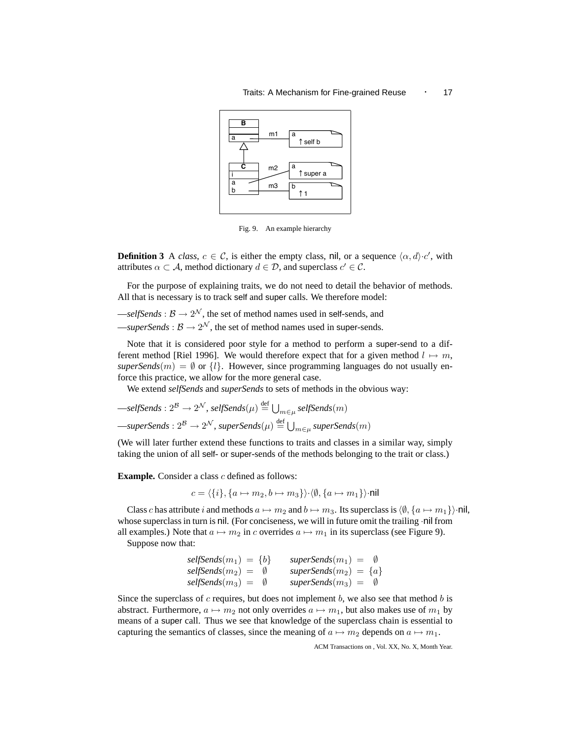Fig. 9. An example hierarchy

**Definition 3** A *class*, $c \in \mathcal{C}$, is either the empty class, nil, or a sequence $\langle \alpha, d \rangle \cdot c'$, with attributes $\alpha \subset \mathcal{A}$, method dictionary $d \in \mathcal{D}$, and superclass $c' \in \mathcal{C}$.

For the purpose of explaining traits, we do not need to detail the behavior of methods. All that is necessary is to track self and super calls. We therefore model:

—*selfSends* : $\mathcal{B} \rightarrow 2^{\mathcal{N}}$, the set of method names used in self-sends, and

—*superSends* : $\mathcal{B} \rightarrow 2^{\mathcal{N}}$, the set of method names used in super-sends.

Note that it is considered poor style for a method to perform a super-send to a different method [Riel 1996]. We would therefore expect that for a given method $l \mapsto m$, *superSends*$(m) = \emptyset$ or $\{l\}$. However, since programming languages do not usually enforce this practice, we allow for the more general case.

We extend *selfSends* and *superSends* to sets of methods in the obvious way:

—*selfSends* : $2^{\mathcal{B}} \rightarrow 2^{\mathcal{N}}$, *selfSends*$(\mu) \stackrel{\text{def}}{=} \bigcup_{m \in \mu}$ *selfSends*$(m)$

—*superSends* : $2^{\mathcal{B}} \rightarrow 2^{\mathcal{N}}$, *superSends*$(\mu) \stackrel{\text{def}}{=} \bigcup_{m \in \mu}$ *superSends*$(m)$

(We will later further extend these functions to traits and classes in a similar way, simply taking the union of all self- or super-sends of the methods belonging to the trait or class.)

**Example.** Consider a class $c$ defined as follows:

$$c = \langle \{i\}, \{a \mapsto m_2, b \mapsto m_3\} \rangle \cdot \langle \emptyset, \{a \mapsto m_1\} \rangle \cdot \mathsf{nil}$$

Class $c$ has attribute $i$ and methods $a \mapsto m_2$ and $b \mapsto m_3$. Its superclass is $\langle \emptyset, \{a \mapsto m_1\} \rangle \cdot \mathsf{nil}$, whose superclass in turn is nil. (For conciseness, we will in future omit the trailing $\cdot$nil from all examples.) Note that $a \mapsto m_2$ in $c$ overrides $a \mapsto m_1$ in its superclass (see Figure 9).

Suppose now that:

$$\begin{array}{llll} \textit{selfSends}(m_1) = \{b\} & & \textit{superSends}(m_1) = \emptyset \\ \textit{selfSends}(m_2) = \emptyset & & \textit{superSends}(m_2) = \{a\} \\ \textit{selfSends}(m_3) = \emptyset & & \textit{superSends}(m_3) = \emptyset \end{array}$$

Since the superclass of $c$ requires, but does not implement $b$, we also see that method $b$ is abstract. Furthermore, $a \mapsto m_2$ not only overrides $a \mapsto m_1$, but also makes use of $m_1$ by means of a super call. Thus we see that knowledge of the superclass chain is essential to capturing the semantics of classes, since the meaning of $a \mapsto m_2$ depends on $a \mapsto m_1$.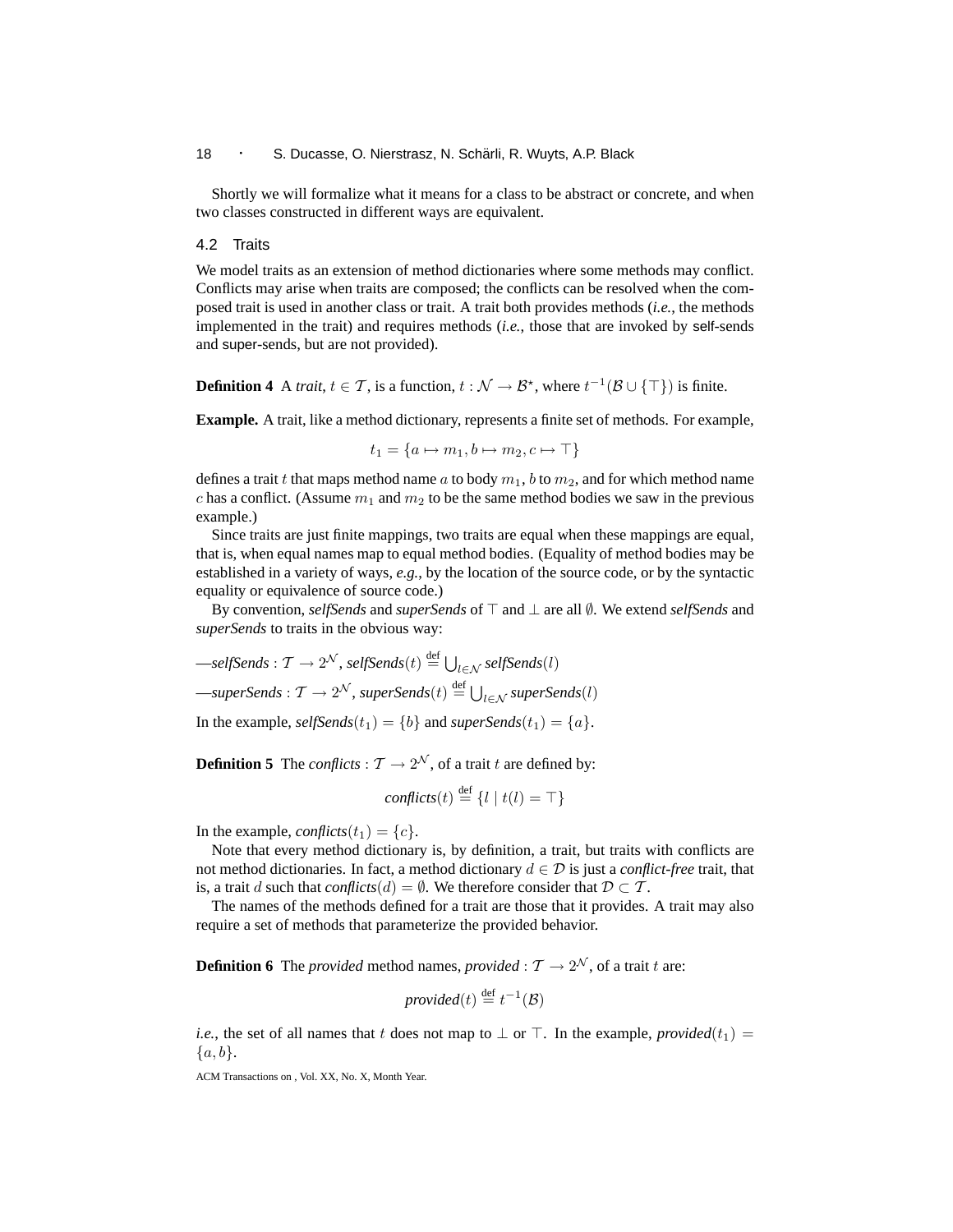Shortly we will formalize what it means for a class to be abstract or concrete, and when two classes constructed in different ways are equivalent.

## 4.2 Traits

We model traits as an extension of method dictionaries where some methods may conflict. Conflicts may arise when traits are composed; the conflicts can be resolved when the composed trait is used in another class or trait. A trait both provides methods (*i.e.*, the methods implemented in the trait) and requires methods (*i.e.*, those that are invoked by self-sends and super-sends, but are not provided).

**Definition 4** A *trait*, $t \in \mathcal{T}$, is a function, $t : \mathcal{N} \rightarrow \mathcal{B}^\star$, where $t^{-1}(\mathcal{B} \cup \{\top\})$ is finite.

**Example.** A trait, like a method dictionary, represents a finite set of methods. For example,

$$t_1 = \{a \mapsto m_1, b \mapsto m_2, c \mapsto \top\}$$

defines a trait $t$ that maps method name $a$ to body $m_1$, $b$ to $m_2$, and for which method name $c$ has a conflict. (Assume $m_1$ and $m_2$ to be the same method bodies we saw in the previous example.)

Since traits are just finite mappings, two traits are equal when these mappings are equal, that is, when equal names map to equal method bodies. (Equality of method bodies may be established in a variety of ways, *e.g.*, by the location of the source code, or by the syntactic equality or equivalence of source code.)

By convention, *selfSends* and *superSends* of $\top$ and $\bot$ are all $\emptyset$. We extend *selfSends* and *superSends* to traits in the obvious way:

—*selfSends* : $\mathcal{T} \rightarrow 2^{\mathcal{N}}$, *selfSends*$(t) \stackrel{\text{def}}{=} \bigcup_{l \in \mathcal{N}}$ *selfSends*$(l)$

—*superSends* : $\mathcal{T} \rightarrow 2^{\mathcal{N}}$, *superSends*$(t) \stackrel{\text{def}}{=} \bigcup_{l \in \mathcal{N}}$ *superSends*$(l)$

In the example, *selfSends*$(t_1) = \{b\}$ and *superSends*$(t_1) = \{a\}$.

**Definition 5** The *conflicts* : $\mathcal{T} \rightarrow 2^{\mathcal{N}}$, of a trait $t$ are defined by:

$$\textit{conflicts}(t) \stackrel{\text{def}}{=} \{l \mid t(l) = \top\}$$

In the example, *conflicts*$(t_1) = \{c\}$.

Note that every method dictionary is, by definition, a trait, but traits with conflicts are not method dictionaries. In fact, a method dictionary $d \in \mathcal{D}$ is just a *conflict-free* trait, that is, a trait $d$ such that *conflicts*$(d) = \emptyset$. We therefore consider that $\mathcal{D} \subset \mathcal{T}$.

The names of the methods defined for a trait are those that it provides. A trait may also require a set of methods that parameterize the provided behavior.

**Definition 6** The *provided* method names, *provided* : $\mathcal{T} \rightarrow 2^{\mathcal{N}}$, of a trait $t$ are:

$$\textit{provided}(t) \stackrel{\text{def}}{=} t^{-1}(\mathcal{B})$$

*i.e.*, the set of all names that $t$ does not map to $\bot$ or $\top$. In the example, *provided*$(t_1) = \{a, b\}$.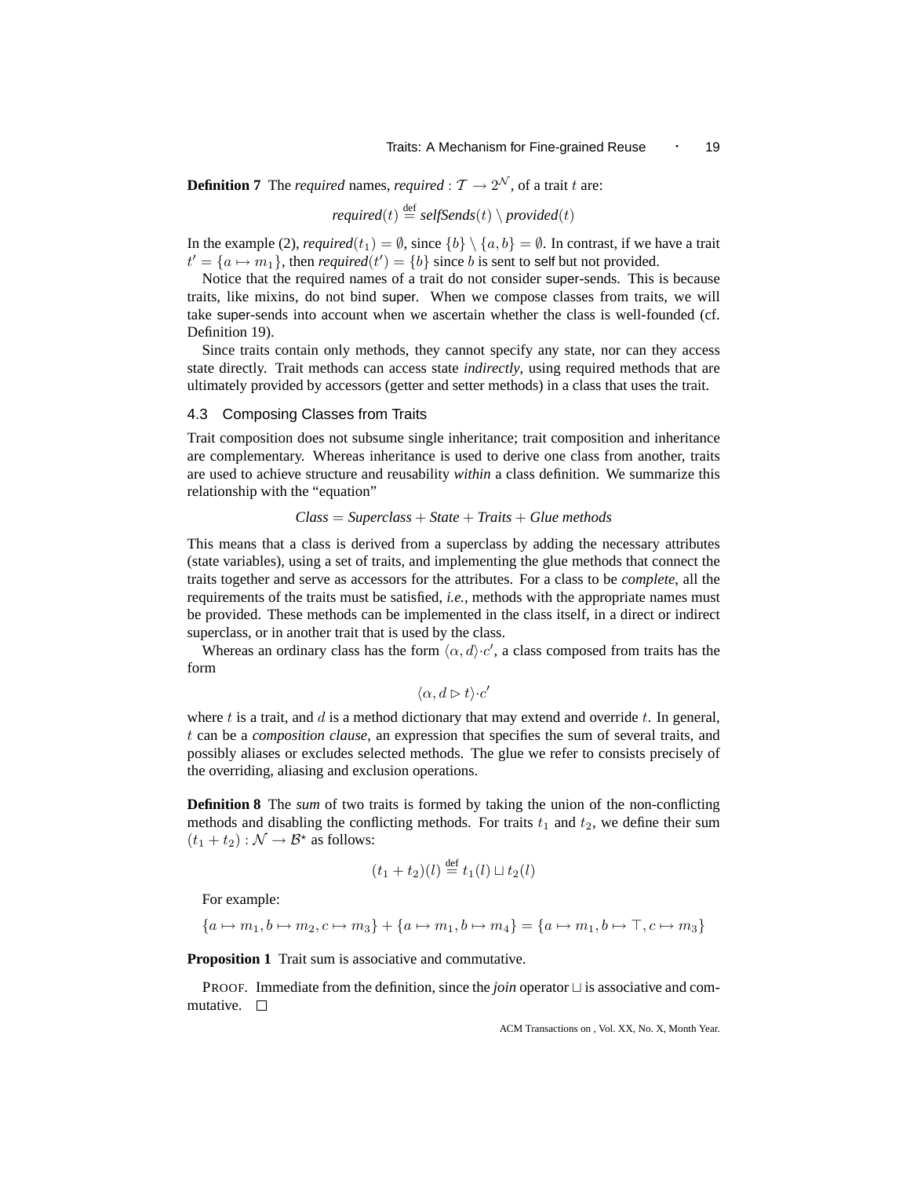**Definition 7** The *required* names, *required* : $\mathcal{T} \to 2^{\mathcal{N}}$, of a trait $t$ are:

$$\textit{required}(t) \stackrel{\text{def}}{=} \textit{selfSends}(t) \setminus \textit{provided}(t)$$

In the example (2), *required*$(t_1) = \emptyset$, since $\{b\} \setminus \{a, b\} = \emptyset$. In contrast, if we have a trait $t' = \{a \mapsto m_1\}$, then *required*$(t') = \{b\}$ since $b$ is sent to self but not provided.

Notice that the required names of a trait do not consider super-sends. This is because traits, like mixins, do not bind super. When we compose classes from traits, we will take super-sends into account when we ascertain whether the class is well-founded (cf. Definition 19).

Since traits contain only methods, they cannot specify any state, nor can they access state directly. Trait methods can access state *indirectly*, using required methods that are ultimately provided by accessors (getter and setter methods) in a class that uses the trait.

## 4.3 Composing Classes from Traits

Trait composition does not subsume single inheritance; trait composition and inheritance are complementary. Whereas inheritance is used to derive one class from another, traits are used to achieve structure and reusability *within* a class definition. We summarize this relationship with the "equation"

$$\textit{Class} = \textit{Superclass} + \textit{State} + \textit{Traits} + \textit{Glue methods}$$

This means that a class is derived from a superclass by adding the necessary attributes (state variables), using a set of traits, and implementing the glue methods that connect the traits together and serve as accessors for the attributes. For a class to be *complete*, all the requirements of the traits must be satisfied, *i.e.*, methods with the appropriate names must be provided. These methods can be implemented in the class itself, in a direct or indirect superclass, or in another trait that is used by the class.

Whereas an ordinary class has the form $\langle \alpha, d \rangle \cdot c'$, a class composed from traits has the form

$$\langle \alpha, d \triangleright t \rangle \cdot c'$$

where $t$ is a trait, and $d$ is a method dictionary that may extend and override $t$. In general, $t$ can be a *composition clause*, an expression that specifies the sum of several traits, and possibly aliases or excludes selected methods. The glue we refer to consists precisely of the overriding, aliasing and exclusion operations.

**Definition 8** The *sum* of two traits is formed by taking the union of the non-conflicting methods and disabling the conflicting methods. For traits $t_1$ and $t_2$, we define their sum $(t_1 + t_2) : \mathcal{N} \to \mathcal{B}^{\star}$ as follows:

$$(t_1 + t_2)(l) \stackrel{\text{def}}{=} t_1(l) \sqcup t_2(l)$$

For example:

$$\{a \mapsto m_1, b \mapsto m_2, c \mapsto m_3\} + \{a \mapsto m_1, b \mapsto m_4\} = \{a \mapsto m_1, b \mapsto \top, c \mapsto m_3\}$$

**Proposition 1** Trait sum is associative and commutative.

PROOF. Immediate from the definition, since the *join* operator $\sqcup$ is associative and commutative. $\square$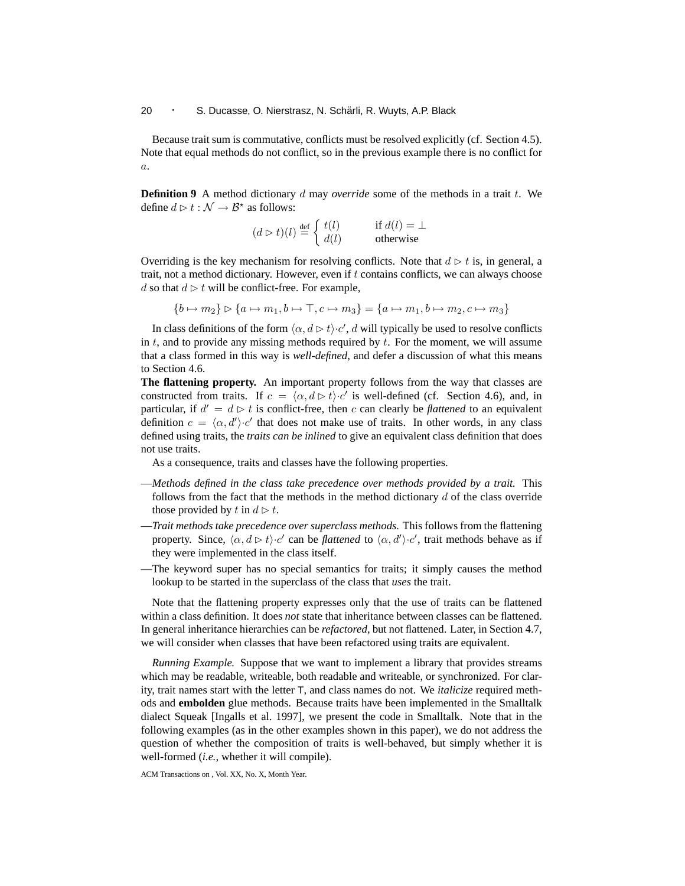Because trait sum is commutative, conflicts must be resolved explicitly (cf. Section 4.5). Note that equal methods do not conflict, so in the previous example there is no conflict for $a$.

**Definition 9** A method dictionary $d$ may *override* some of the methods in a trait $t$. We define $d \triangleright t : \mathcal{N} \rightarrow \mathcal{B}^{\star}$ as follows:

$$(d \triangleright t)(l) \stackrel{\text{def}}{=} \begin{cases} t(l) & \text{if } d(l) = \bot \\ d(l) & \text{otherwise} \end{cases}$$

Overriding is the key mechanism for resolving conflicts. Note that $d \triangleright t$ is, in general, a trait, not a method dictionary. However, even if $t$ contains conflicts, we can always choose $d$ so that $d \triangleright t$ will be conflict-free. For example,

$$\{b \mapsto m_2\} \triangleright \{a \mapsto m_1, b \mapsto \top, c \mapsto m_3\} = \{a \mapsto m_1, b \mapsto m_2, c \mapsto m_3\}$$

In class definitions of the form $\langle \alpha, d \triangleright t \rangle \cdot c'$, $d$ will typically be used to resolve conflicts in $t$, and to provide any missing methods required by $t$. For the moment, we will assume that a class formed in this way is *well-defined*, and defer a discussion of what this means to Section 4.6.

**The flattening property.** An important property follows from the way that classes are constructed from traits. If $c = \langle \alpha, d \triangleright t \rangle \cdot c'$ is well-defined (cf. Section 4.6), and, in particular, if $d' = d \triangleright t$ is conflict-free, then $c$ can clearly be *flattened* to an equivalent definition $c = \langle \alpha, d' \rangle \cdot c'$ that does not make use of traits. In other words, in any class defined using traits, the *traits can be inlined* to give an equivalent class definition that does not use traits.

As a consequence, traits and classes have the following properties.

—*Methods defined in the class take precedence over methods provided by a trait.* This follows from the fact that the methods in the method dictionary $d$ of the class override those provided by $t$ in $d \triangleright t$.

—*Trait methods take precedence over superclass methods.* This follows from the flattening property. Since, $\langle \alpha, d \triangleright t \rangle \cdot c'$ can be *flattened* to $\langle \alpha, d' \rangle \cdot c'$, trait methods behave as if they were implemented in the class itself.

—The keyword super has no special semantics for traits; it simply causes the method lookup to be started in the superclass of the class that *uses* the trait.

Note that the flattening property expresses only that the use of traits can be flattened within a class definition. It does *not* state that inheritance between classes can be flattened. In general inheritance hierarchies can be *refactored*, but not flattened. Later, in Section 4.7, we will consider when classes that have been refactored using traits are equivalent.

*Running Example.* Suppose that we want to implement a library that provides streams which may be readable, writeable, both readable and writeable, or synchronized. For clarity, trait names start with the letter T, and class names do not. We *italicize* required methods and **embolden** glue methods. Because traits have been implemented in the Smalltalk dialect Squeak [Ingalls et al. 1997], we present the code in Smalltalk. Note that in the following examples (as in the other examples shown in this paper), we do not address the question of whether the composition of traits is well-behaved, but simply whether it is well-formed (*i.e.*, whether it will compile).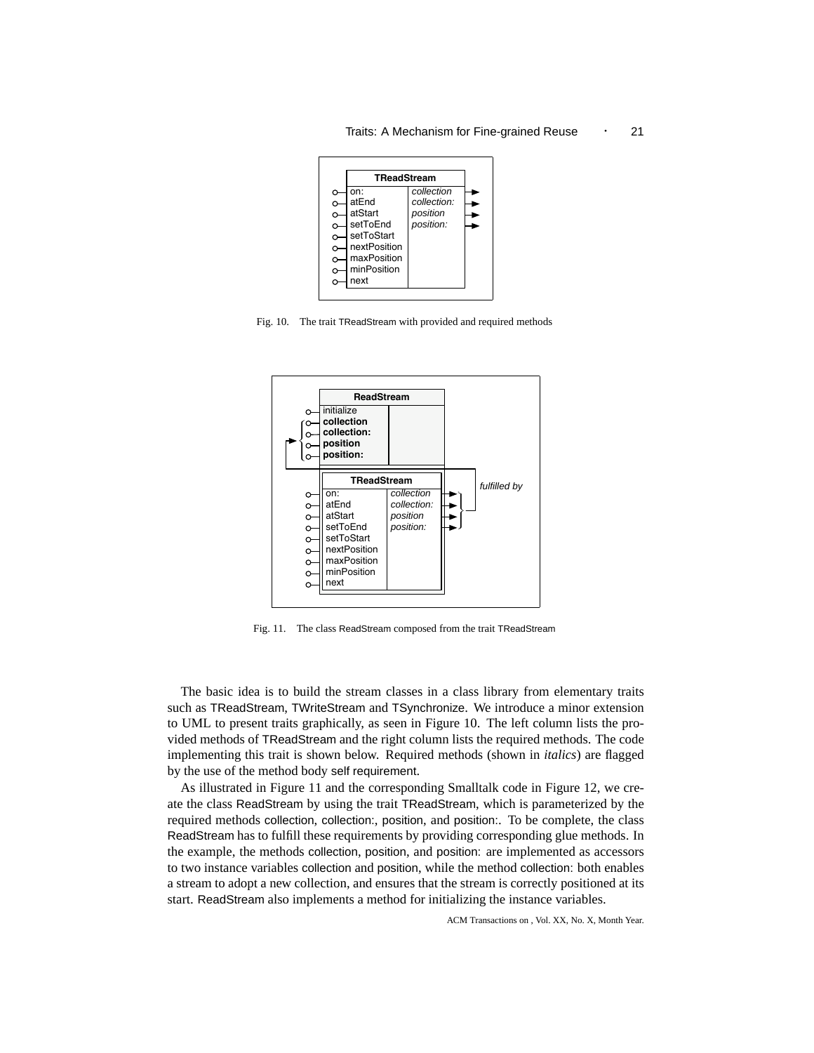Fig. 10. The trait TReadStream with provided and required methods

Fig. 11. The class ReadStream composed from the trait TReadStream

The basic idea is to build the stream classes in a class library from elementary traits such as TReadStream, TWriteStream and TSynchronize. We introduce a minor extension to UML to present traits graphically, as seen in Figure 10. The left column lists the provided methods of TReadStream and the right column lists the required methods. The code implementing this trait is shown below. Required methods (shown in *italics*) are flagged by the use of the method body self requirement.

As illustrated in Figure 11 and the corresponding Smalltalk code in Figure 12, we create the class ReadStream by using the trait TReadStream, which is parameterized by the required methods collection, collection:, position, and position:. To be complete, the class ReadStream has to fulfill these requirements by providing corresponding glue methods. In the example, the methods collection, position, and position: are implemented as accessors to two instance variables collection and position, while the method collection: both enables a stream to adopt a new collection, and ensures that the stream is correctly positioned at its start. ReadStream also implements a method for initializing the instance variables.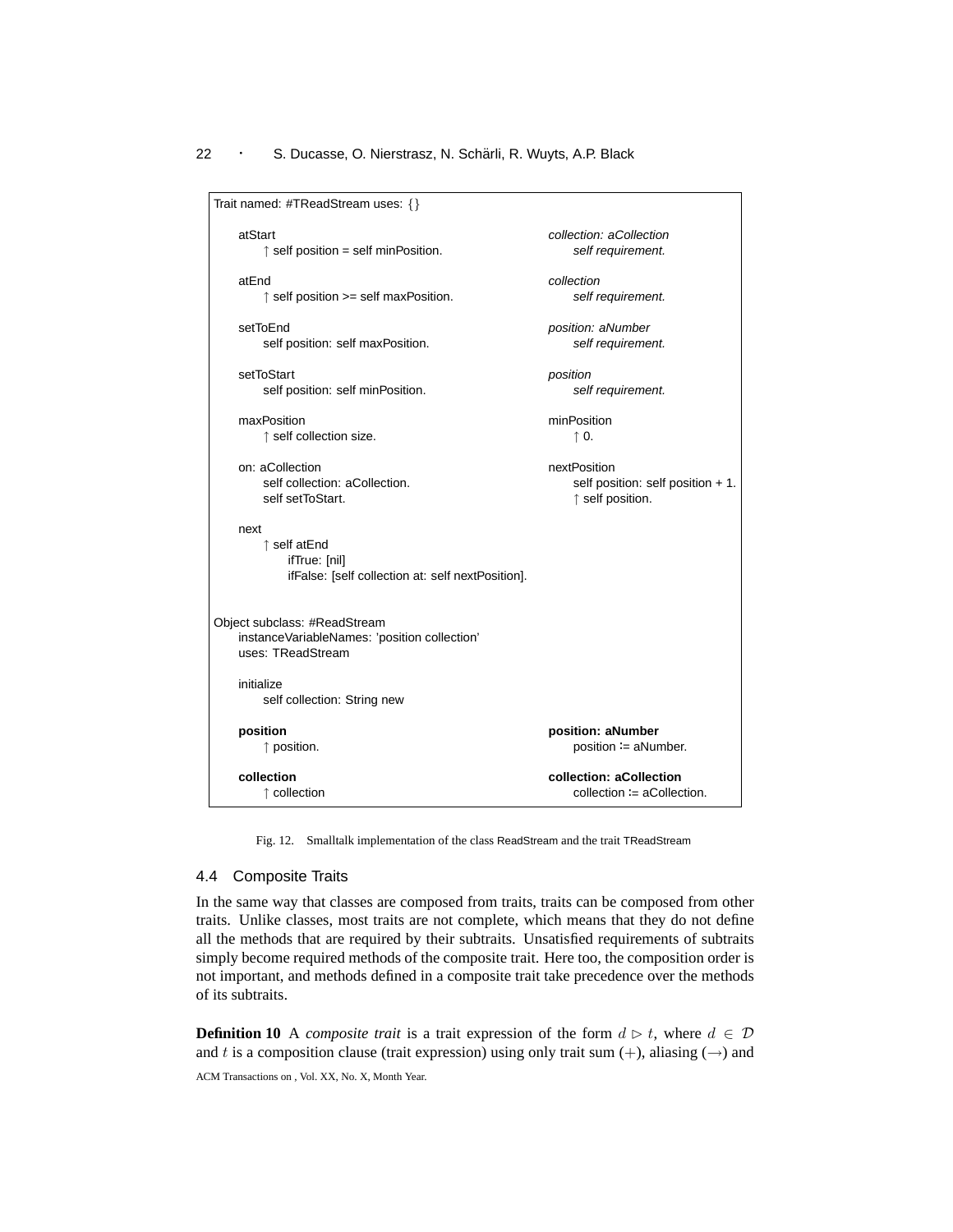```
Trait named: #TReadStream uses: {}

    atStart
        ↑ self position = self minPosition.

    atEnd
        ↑ self position >= self maxPosition.

    setToEnd
        self position: self maxPosition.

    setToStart
        self position: self minPosition.

    maxPosition
        ↑ self collection size.

    on: aCollection
        self collection: aCollection.
        self setToStart.

    next
        ↑ self atEnd
            ifTrue: [nil]
            ifFalse: [self collection at: self nextPosition].

    collection: aCollection
        self requirement.

    collection
        self requirement.

    position: aNumber
        self requirement.

    position
        self requirement.

    minPosition
        ↑ 0.

    nextPosition
        self position: self position + 1.
        ↑ self position.


Object subclass: #ReadStream
    instanceVariableNames: 'position collection'
    uses: TReadStream

    initialize
        self collection: String new

    position
        ↑ position.

    position: aNumber
        position := aNumber.

    collection
        ↑ collection

    collection: aCollection
        collection := aCollection.
```

Fig. 12. Smalltalk implementation of the class ReadStream and the trait TReadStream

### 4.4 Composite Traits

In the same way that classes are composed from traits, traits can be composed from other traits. Unlike classes, most traits are not complete, which means that they do not define all the methods that are required by their subtraits. Unsatisfied requirements of subtraits simply become required methods of the composite trait. Here too, the composition order is not important, and methods defined in a composite trait take precedence over the methods of its subtraits.

**Definition 10** A *composite trait* is a trait expression of the form $d \triangleright t$, where $d \in \mathcal{D}$ and $t$ is a composition clause (trait expression) using only trait sum ($+$), aliasing ($\rightarrow$) and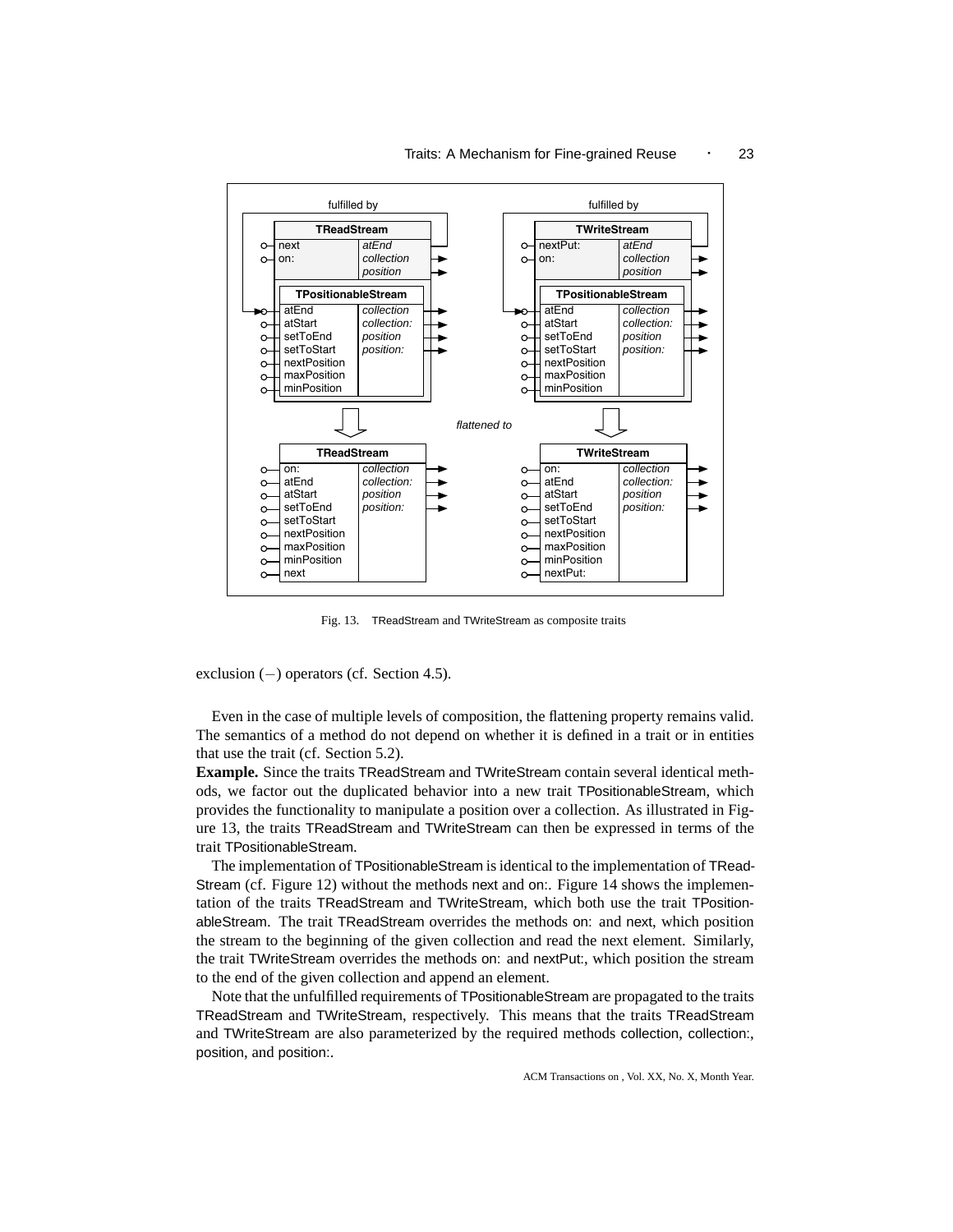Fig. 13. TReadStream and TWriteStream as composite traits

exclusion (−) operators (cf. Section 4.5).

Even in the case of multiple levels of composition, the flattening property remains valid. The semantics of a method do not depend on whether it is defined in a trait or in entities that use the trait (cf. Section 5.2).

**Example.** Since the traits TReadStream and TWriteStream contain several identical methods, we factor out the duplicated behavior into a new trait TPositionableStream, which provides the functionality to manipulate a position over a collection. As illustrated in Figure 13, the traits TReadStream and TWriteStream can then be expressed in terms of the trait TPositionableStream.

The implementation of TPositionableStream is identical to the implementation of TReadStream (cf. Figure 12) without the methods next and on:. Figure 14 shows the implementation of the traits TReadStream and TWriteStream, which both use the trait TPositionableStream. The trait TReadStream overrides the methods on: and next, which position the stream to the beginning of the given collection and read the next element. Similarly, the trait TWriteStream overrides the methods on: and nextPut:, which position the stream to the end of the given collection and append an element.

Note that the unfulfilled requirements of TPositionableStream are propagated to the traits TReadStream and TWriteStream, respectively. This means that the traits TReadStream and TWriteStream are also parameterized by the required methods collection, collection:, position, and position:.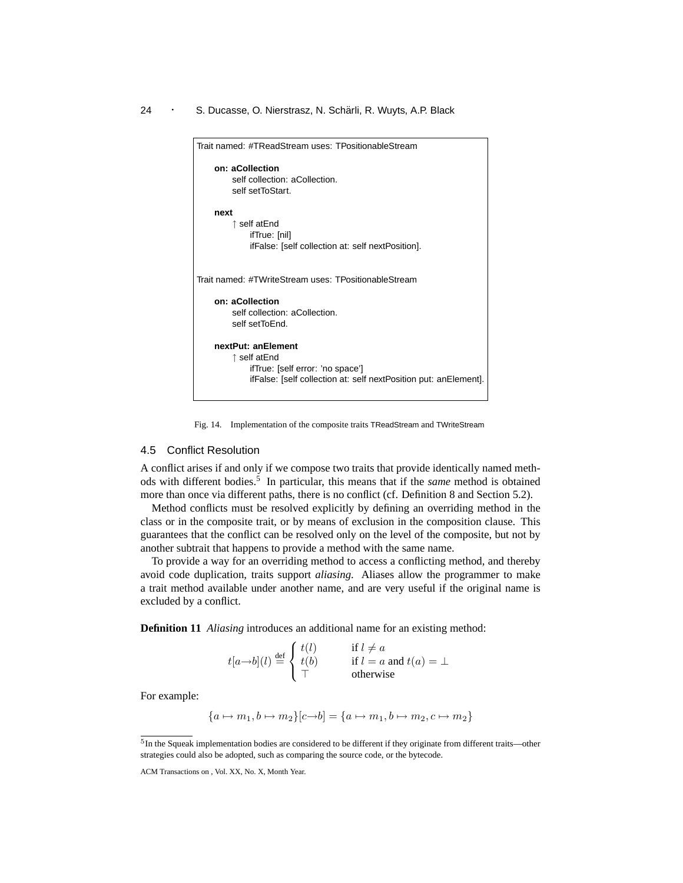```
Trait named: #TReadStream uses: TPositionableStream

    on: aCollection
        self collection: aCollection.
        self setToStart.

    next
        ↑ self atEnd
            ifTrue: [nil]
            ifFalse: [self collection at: self nextPosition].


Trait named: #TWriteStream uses: TPositionableStream

    on: aCollection
        self collection: aCollection.
        self setToEnd.

    nextPut: anElement
        ↑ self atEnd
            ifTrue: [self error: 'no space']
            ifFalse: [self collection at: self nextPosition put: anElement].
```

Fig. 14. Implementation of the composite traits TReadStream and TWriteStream

### 4.5 Conflict Resolution

A conflict arises if and only if we compose two traits that provide identically named methods with different bodies.[5] In particular, this means that if the *same* method is obtained more than once via different paths, there is no conflict (cf. Definition 8 and Section 5.2).

Method conflicts must be resolved explicitly by defining an overriding method in the class or in the composite trait, or by means of exclusion in the composition clause. This guarantees that the conflict can be resolved only on the level of the composite, but not by another subtrait that happens to provide a method with the same name.

To provide a way for an overriding method to access a conflicting method, and thereby avoid code duplication, traits support *aliasing*. Aliases allow the programmer to make a trait method available under another name, and are very useful if the original name is excluded by a conflict.

**Definition 11** *Aliasing* introduces an additional name for an existing method:

$$t[a \to b](l) \stackrel{\text{def}}{=} \begin{cases} t(l) & \text{if } l \neq a \\ t(b) & \text{if } l = a \text{ and } t(a) = \bot \\ \top & \text{otherwise} \end{cases}$$

For example:

$$\{a \mapsto m_1, b \mapsto m_2\}[c \to b] = \{a \mapsto m_1, b \mapsto m_2, c \mapsto m_2\}$$

[5] In the Squeak implementation bodies are considered to be different if they originate from different traits—other strategies could also be adopted, such as comparing the source code, or the bytecode.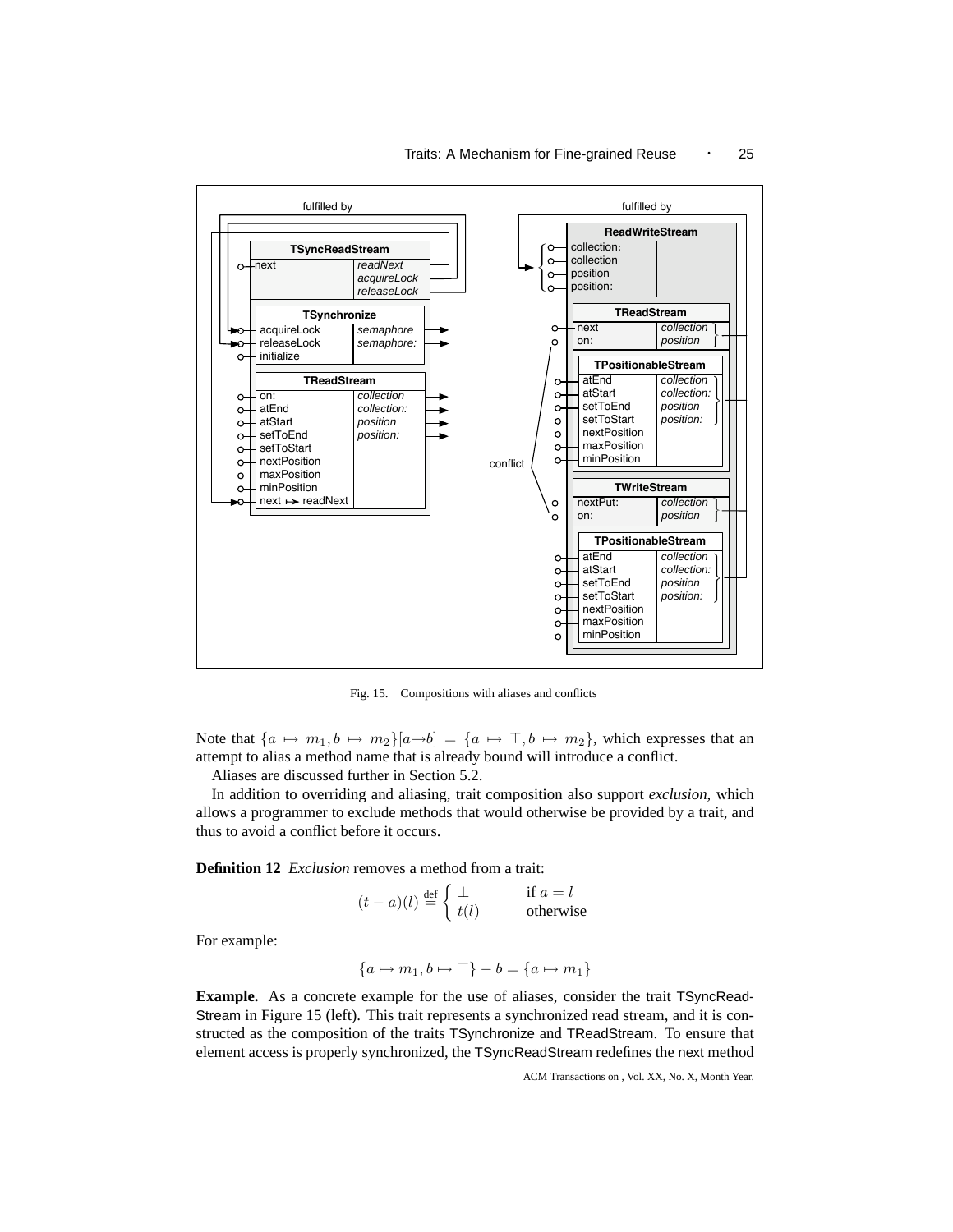Fig. 15. Compositions with aliases and conflicts

Note that $\{a \mapsto m_1, b \mapsto m_2\}[a \rightarrow b] = \{a \mapsto \top, b \mapsto m_2\}$, which expresses that an attempt to alias a method name that is already bound will introduce a conflict.

Aliases are discussed further in Section 5.2.

In addition to overriding and aliasing, trait composition also support *exclusion*, which allows a programmer to exclude methods that would otherwise be provided by a trait, and thus to avoid a conflict before it occurs.

**Definition 12** *Exclusion* removes a method from a trait:

$$(t - a)(l) \stackrel{\text{def}}{=} \begin{cases} \bot & \text{if } a = l \\ t(l) & \text{otherwise} \end{cases}$$

For example:

$$\{a \mapsto m_1, b \mapsto \top\} - b = \{a \mapsto m_1\}$$

**Example.** As a concrete example for the use of aliases, consider the trait TSyncReadStream in Figure 15 (left). This trait represents a synchronized read stream, and it is constructed as the composition of the traits TSynchronize and TReadStream. To ensure that element access is properly synchronized, the TSyncReadStream redefines the next method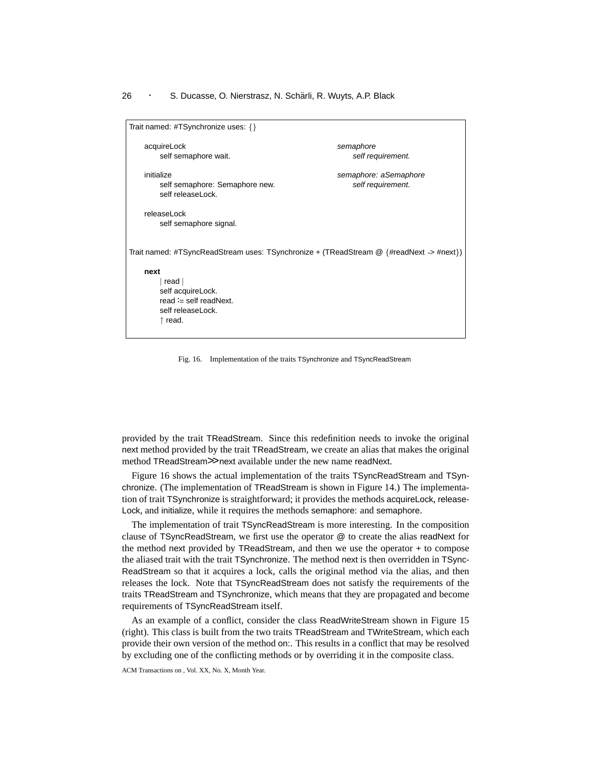```
Trait named: #TSynchronize uses: {}

    acquireLock                                   semaphore
        self semaphore wait.                          self requirement.

    initialize                                    semaphore: aSemaphore
        self semaphore: Semaphore new.                self requirement.
        self releaseLock.

    releaseLock
        self semaphore signal.


Trait named: #TSyncReadStream uses: TSynchronize + (TReadStream @ {#readNext -> #next})

    next
        | read |
        self acquireLock.
        read := self readNext.
        self releaseLock.
        ↑ read.
```

Fig. 16. Implementation of the traits TSynchronize and TSyncReadStream

provided by the trait TReadStream. Since this redefinition needs to invoke the original next method provided by the trait TReadStream, we create an alias that makes the original method TReadStream>>next available under the new name readNext.

Figure 16 shows the actual implementation of the traits TSyncReadStream and TSynchronize. (The implementation of TReadStream is shown in Figure 14.) The implementation of trait TSynchronize is straightforward; it provides the methods acquireLock, releaseLock, and initialize, while it requires the methods semaphore: and semaphore.

The implementation of trait TSyncReadStream is more interesting. In the composition clause of TSyncReadStream, we first use the operator @ to create the alias readNext for the method next provided by TReadStream, and then we use the operator + to compose the aliased trait with the trait TSynchronize. The method next is then overridden in TSyncReadStream so that it acquires a lock, calls the original method via the alias, and then releases the lock. Note that TSyncReadStream does not satisfy the requirements of the traits TReadStream and TSynchronize, which means that they are propagated and become requirements of TSyncReadStream itself.

As an example of a conflict, consider the class ReadWriteStream shown in Figure 15 (right). This class is built from the two traits TReadStream and TWriteStream, which each provide their own version of the method on:. This results in a conflict that may be resolved by excluding one of the conflicting methods or by overriding it in the composite class.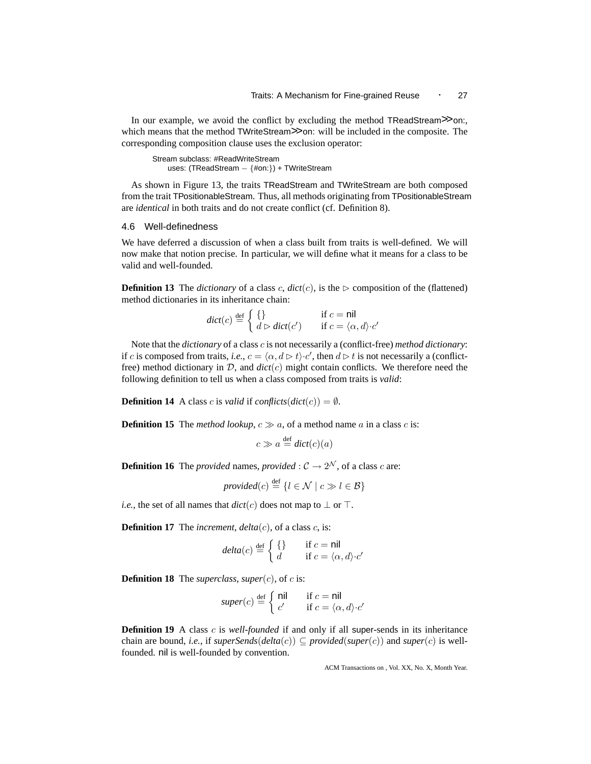In our example, we avoid the conflict by excluding the method TReadStream>>on:, which means that the method TWriteStream>>on: will be included in the composite. The corresponding composition clause uses the exclusion operator:

```
Stream subclass: #ReadWriteStream
    uses: (TReadStream − {#on:}) + TWriteStream
```

As shown in Figure 13, the traits TReadStream and TWriteStream are both composed from the trait TPositionableStream. Thus, all methods originating from TPositionableStream are *identical* in both traits and do not create conflict (cf. Definition 8).

### 4.6 Well-definedness

We have deferred a discussion of when a class built from traits is well-defined. We will now make that notion precise. In particular, we will define what it means for a class to be valid and well-founded.

**Definition 13** The *dictionary* of a class $c$, $\mathit{dict}(c)$, is the $\triangleright$ composition of the (flattened) method dictionaries in its inheritance chain:

$$\mathit{dict}(c) \stackrel{\text{def}}{=} \begin{cases} \{\} & \text{if } c = \mathsf{nil} \\ d \triangleright \mathit{dict}(c') & \text{if } c = \langle \alpha, d \rangle \cdot c' \end{cases}$$

Note that the *dictionary* of a class $c$ is not necessarily a (conflict-free) *method dictionary*: if $c$ is composed from traits, *i.e.*, $c = \langle \alpha, d \triangleright t \rangle \cdot c'$, then $d \triangleright t$ is not necessarily a (conflict-free) method dictionary in $\mathcal{D}$, and $\mathit{dict}(c)$ might contain conflicts. We therefore need the following definition to tell us when a class composed from traits is *valid*:

**Definition 14** A class $c$ is *valid* if $\mathit{conflicts}(\mathit{dict}(c)) = \emptyset$.

**Definition 15** The *method lookup*, $c \gg a$, of a method name $a$ in a class $c$ is:

$$c \gg a \stackrel{\text{def}}{=} \mathit{dict}(c)(a)$$

**Definition 16** The *provided* names, $\mathit{provided} : \mathcal{C} \rightarrow 2^{\mathcal{N}}$, of a class $c$ are:

$$\mathit{provided}(c) \stackrel{\text{def}}{=} \{ l \in \mathcal{N} \mid c \gg l \in \mathcal{B} \}$$

*i.e.*, the set of all names that $\mathit{dict}(c)$ does not map to $\bot$ or $\top$.

**Definition 17** The *increment*, $\mathit{delta}(c)$, of a class $c$, is:

$$\mathit{delta}(c) \stackrel{\text{def}}{=} \begin{cases} \{\} & \text{if } c = \mathsf{nil} \\ d & \text{if } c = \langle \alpha, d \rangle \cdot c' \end{cases}$$

**Definition 18** The *superclass*, $\mathit{super}(c)$, of $c$ is:

$$\mathit{super}(c) \stackrel{\text{def}}{=} \begin{cases} \mathsf{nil} & \text{if } c = \mathsf{nil} \\ c' & \text{if } c = \langle \alpha, d \rangle \cdot c' \end{cases}$$

**Definition 19** A class $c$ is *well-founded* if and only if all super-sends in its inheritance chain are bound, *i.e.*, if $\mathit{superSends}(\mathit{delta}(c)) \subseteq \mathit{provided}(\mathit{super}(c))$ and $\mathit{super}(c)$ is well-founded. nil is well-founded by convention.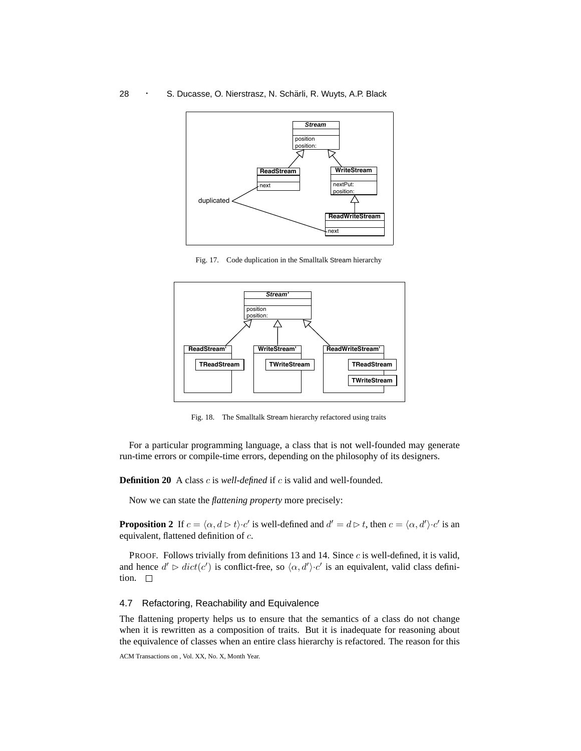Fig. 17. Code duplication in the Smalltalk Stream hierarchy

Fig. 18. The Smalltalk Stream hierarchy refactored using traits

For a particular programming language, a class that is not well-founded may generate run-time errors or compile-time errors, depending on the philosophy of its designers.

**Definition 20** A class $c$ is *well-defined* if $c$ is valid and well-founded.

Now we can state the *flattening property* more precisely:

**Proposition 2** If $c = \langle \alpha, d \triangleright t \rangle \cdot c'$ is well-defined and $d' = d \triangleright t$, then $c = \langle \alpha, d' \rangle \cdot c'$ is an equivalent, flattened definition of $c$.

PROOF. Follows trivially from definitions 13 and 14. Since $c$ is well-defined, it is valid, and hence $d' \triangleright dict(c')$ is conflict-free, so $\langle \alpha, d' \rangle \cdot c'$ is an equivalent, valid class definition. □

## 4.7 Refactoring, Reachability and Equivalence

The flattening property helps us to ensure that the semantics of a class do not change when it is rewritten as a composition of traits. But it is inadequate for reasoning about the equivalence of classes when an entire class hierarchy is refactored. The reason for this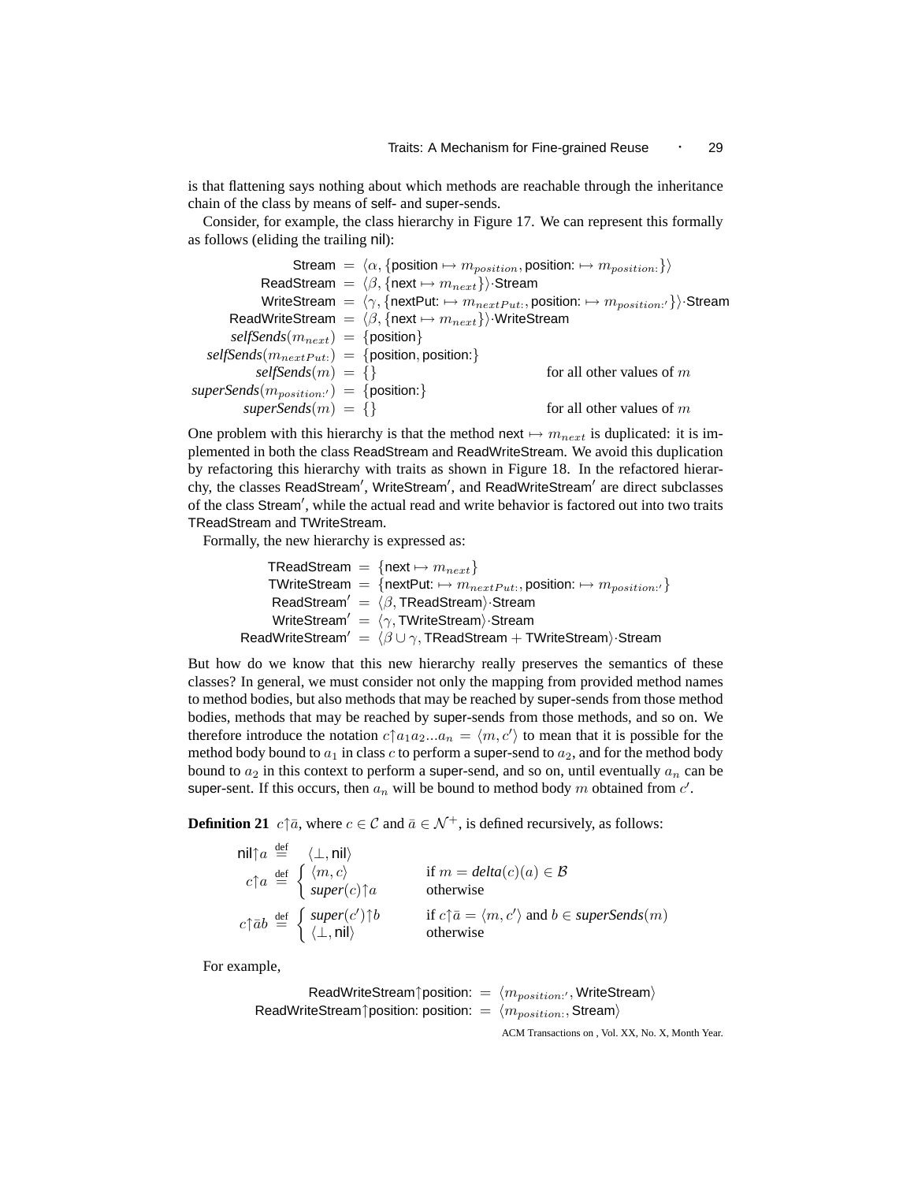is that flattening says nothing about which methods are reachable through the inheritance chain of the class by means of self- and super-sends.

Consider, for example, the class hierarchy in Figure 17. We can represent this formally as follows (eliding the trailing nil):

$$
\begin{aligned}
\textsf{Stream} &= \langle \alpha, \{\textsf{position} \mapsto m_{position}, \textsf{position:} \mapsto m_{position:}\}\rangle \\
\textsf{ReadStream} &= \langle \beta, \{\textsf{next} \mapsto m_{next}\}\rangle \cdot \textsf{Stream} \\
\textsf{WriteStream} &= \langle \gamma, \{\textsf{nextPut:} \mapsto m_{nextPut:}, \textsf{position:} \mapsto m_{position:'}\}\rangle \cdot \textsf{Stream} \\
\textsf{ReadWriteStream} &= \langle \beta, \{\textsf{next} \mapsto m_{next}\}\rangle \cdot \textsf{WriteStream} \\
\textit{selfSends}(m_{next}) &= \{\textsf{position}\} \\
\textit{selfSends}(m_{nextPut:}) &= \{\textsf{position}, \textsf{position:}\} \\
\textit{selfSends}(m) &= \{\} \qquad \text{for all other values of } m \\
\textit{superSends}(m_{position:'}) &= \{\textsf{position:}\} \\
\textit{superSends}(m) &= \{\} \qquad \text{for all other values of } m
\end{aligned}
$$

One problem with this hierarchy is that the method next $\mapsto m_{next}$ is duplicated: it is implemented in both the class ReadStream and ReadWriteStream. We avoid this duplication by refactoring this hierarchy with traits as shown in Figure 18. In the refactored hierarchy, the classes ReadStream′, WriteStream′, and ReadWriteStream′ are direct subclasses of the class Stream′, while the actual read and write behavior is factored out into two traits TReadStream and TWriteStream.

Formally, the new hierarchy is expressed as:

$$
\begin{aligned}
\textsf{TReadStream} &= \{\textsf{next} \mapsto m_{next}\} \\
\textsf{TWriteStream} &= \{\textsf{nextPut:} \mapsto m_{nextPut:}, \textsf{position:} \mapsto m_{position:'}\} \\
\textsf{ReadStream}' &= \langle \beta, \textsf{TReadStream}\rangle \cdot \textsf{Stream} \\
\textsf{WriteStream}' &= \langle \gamma, \textsf{TWriteStream}\rangle \cdot \textsf{Stream} \\
\textsf{ReadWriteStream}' &= \langle \beta \cup \gamma, \textsf{TReadStream} + \textsf{TWriteStream}\rangle \cdot \textsf{Stream}
\end{aligned}
$$

But how do we know that this new hierarchy really preserves the semantics of these classes? In general, we must consider not only the mapping from provided method names to method bodies, but also methods that may be reached by super-sends from those method bodies, methods that may be reached by super-sends from those methods, and so on. We therefore introduce the notation $c{\uparrow}a_1a_2...a_n = \langle m, c'\rangle$ to mean that it is possible for the method body bound to $a_1$ in class $c$ to perform a super-send to $a_2$, and for the method body bound to $a_2$ in this context to perform a super-send, and so on, until eventually $a_n$ can be super-sent. If this occurs, then $a_n$ will be bound to method body $m$ obtained from $c'$.

**Definition 21** $c{\uparrow}\bar{a}$, where $c \in \mathcal{C}$ and $\bar{a} \in \mathcal{N}^+$, is defined recursively, as follows:

$$
\begin{aligned}
\textsf{nil}{\uparrow}a &\stackrel{\text{def}}{=} \langle \bot, \textsf{nil}\rangle \\
c{\uparrow}a &\stackrel{\text{def}}{=} \begin{cases} \langle m, c\rangle & \text{if } m = \textit{delta}(c)(a) \in \mathcal{B} \\ \textit{super}(c){\uparrow}a & \text{otherwise} \end{cases} \\
c{\uparrow}\bar{a}b &\stackrel{\text{def}}{=} \begin{cases} \textit{super}(c'){\uparrow}b & \text{if } c{\uparrow}\bar{a} = \langle m, c'\rangle \text{ and } b \in \textit{superSends}(m) \\ \langle \bot, \textsf{nil}\rangle & \text{otherwise} \end{cases}
\end{aligned}
$$

For example,

$$
\begin{aligned}
\textsf{ReadWriteStream}{\uparrow}\textsf{position:} &= \langle m_{position:'}, \textsf{WriteStream}\rangle \\
\textsf{ReadWriteStream}{\uparrow}\textsf{position: position:} &= \langle m_{position:}, \textsf{Stream}\rangle
\end{aligned}
$$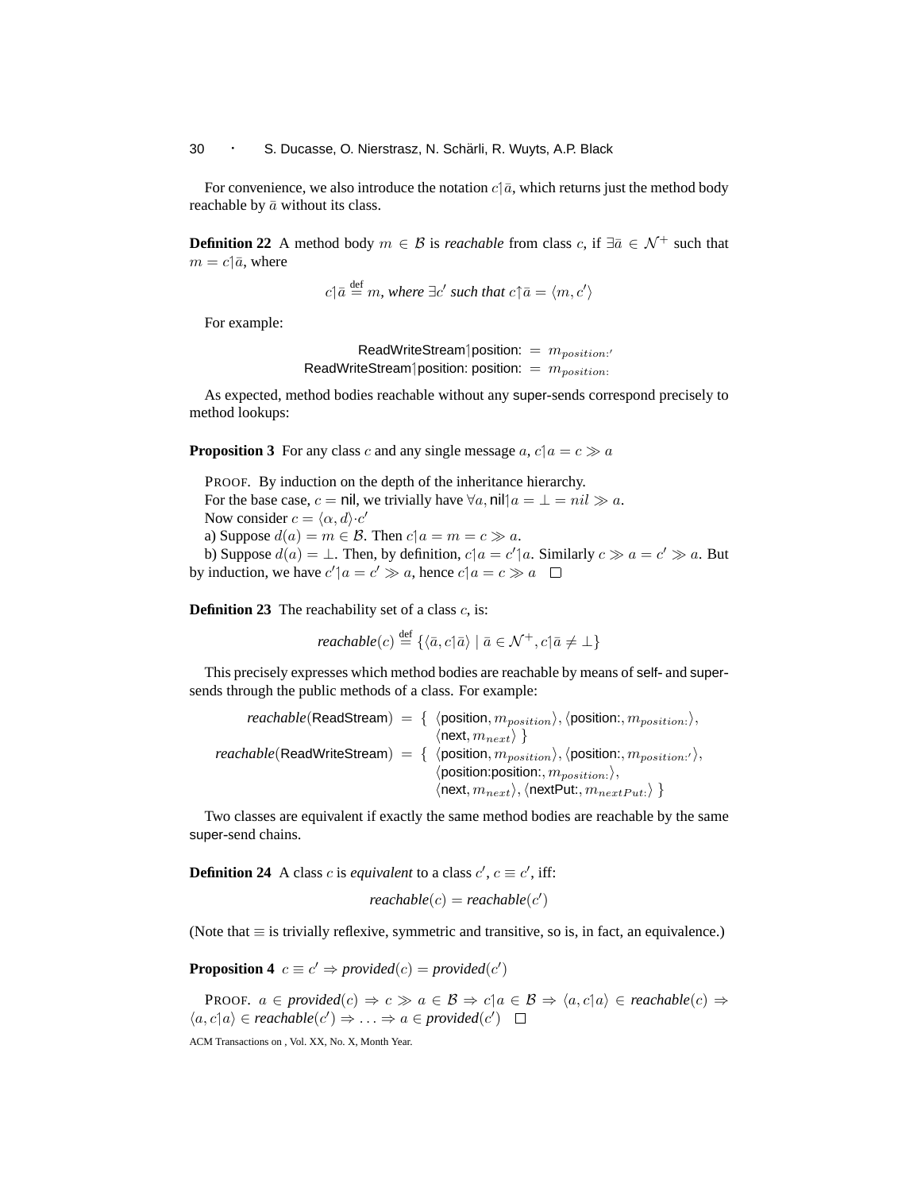For convenience, we also introduce the notation $c\upharpoonleft\bar{a}$, which returns just the method body reachable by $\bar{a}$ without its class.

**Definition 22** A method body $m \in \mathcal{B}$ is *reachable* from class $c$, if $\exists \bar{a} \in \mathcal{N}^+$ such that $m = c\upharpoonleft\bar{a}$, where

$$c\upharpoonleft\bar{a} \stackrel{\text{def}}{=} m, \textit{ where } \exists c' \textit{ such that } c\uparrow\bar{a} = \langle m, c' \rangle$$

For example:

$$\begin{aligned} \textsf{ReadWriteStream}\upharpoonleft\textsf{position:} &= m_{position:'} \\ \textsf{ReadWriteStream}\upharpoonleft\textsf{position: position:} &= m_{position:} \end{aligned}$$

As expected, method bodies reachable without any super-sends correspond precisely to method lookups:

**Proposition 3** For any class $c$ and any single message $a$, $c\upharpoonleft a = c \gg a$

PROOF. By induction on the depth of the inheritance hierarchy.
For the base case, $c = \textsf{nil}$, we trivially have $\forall a, \textsf{nil}\upharpoonleft a = \bot = nil \gg a$.
Now consider $c = \langle \alpha, d \rangle \cdot c'$
a) Suppose $d(a) = m \in \mathcal{B}$. Then $c\upharpoonleft a = m = c \gg a$.
b) Suppose $d(a) = \bot$. Then, by definition, $c\upharpoonleft a = c'\upharpoonleft a$. Similarly $c \gg a = c' \gg a$. But by induction, we have $c'\upharpoonleft a = c' \gg a$, hence $c\upharpoonleft a = c \gg a$ □

**Definition 23** The reachability set of a class $c$, is:

$$\textit{reachable}(c) \stackrel{\text{def}}{=} \{\langle \bar{a}, c\upharpoonleft\bar{a} \rangle \mid \bar{a} \in \mathcal{N}^+, c\upharpoonleft\bar{a} \neq \bot\}$$

This precisely expresses which method bodies are reachable by means of self- and super-sends through the public methods of a class. For example:

$$\begin{aligned} \textit{reachable}(\textsf{ReadStream}) = \{ & \langle \textsf{position}, m_{position} \rangle, \langle \textsf{position:}, m_{position:} \rangle, \\ & \langle \textsf{next}, m_{next} \rangle \} \\ \textit{reachable}(\textsf{ReadWriteStream}) = \{ & \langle \textsf{position}, m_{position} \rangle, \langle \textsf{position:}, m_{position:'} \rangle, \\ & \langle \textsf{position:position:}, m_{position:} \rangle, \\ & \langle \textsf{next}, m_{next} \rangle, \langle \textsf{nextPut:}, m_{nextPut:} \rangle \} \end{aligned}$$

Two classes are equivalent if exactly the same method bodies are reachable by the same super-send chains.

**Definition 24** A class $c$ is *equivalent* to a class $c'$, $c \equiv c'$, iff:

$$\textit{reachable}(c) = \textit{reachable}(c')$$

(Note that $\equiv$ is trivially reflexive, symmetric and transitive, so is, in fact, an equivalence.)

**Proposition 4** $c \equiv c' \Rightarrow \textit{provided}(c) = \textit{provided}(c')$

PROOF. $a \in \textit{provided}(c) \Rightarrow c \gg a \in \mathcal{B} \Rightarrow c\upharpoonleft a \in \mathcal{B} \Rightarrow \langle a, c\upharpoonleft a \rangle \in \textit{reachable}(c) \Rightarrow \langle a, c\upharpoonleft a \rangle \in \textit{reachable}(c') \Rightarrow \ldots \Rightarrow a \in \textit{provided}(c')$ □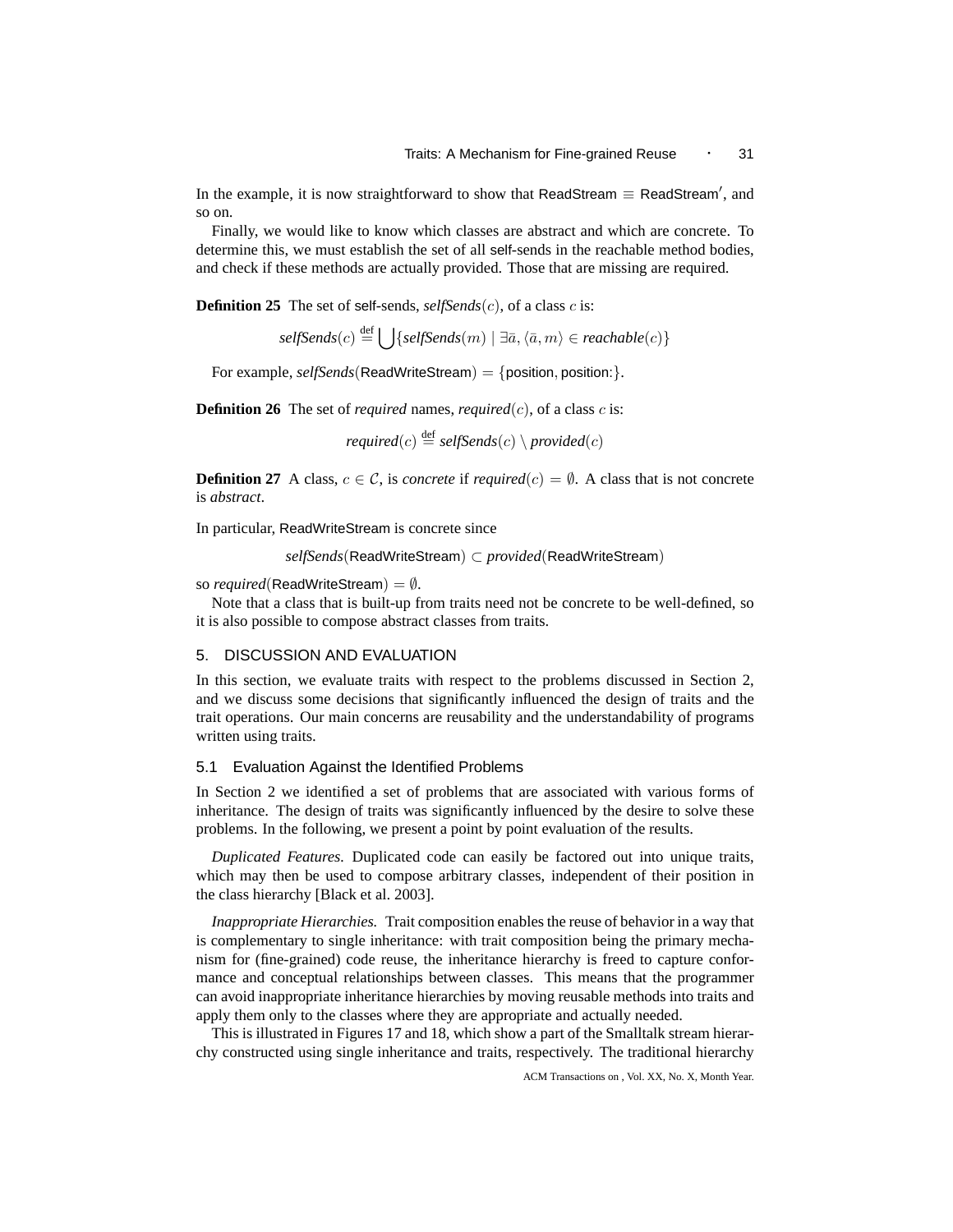In the example, it is now straightforward to show that ReadStream $\equiv$ ReadStream$'$, and so on.

Finally, we would like to know which classes are abstract and which are concrete. To determine this, we must establish the set of all self-sends in the reachable method bodies, and check if these methods are actually provided. Those that are missing are required.

**Definition 25** The set of self-sends, *selfSends*$(c)$, of a class $c$ is:

$$\textit{selfSends}(c) \stackrel{\text{def}}{=} \bigcup \{\textit{selfSends}(m) \mid \exists \bar{a}, \langle \bar{a}, m \rangle \in \textit{reachable}(c)\}$$

For example, *selfSends*(ReadWriteStream) $= \{$position, position:$\}$.

**Definition 26** The set of *required* names, *required*$(c)$, of a class $c$ is:

$$\textit{required}(c) \stackrel{\text{def}}{=} \textit{selfSends}(c) \setminus \textit{provided}(c)$$

**Definition 27** A class, $c \in \mathcal{C}$, is *concrete* if *required*$(c) = \emptyset$. A class that is not concrete is *abstract*.

In particular, ReadWriteStream is concrete since

$$\textit{selfSends}(\text{ReadWriteStream}) \subset \textit{provided}(\text{ReadWriteStream})$$

so *required*(ReadWriteStream) $= \emptyset$.

Note that a class that is built-up from traits need not be concrete to be well-defined, so it is also possible to compose abstract classes from traits.

## 5. DISCUSSION AND EVALUATION

In this section, we evaluate traits with respect to the problems discussed in Section 2, and we discuss some decisions that significantly influenced the design of traits and the trait operations. Our main concerns are reusability and the understandability of programs written using traits.

### 5.1 Evaluation Against the Identified Problems

In Section 2 we identified a set of problems that are associated with various forms of inheritance. The design of traits was significantly influenced by the desire to solve these problems. In the following, we present a point by point evaluation of the results.

*Duplicated Features.* Duplicated code can easily be factored out into unique traits, which may then be used to compose arbitrary classes, independent of their position in the class hierarchy [Black et al. 2003].

*Inappropriate Hierarchies.* Trait composition enables the reuse of behavior in a way that is complementary to single inheritance: with trait composition being the primary mechanism for (fine-grained) code reuse, the inheritance hierarchy is freed to capture conformance and conceptual relationships between classes. This means that the programmer can avoid inappropriate inheritance hierarchies by moving reusable methods into traits and apply them only to the classes where they are appropriate and actually needed.

This is illustrated in Figures 17 and 18, which show a part of the Smalltalk stream hierarchy constructed using single inheritance and traits, respectively. The traditional hierarchy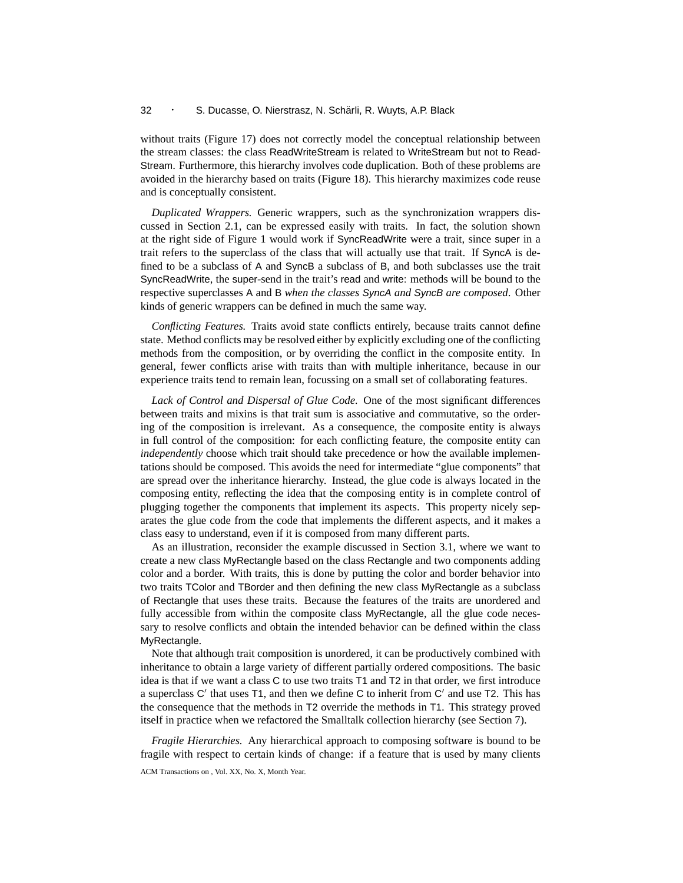without traits (Figure 17) does not correctly model the conceptual relationship between the stream classes: the class ReadWriteStream is related to WriteStream but not to ReadStream. Furthermore, this hierarchy involves code duplication. Both of these problems are avoided in the hierarchy based on traits (Figure 18). This hierarchy maximizes code reuse and is conceptually consistent.

*Duplicated Wrappers.* Generic wrappers, such as the synchronization wrappers discussed in Section 2.1, can be expressed easily with traits. In fact, the solution shown at the right side of Figure 1 would work if SyncReadWrite were a trait, since super in a trait refers to the superclass of the class that will actually use that trait. If SyncA is defined to be a subclass of A and SyncB a subclass of B, and both subclasses use the trait SyncReadWrite, the super-send in the trait's read and write: methods will be bound to the respective superclasses A and B *when the classes SyncA and SyncB are composed*. Other kinds of generic wrappers can be defined in much the same way.

*Conflicting Features.* Traits avoid state conflicts entirely, because traits cannot define state. Method conflicts may be resolved either by explicitly excluding one of the conflicting methods from the composition, or by overriding the conflict in the composite entity. In general, fewer conflicts arise with traits than with multiple inheritance, because in our experience traits tend to remain lean, focussing on a small set of collaborating features.

*Lack of Control and Dispersal of Glue Code.* One of the most significant differences between traits and mixins is that trait sum is associative and commutative, so the ordering of the composition is irrelevant. As a consequence, the composite entity is always in full control of the composition: for each conflicting feature, the composite entity can *independently* choose which trait should take precedence or how the available implementations should be composed. This avoids the need for intermediate "glue components" that are spread over the inheritance hierarchy. Instead, the glue code is always located in the composing entity, reflecting the idea that the composing entity is in complete control of plugging together the components that implement its aspects. This property nicely separates the glue code from the code that implements the different aspects, and it makes a class easy to understand, even if it is composed from many different parts.

As an illustration, reconsider the example discussed in Section 3.1, where we want to create a new class MyRectangle based on the class Rectangle and two components adding color and a border. With traits, this is done by putting the color and border behavior into two traits TColor and TBorder and then defining the new class MyRectangle as a subclass of Rectangle that uses these traits. Because the features of the traits are unordered and fully accessible from within the composite class MyRectangle, all the glue code necessary to resolve conflicts and obtain the intended behavior can be defined within the class MyRectangle.

Note that although trait composition is unordered, it can be productively combined with inheritance to obtain a large variety of different partially ordered compositions. The basic idea is that if we want a class C to use two traits T1 and T2 in that order, we first introduce a superclass C′ that uses T1, and then we define C to inherit from C′ and use T2. This has the consequence that the methods in T2 override the methods in T1. This strategy proved itself in practice when we refactored the Smalltalk collection hierarchy (see Section 7).

*Fragile Hierarchies.* Any hierarchical approach to composing software is bound to be fragile with respect to certain kinds of change: if a feature that is used by many clients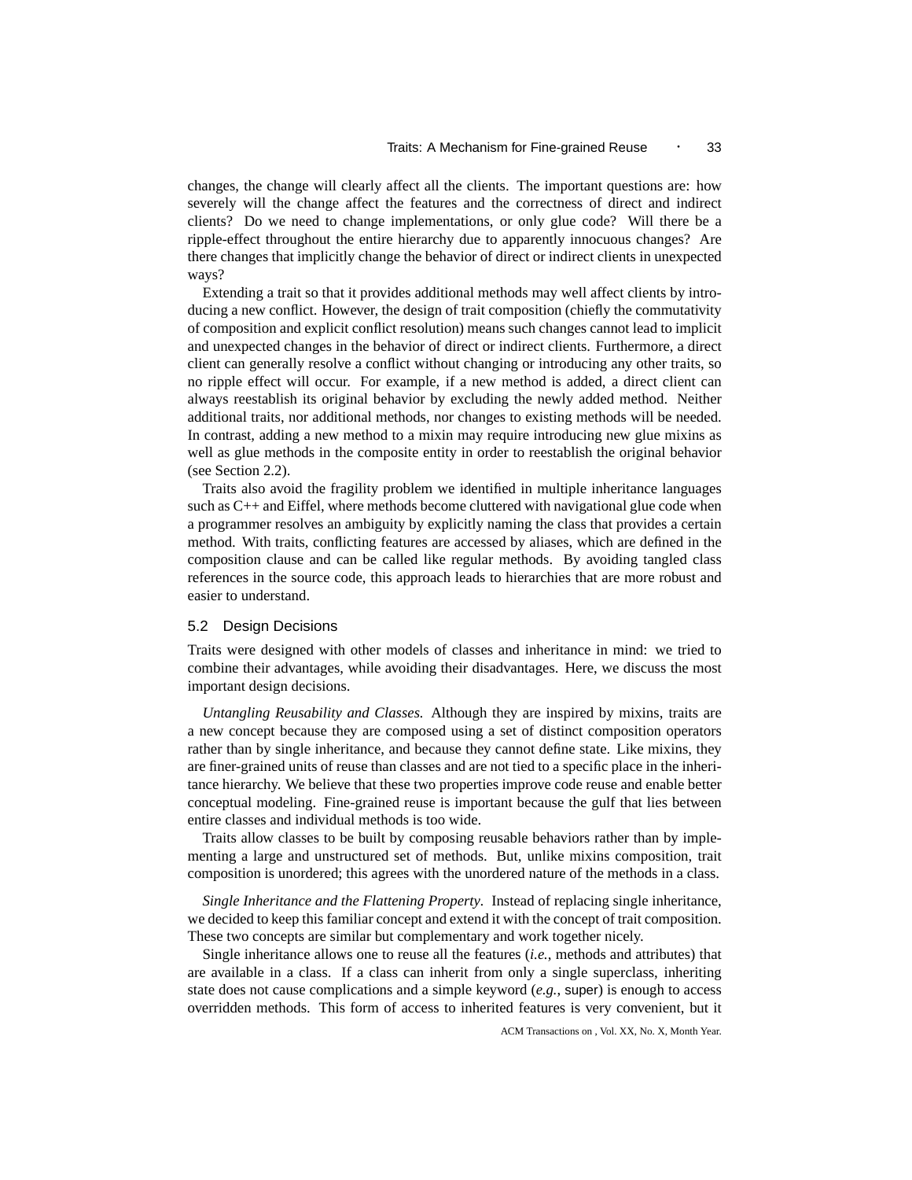changes, the change will clearly affect all the clients. The important questions are: how severely will the change affect the features and the correctness of direct and indirect clients? Do we need to change implementations, or only glue code? Will there be a ripple-effect throughout the entire hierarchy due to apparently innocuous changes? Are there changes that implicitly change the behavior of direct or indirect clients in unexpected ways?

Extending a trait so that it provides additional methods may well affect clients by introducing a new conflict. However, the design of trait composition (chiefly the commutativity of composition and explicit conflict resolution) means such changes cannot lead to implicit and unexpected changes in the behavior of direct or indirect clients. Furthermore, a direct client can generally resolve a conflict without changing or introducing any other traits, so no ripple effect will occur. For example, if a new method is added, a direct client can always reestablish its original behavior by excluding the newly added method. Neither additional traits, nor additional methods, nor changes to existing methods will be needed. In contrast, adding a new method to a mixin may require introducing new glue mixins as well as glue methods in the composite entity in order to reestablish the original behavior (see Section 2.2).

Traits also avoid the fragility problem we identified in multiple inheritance languages such as C++ and Eiffel, where methods become cluttered with navigational glue code when a programmer resolves an ambiguity by explicitly naming the class that provides a certain method. With traits, conflicting features are accessed by aliases, which are defined in the composition clause and can be called like regular methods. By avoiding tangled class references in the source code, this approach leads to hierarchies that are more robust and easier to understand.

## 5.2 Design Decisions

Traits were designed with other models of classes and inheritance in mind: we tried to combine their advantages, while avoiding their disadvantages. Here, we discuss the most important design decisions.

*Untangling Reusability and Classes.* Although they are inspired by mixins, traits are a new concept because they are composed using a set of distinct composition operators rather than by single inheritance, and because they cannot define state. Like mixins, they are finer-grained units of reuse than classes and are not tied to a specific place in the inheritance hierarchy. We believe that these two properties improve code reuse and enable better conceptual modeling. Fine-grained reuse is important because the gulf that lies between entire classes and individual methods is too wide.

Traits allow classes to be built by composing reusable behaviors rather than by implementing a large and unstructured set of methods. But, unlike mixins composition, trait composition is unordered; this agrees with the unordered nature of the methods in a class.

*Single Inheritance and the Flattening Property*. Instead of replacing single inheritance, we decided to keep this familiar concept and extend it with the concept of trait composition. These two concepts are similar but complementary and work together nicely.

Single inheritance allows one to reuse all the features (*i.e.*, methods and attributes) that are available in a class. If a class can inherit from only a single superclass, inheriting state does not cause complications and a simple keyword (*e.g.*, super) is enough to access overridden methods. This form of access to inherited features is very convenient, but it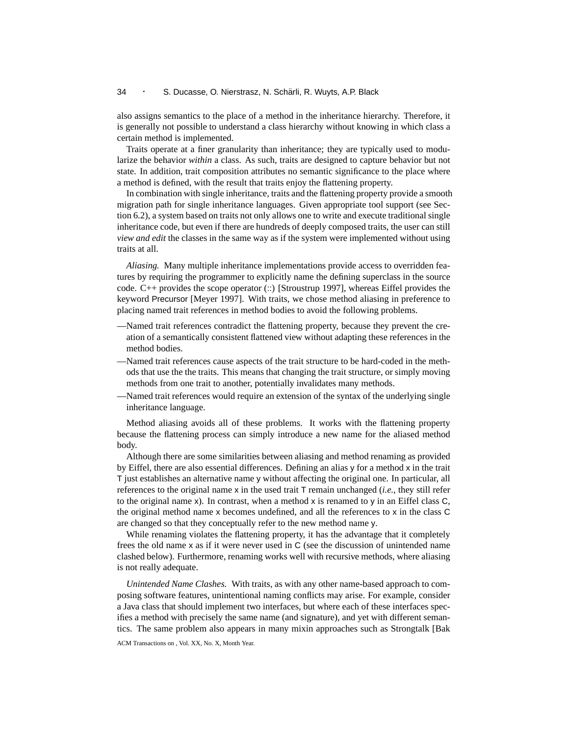also assigns semantics to the place of a method in the inheritance hierarchy. Therefore, it is generally not possible to understand a class hierarchy without knowing in which class a certain method is implemented.

Traits operate at a finer granularity than inheritance; they are typically used to modularize the behavior *within* a class. As such, traits are designed to capture behavior but not state. In addition, trait composition attributes no semantic significance to the place where a method is defined, with the result that traits enjoy the flattening property.

In combination with single inheritance, traits and the flattening property provide a smooth migration path for single inheritance languages. Given appropriate tool support (see Section 6.2), a system based on traits not only allows one to write and execute traditional single inheritance code, but even if there are hundreds of deeply composed traits, the user can still *view and edit* the classes in the same way as if the system were implemented without using traits at all.

*Aliasing.* Many multiple inheritance implementations provide access to overridden features by requiring the programmer to explicitly name the defining superclass in the source code. C++ provides the scope operator (::) [Stroustrup 1997], whereas Eiffel provides the keyword Precursor [Meyer 1997]. With traits, we chose method aliasing in preference to placing named trait references in method bodies to avoid the following problems.

—Named trait references contradict the flattening property, because they prevent the creation of a semantically consistent flattened view without adapting these references in the method bodies.

—Named trait references cause aspects of the trait structure to be hard-coded in the methods that use the the traits. This means that changing the trait structure, or simply moving methods from one trait to another, potentially invalidates many methods.

—Named trait references would require an extension of the syntax of the underlying single inheritance language.

Method aliasing avoids all of these problems. It works with the flattening property because the flattening process can simply introduce a new name for the aliased method body.

Although there are some similarities between aliasing and method renaming as provided by Eiffel, there are also essential differences. Defining an alias y for a method x in the trait T just establishes an alternative name y without affecting the original one. In particular, all references to the original name x in the used trait T remain unchanged (*i.e.*, they still refer to the original name x). In contrast, when a method x is renamed to y in an Eiffel class C, the original method name x becomes undefined, and all the references to x in the class C are changed so that they conceptually refer to the new method name y.

While renaming violates the flattening property, it has the advantage that it completely frees the old name x as if it were never used in C (see the discussion of unintended name clashed below). Furthermore, renaming works well with recursive methods, where aliasing is not really adequate.

*Unintended Name Clashes.* With traits, as with any other name-based approach to composing software features, unintentional naming conflicts may arise. For example, consider a Java class that should implement two interfaces, but where each of these interfaces specifies a method with precisely the same name (and signature), and yet with different semantics. The same problem also appears in many mixin approaches such as Strongtalk [Bak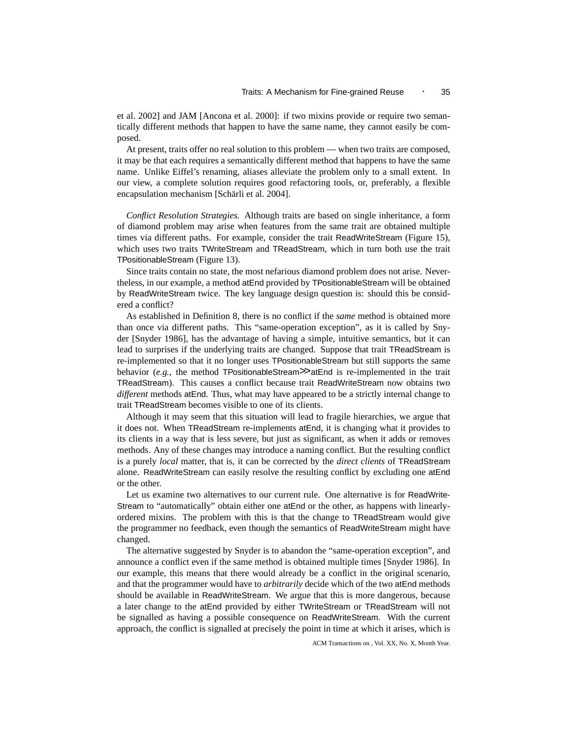et al. 2002] and JAM [Ancona et al. 2000]: if two mixins provide or require two semantically different methods that happen to have the same name, they cannot easily be composed.

At present, traits offer no real solution to this problem — when two traits are composed, it may be that each requires a semantically different method that happens to have the same name. Unlike Eiffel's renaming, aliases alleviate the problem only to a small extent. In our view, a complete solution requires good refactoring tools, or, preferably, a flexible encapsulation mechanism [Schärli et al. 2004].

*Conflict Resolution Strategies.* Although traits are based on single inheritance, a form of diamond problem may arise when features from the same trait are obtained multiple times via different paths. For example, consider the trait ReadWriteStream (Figure 15), which uses two traits TWriteStream and TReadStream, which in turn both use the trait TPositionableStream (Figure 13).

Since traits contain no state, the most nefarious diamond problem does not arise. Nevertheless, in our example, a method atEnd provided by TPositionableStream will be obtained by ReadWriteStream twice. The key language design question is: should this be considered a conflict?

As established in Definition 8, there is no conflict if the *same* method is obtained more than once via different paths. This "same-operation exception", as it is called by Snyder [Snyder 1986], has the advantage of having a simple, intuitive semantics, but it can lead to surprises if the underlying traits are changed. Suppose that trait TReadStream is re-implemented so that it no longer uses TPositionableStream but still supports the same behavior (*e.g.*, the method TPositionableStream≫atEnd is re-implemented in the trait TReadStream). This causes a conflict because trait ReadWriteStream now obtains two *different* methods atEnd. Thus, what may have appeared to be a strictly internal change to trait TReadStream becomes visible to one of its clients.

Although it may seem that this situation will lead to fragile hierarchies, we argue that it does not. When TReadStream re-implements atEnd, it is changing what it provides to its clients in a way that is less severe, but just as significant, as when it adds or removes methods. Any of these changes may introduce a naming conflict. But the resulting conflict is a purely *local* matter, that is, it can be corrected by the *direct clients* of TReadStream alone. ReadWriteStream can easily resolve the resulting conflict by excluding one atEnd or the other.

Let us examine two alternatives to our current rule. One alternative is for ReadWriteStream to "automatically" obtain either one atEnd or the other, as happens with linearly-ordered mixins. The problem with this is that the change to TReadStream would give the programmer no feedback, even though the semantics of ReadWriteStream might have changed.

The alternative suggested by Snyder is to abandon the "same-operation exception", and announce a conflict even if the same method is obtained multiple times [Snyder 1986]. In our example, this means that there would already be a conflict in the original scenario, and that the programmer would have to *arbitrarily* decide which of the two atEnd methods should be available in ReadWriteStream. We argue that this is more dangerous, because a later change to the atEnd provided by either TWriteStream or TReadStream will not be signalled as having a possible consequence on ReadWriteStream. With the current approach, the conflict is signalled at precisely the point in time at which it arises, which is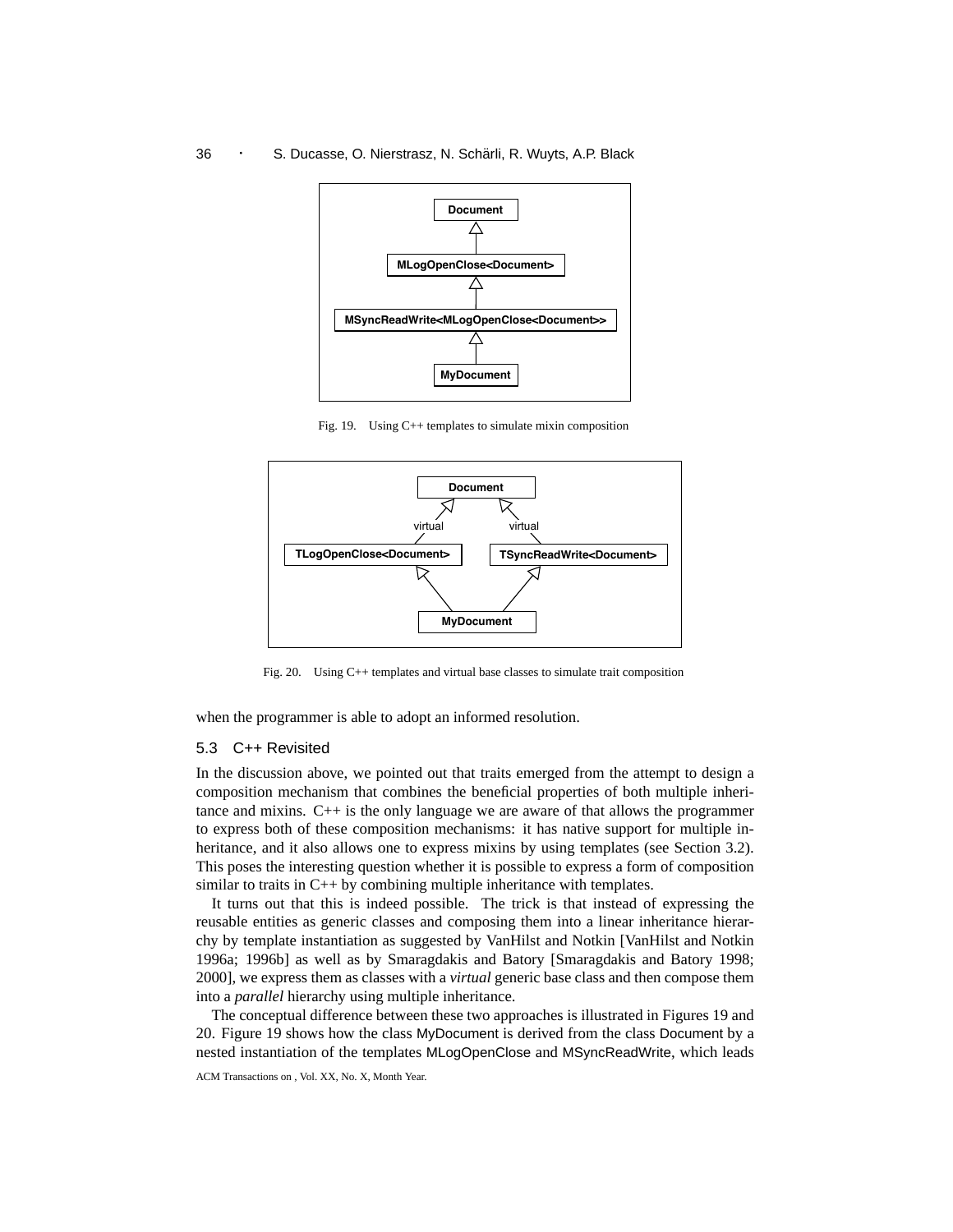Fig. 19. Using C++ templates to simulate mixin composition

Fig. 20. Using C++ templates and virtual base classes to simulate trait composition

when the programmer is able to adopt an informed resolution.

### 5.3 C++ Revisited

In the discussion above, we pointed out that traits emerged from the attempt to design a composition mechanism that combines the beneficial properties of both multiple inheritance and mixins. C++ is the only language we are aware of that allows the programmer to express both of these composition mechanisms: it has native support for multiple inheritance, and it also allows one to express mixins by using templates (see Section 3.2). This poses the interesting question whether it is possible to express a form of composition similar to traits in C++ by combining multiple inheritance with templates.

It turns out that this is indeed possible. The trick is that instead of expressing the reusable entities as generic classes and composing them into a linear inheritance hierarchy by template instantiation as suggested by VanHilst and Notkin [VanHilst and Notkin 1996a; 1996b] as well as by Smaragdakis and Batory [Smaragdakis and Batory 1998; 2000], we express them as classes with a *virtual* generic base class and then compose them into a *parallel* hierarchy using multiple inheritance.

The conceptual difference between these two approaches is illustrated in Figures 19 and 20. Figure 19 shows how the class MyDocument is derived from the class Document by a nested instantiation of the templates MLogOpenClose and MSyncReadWrite, which leads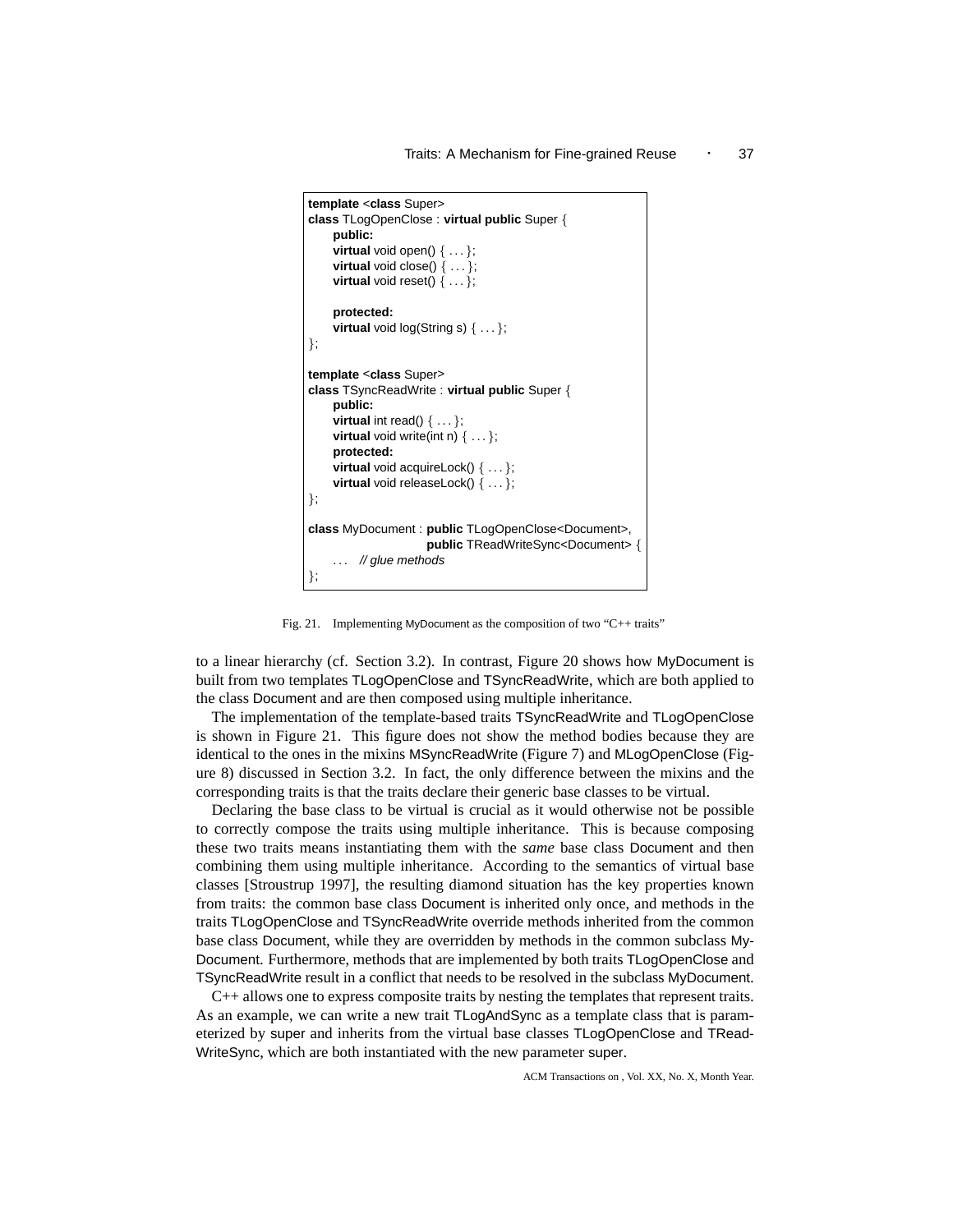```
template <class Super>
class TLogOpenClose : virtual public Super {
    public:
    virtual void open() { ... };
    virtual void close() { ... };
    virtual void reset() { ... };

    protected:
    virtual void log(String s) { ... };
};

template <class Super>
class TSyncReadWrite : virtual public Super {
    public:
    virtual int read() { ... };
    virtual void write(int n) { ... };
    protected:
    virtual void acquireLock() { ... };
    virtual void releaseLock() { ... };
};

class MyDocument : public TLogOpenClose<Document>,
                   public TReadWriteSync<Document> {
    ...  // glue methods
};
```

Fig. 21. Implementing MyDocument as the composition of two "C++ traits"

to a linear hierarchy (cf. Section 3.2). In contrast, Figure 20 shows how MyDocument is built from two templates TLogOpenClose and TSyncReadWrite, which are both applied to the class Document and are then composed using multiple inheritance.

The implementation of the template-based traits TSyncReadWrite and TLogOpenClose is shown in Figure 21. This figure does not show the method bodies because they are identical to the ones in the mixins MSyncReadWrite (Figure 7) and MLogOpenClose (Figure 8) discussed in Section 3.2. In fact, the only difference between the mixins and the corresponding traits is that the traits declare their generic base classes to be virtual.

Declaring the base class to be virtual is crucial as it would otherwise not be possible to correctly compose the traits using multiple inheritance. This is because composing these two traits means instantiating them with the *same* base class Document and then combining them using multiple inheritance. According to the semantics of virtual base classes [Stroustrup 1997], the resulting diamond situation has the key properties known from traits: the common base class Document is inherited only once, and methods in the traits TLogOpenClose and TSyncReadWrite override methods inherited from the common base class Document, while they are overridden by methods in the common subclass MyDocument. Furthermore, methods that are implemented by both traits TLogOpenClose and TSyncReadWrite result in a conflict that needs to be resolved in the subclass MyDocument.

C++ allows one to express composite traits by nesting the templates that represent traits. As an example, we can write a new trait TLogAndSync as a template class that is parameterized by super and inherits from the virtual base classes TLogOpenClose and TReadWriteSync, which are both instantiated with the new parameter super.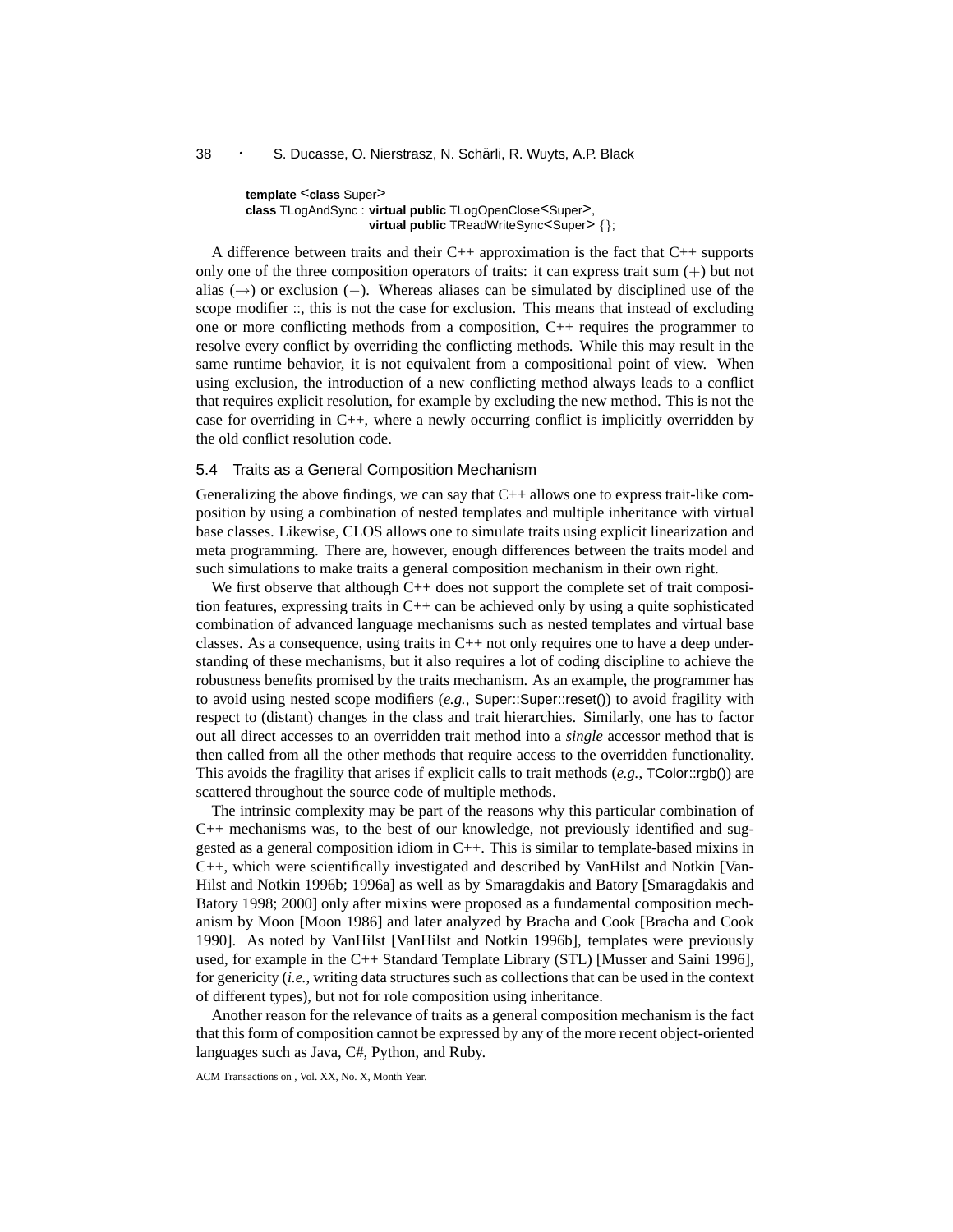```
template <class Super>
class TLogAndSync : virtual public TLogOpenClose<Super>,
                    virtual public TReadWriteSync<Super> {};
```

A difference between traits and their C++ approximation is the fact that C++ supports only one of the three composition operators of traits: it can express trait sum $(+)$ but not alias $(\rightarrow)$ or exclusion $(-)$. Whereas aliases can be simulated by disciplined use of the scope modifier ::, this is not the case for exclusion. This means that instead of excluding one or more conflicting methods from a composition, C++ requires the programmer to resolve every conflict by overriding the conflicting methods. While this may result in the same runtime behavior, it is not equivalent from a compositional point of view. When using exclusion, the introduction of a new conflicting method always leads to a conflict that requires explicit resolution, for example by excluding the new method. This is not the case for overriding in C++, where a newly occurring conflict is implicitly overridden by the old conflict resolution code.

### 5.4 Traits as a General Composition Mechanism

Generalizing the above findings, we can say that C++ allows one to express trait-like composition by using a combination of nested templates and multiple inheritance with virtual base classes. Likewise, CLOS allows one to simulate traits using explicit linearization and meta programming. There are, however, enough differences between the traits model and such simulations to make traits a general composition mechanism in their own right.

We first observe that although C++ does not support the complete set of trait composition features, expressing traits in C++ can be achieved only by using a quite sophisticated combination of advanced language mechanisms such as nested templates and virtual base classes. As a consequence, using traits in C++ not only requires one to have a deep understanding of these mechanisms, but it also requires a lot of coding discipline to achieve the robustness benefits promised by the traits mechanism. As an example, the programmer has to avoid using nested scope modifiers (*e.g.*, Super::Super::reset()) to avoid fragility with respect to (distant) changes in the class and trait hierarchies. Similarly, one has to factor out all direct accesses to an overridden trait method into a *single* accessor method that is then called from all the other methods that require access to the overridden functionality. This avoids the fragility that arises if explicit calls to trait methods (*e.g.*, TColor::rgb()) are scattered throughout the source code of multiple methods.

The intrinsic complexity may be part of the reasons why this particular combination of C++ mechanisms was, to the best of our knowledge, not previously identified and suggested as a general composition idiom in C++. This is similar to template-based mixins in C++, which were scientifically investigated and described by VanHilst and Notkin [VanHilst and Notkin 1996b; 1996a] as well as by Smaragdakis and Batory [Smaragdakis and Batory 1998; 2000] only after mixins were proposed as a fundamental composition mechanism by Moon [Moon 1986] and later analyzed by Bracha and Cook [Bracha and Cook 1990]. As noted by VanHilst [VanHilst and Notkin 1996b], templates were previously used, for example in the C++ Standard Template Library (STL) [Musser and Saini 1996], for genericity (*i.e.*, writing data structures such as collections that can be used in the context of different types), but not for role composition using inheritance.

Another reason for the relevance of traits as a general composition mechanism is the fact that this form of composition cannot be expressed by any of the more recent object-oriented languages such as Java, C#, Python, and Ruby.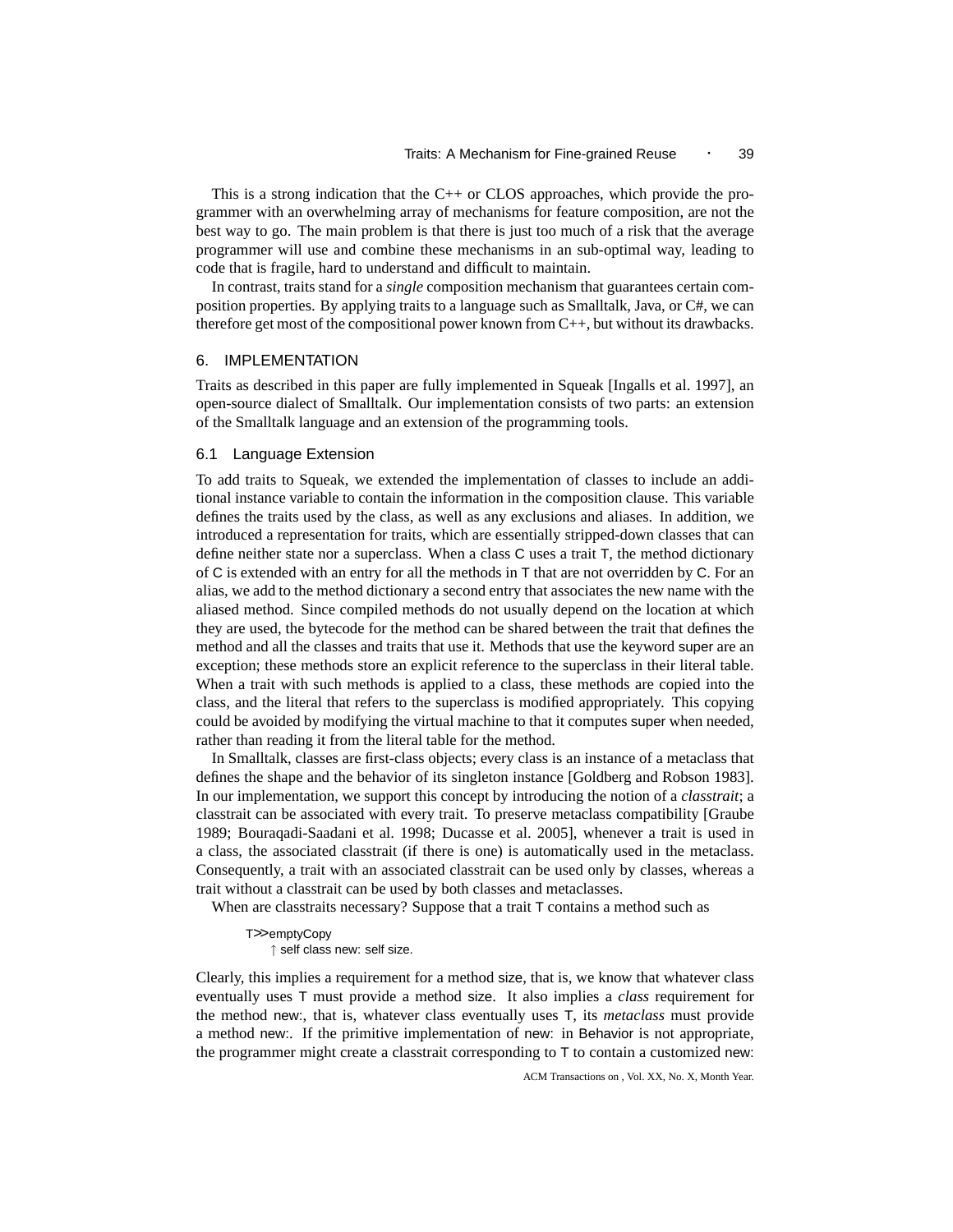This is a strong indication that the C++ or CLOS approaches, which provide the programmer with an overwhelming array of mechanisms for feature composition, are not the best way to go. The main problem is that there is just too much of a risk that the average programmer will use and combine these mechanisms in an sub-optimal way, leading to code that is fragile, hard to understand and difficult to maintain.

In contrast, traits stand for a *single* composition mechanism that guarantees certain composition properties. By applying traits to a language such as Smalltalk, Java, or C#, we can therefore get most of the compositional power known from C++, but without its drawbacks.

## 6. IMPLEMENTATION

Traits as described in this paper are fully implemented in Squeak [Ingalls et al. 1997], an open-source dialect of Smalltalk. Our implementation consists of two parts: an extension of the Smalltalk language and an extension of the programming tools.

### 6.1 Language Extension

To add traits to Squeak, we extended the implementation of classes to include an additional instance variable to contain the information in the composition clause. This variable defines the traits used by the class, as well as any exclusions and aliases. In addition, we introduced a representation for traits, which are essentially stripped-down classes that can define neither state nor a superclass. When a class C uses a trait T, the method dictionary of C is extended with an entry for all the methods in T that are not overridden by C. For an alias, we add to the method dictionary a second entry that associates the new name with the aliased method. Since compiled methods do not usually depend on the location at which they are used, the bytecode for the method can be shared between the trait that defines the method and all the classes and traits that use it. Methods that use the keyword super are an exception; these methods store an explicit reference to the superclass in their literal table. When a trait with such methods is applied to a class, these methods are copied into the class, and the literal that refers to the superclass is modified appropriately. This copying could be avoided by modifying the virtual machine to that it computes super when needed, rather than reading it from the literal table for the method.

In Smalltalk, classes are first-class objects; every class is an instance of a metaclass that defines the shape and the behavior of its singleton instance [Goldberg and Robson 1983]. In our implementation, we support this concept by introducing the notion of a *classtrait*; a classtrait can be associated with every trait. To preserve metaclass compatibility [Graube 1989; Bouraqadi-Saadani et al. 1998; Ducasse et al. 2005], whenever a trait is used in a class, the associated classtrait (if there is one) is automatically used in the metaclass. Consequently, a trait with an associated classtrait can be used only by classes, whereas a trait without a classtrait can be used by both classes and metaclasses.

When are classtraits necessary? Suppose that a trait T contains a method such as

```
T>>emptyCopy
    ↑ self class new: self size.
```

Clearly, this implies a requirement for a method size, that is, we know that whatever class eventually uses T must provide a method size. It also implies a *class* requirement for the method new:, that is, whatever class eventually uses T, its *metaclass* must provide a method new:. If the primitive implementation of new: in Behavior is not appropriate, the programmer might create a classtrait corresponding to T to contain a customized new: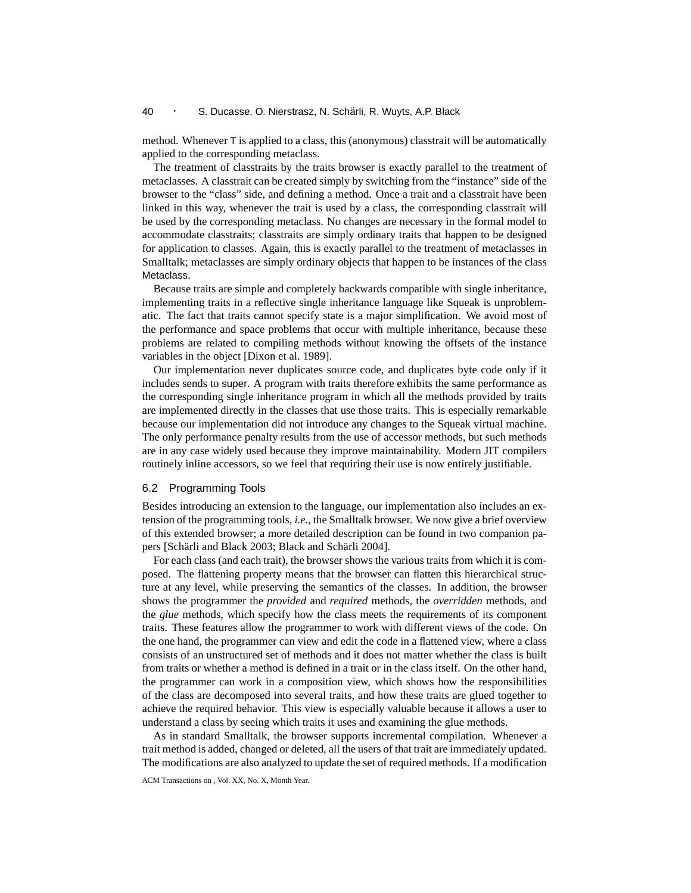method. Whenever T is applied to a class, this (anonymous) classtrait will be automatically applied to the corresponding metaclass.

The treatment of classtraits by the traits browser is exactly parallel to the treatment of metaclasses. A classtrait can be created simply by switching from the "instance" side of the browser to the "class" side, and defining a method. Once a trait and a classtrait have been linked in this way, whenever the trait is used by a class, the corresponding classtrait will be used by the corresponding metaclass. No changes are necessary in the formal model to accommodate classtraits; classtraits are simply ordinary traits that happen to be designed for application to classes. Again, this is exactly parallel to the treatment of metaclasses in Smalltalk; metaclasses are simply ordinary objects that happen to be instances of the class Metaclass.

Because traits are simple and completely backwards compatible with single inheritance, implementing traits in a reflective single inheritance language like Squeak is unproblematic. The fact that traits cannot specify state is a major simplification. We avoid most of the performance and space problems that occur with multiple inheritance, because these problems are related to compiling methods without knowing the offsets of the instance variables in the object [Dixon et al. 1989].

Our implementation never duplicates source code, and duplicates byte code only if it includes sends to super. A program with traits therefore exhibits the same performance as the corresponding single inheritance program in which all the methods provided by traits are implemented directly in the classes that use those traits. This is especially remarkable because our implementation did not introduce any changes to the Squeak virtual machine. The only performance penalty results from the use of accessor methods, but such methods are in any case widely used because they improve maintainability. Modern JIT compilers routinely inline accessors, so we feel that requiring their use is now entirely justifiable.

### 6.2 Programming Tools

Besides introducing an extension to the language, our implementation also includes an extension of the programming tools, *i.e.*, the Smalltalk browser. We now give a brief overview of this extended browser; a more detailed description can be found in two companion papers [Schärli and Black 2003; Black and Schärli 2004].

For each class (and each trait), the browser shows the various traits from which it is composed. The flattening property means that the browser can flatten this hierarchical structure at any level, while preserving the semantics of the classes. In addition, the browser shows the programmer the *provided* and *required* methods, the *overridden* methods, and the *glue* methods, which specify how the class meets the requirements of its component traits. These features allow the programmer to work with different views of the code. On the one hand, the programmer can view and edit the code in a flattened view, where a class consists of an unstructured set of methods and it does not matter whether the class is built from traits or whether a method is defined in a trait or in the class itself. On the other hand, the programmer can work in a composition view, which shows how the responsibilities of the class are decomposed into several traits, and how these traits are glued together to achieve the required behavior. This view is especially valuable because it allows a user to understand a class by seeing which traits it uses and examining the glue methods.

As in standard Smalltalk, the browser supports incremental compilation. Whenever a trait method is added, changed or deleted, all the users of that trait are immediately updated. The modifications are also analyzed to update the set of required methods. If a modification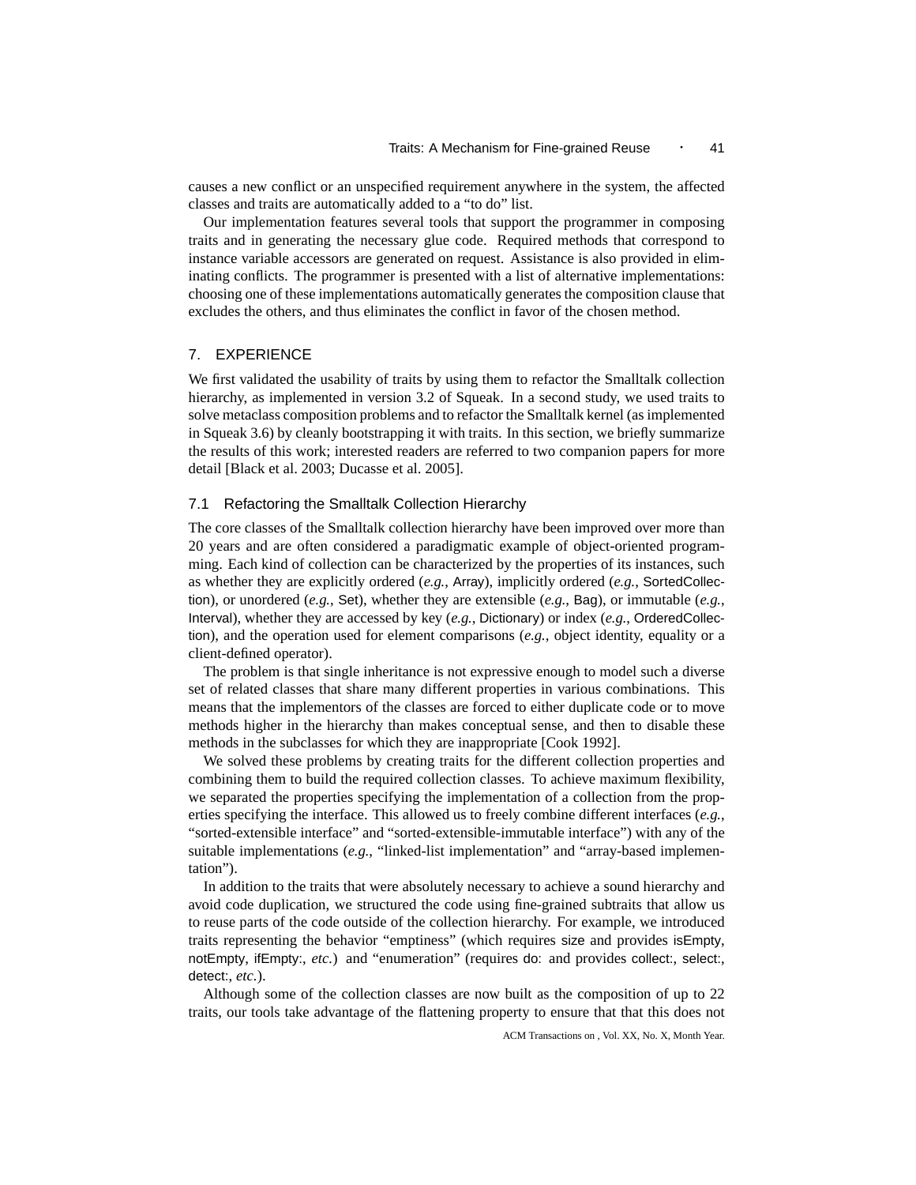causes a new conflict or an unspecified requirement anywhere in the system, the affected classes and traits are automatically added to a "to do" list.

Our implementation features several tools that support the programmer in composing traits and in generating the necessary glue code. Required methods that correspond to instance variable accessors are generated on request. Assistance is also provided in eliminating conflicts. The programmer is presented with a list of alternative implementations: choosing one of these implementations automatically generates the composition clause that excludes the others, and thus eliminates the conflict in favor of the chosen method.

## 7. EXPERIENCE

We first validated the usability of traits by using them to refactor the Smalltalk collection hierarchy, as implemented in version 3.2 of Squeak. In a second study, we used traits to solve metaclass composition problems and to refactor the Smalltalk kernel (as implemented in Squeak 3.6) by cleanly bootstrapping it with traits. In this section, we briefly summarize the results of this work; interested readers are referred to two companion papers for more detail [Black et al. 2003; Ducasse et al. 2005].

### 7.1 Refactoring the Smalltalk Collection Hierarchy

The core classes of the Smalltalk collection hierarchy have been improved over more than 20 years and are often considered a paradigmatic example of object-oriented programming. Each kind of collection can be characterized by the properties of its instances, such as whether they are explicitly ordered (*e.g.*, Array), implicitly ordered (*e.g.*, SortedCollection), or unordered (*e.g.*, Set), whether they are extensible (*e.g.*, Bag), or immutable (*e.g.*, Interval), whether they are accessed by key (*e.g.*, Dictionary) or index (*e.g.*, OrderedCollection), and the operation used for element comparisons (*e.g.*, object identity, equality or a client-defined operator).

The problem is that single inheritance is not expressive enough to model such a diverse set of related classes that share many different properties in various combinations. This means that the implementors of the classes are forced to either duplicate code or to move methods higher in the hierarchy than makes conceptual sense, and then to disable these methods in the subclasses for which they are inappropriate [Cook 1992].

We solved these problems by creating traits for the different collection properties and combining them to build the required collection classes. To achieve maximum flexibility, we separated the properties specifying the implementation of a collection from the properties specifying the interface. This allowed us to freely combine different interfaces (*e.g.*, "sorted-extensible interface" and "sorted-extensible-immutable interface") with any of the suitable implementations (*e.g.*, "linked-list implementation" and "array-based implementation").

In addition to the traits that were absolutely necessary to achieve a sound hierarchy and avoid code duplication, we structured the code using fine-grained subtraits that allow us to reuse parts of the code outside of the collection hierarchy. For example, we introduced traits representing the behavior "emptiness" (which requires size and provides isEmpty, notEmpty, ifEmpty:, *etc.*) and "enumeration" (requires do: and provides collect:, select:, detect:, *etc.*).

Although some of the collection classes are now built as the composition of up to 22 traits, our tools take advantage of the flattening property to ensure that that this does not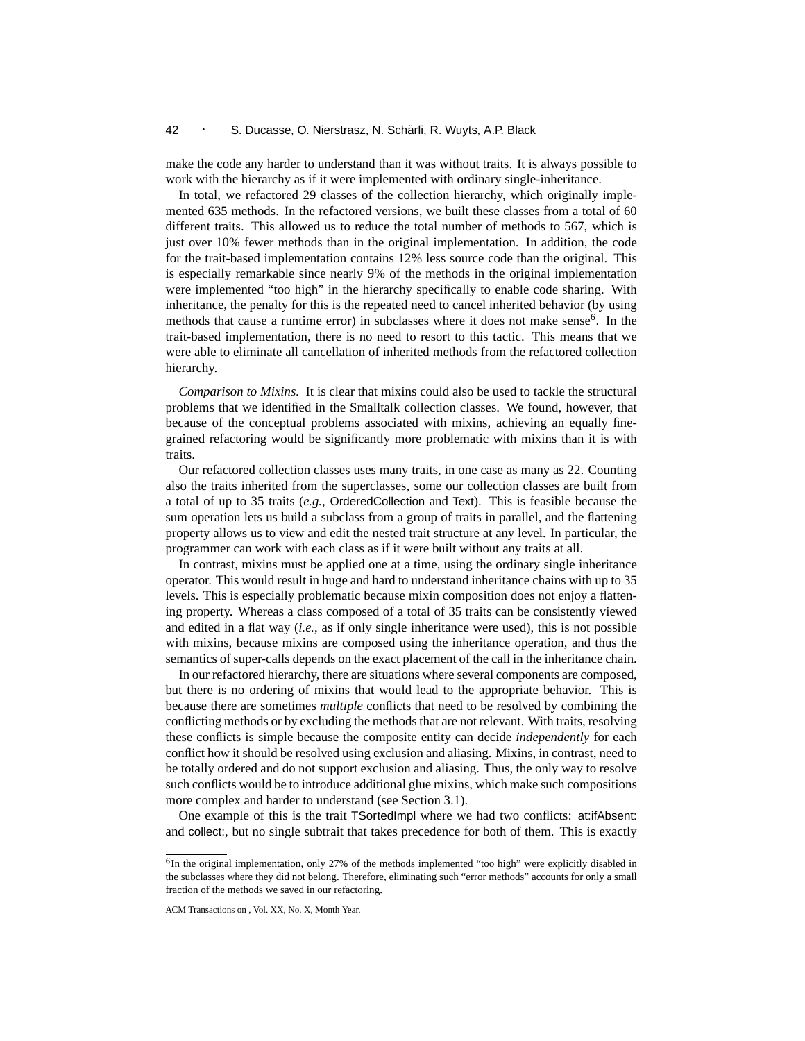make the code any harder to understand than it was without traits. It is always possible to work with the hierarchy as if it were implemented with ordinary single-inheritance.

In total, we refactored 29 classes of the collection hierarchy, which originally implemented 635 methods. In the refactored versions, we built these classes from a total of 60 different traits. This allowed us to reduce the total number of methods to 567, which is just over 10% fewer methods than in the original implementation. In addition, the code for the trait-based implementation contains 12% less source code than the original. This is especially remarkable since nearly 9% of the methods in the original implementation were implemented "too high" in the hierarchy specifically to enable code sharing. With inheritance, the penalty for this is the repeated need to cancel inherited behavior (by using methods that cause a runtime error) in subclasses where it does not make sense[6]. In the trait-based implementation, there is no need to resort to this tactic. This means that we were able to eliminate all cancellation of inherited methods from the refactored collection hierarchy.

*Comparison to Mixins.* It is clear that mixins could also be used to tackle the structural problems that we identified in the Smalltalk collection classes. We found, however, that because of the conceptual problems associated with mixins, achieving an equally fine-grained refactoring would be significantly more problematic with mixins than it is with traits.

Our refactored collection classes uses many traits, in one case as many as 22. Counting also the traits inherited from the superclasses, some our collection classes are built from a total of up to 35 traits (*e.g.*, OrderedCollection and Text). This is feasible because the sum operation lets us build a subclass from a group of traits in parallel, and the flattening property allows us to view and edit the nested trait structure at any level. In particular, the programmer can work with each class as if it were built without any traits at all.

In contrast, mixins must be applied one at a time, using the ordinary single inheritance operator. This would result in huge and hard to understand inheritance chains with up to 35 levels. This is especially problematic because mixin composition does not enjoy a flattening property. Whereas a class composed of a total of 35 traits can be consistently viewed and edited in a flat way (*i.e.*, as if only single inheritance were used), this is not possible with mixins, because mixins are composed using the inheritance operation, and thus the semantics of super-calls depends on the exact placement of the call in the inheritance chain.

In our refactored hierarchy, there are situations where several components are composed, but there is no ordering of mixins that would lead to the appropriate behavior. This is because there are sometimes *multiple* conflicts that need to be resolved by combining the conflicting methods or by excluding the methods that are not relevant. With traits, resolving these conflicts is simple because the composite entity can decide *independently* for each conflict how it should be resolved using exclusion and aliasing. Mixins, in contrast, need to be totally ordered and do not support exclusion and aliasing. Thus, the only way to resolve such conflicts would be to introduce additional glue mixins, which make such compositions more complex and harder to understand (see Section 3.1).

One example of this is the trait TSortedImpl where we had two conflicts: at:ifAbsent: and collect:, but no single subtrait that takes precedence for both of them. This is exactly

[6] In the original implementation, only 27% of the methods implemented "too high" were explicitly disabled in the subclasses where they did not belong. Therefore, eliminating such "error methods" accounts for only a small fraction of the methods we saved in our refactoring.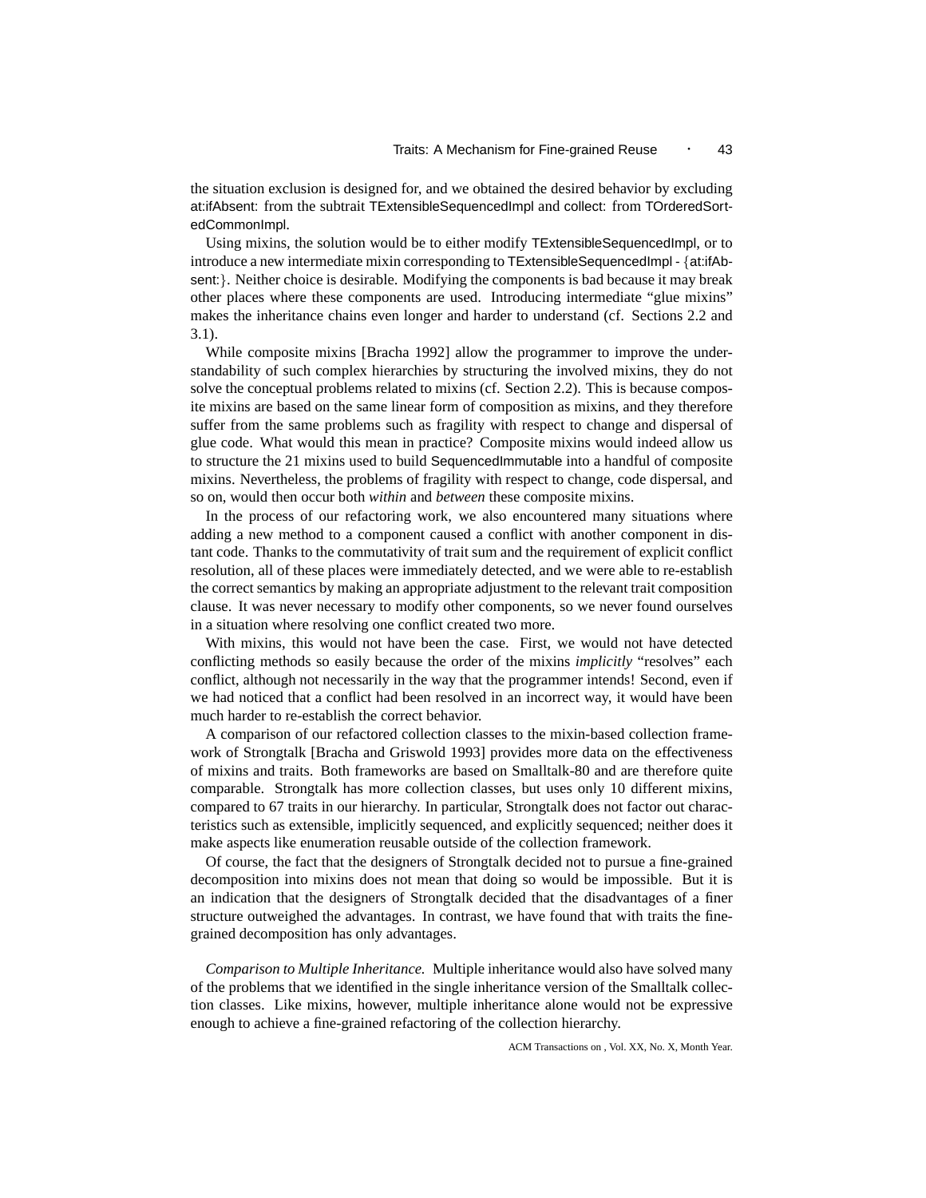the situation exclusion is designed for, and we obtained the desired behavior by excluding at:ifAbsent: from the subtrait TExtensibleSequencedImpl and collect: from TOrderedSortedCommonImpl.

Using mixins, the solution would be to either modify TExtensibleSequencedImpl, or to introduce a new intermediate mixin corresponding to TExtensibleSequencedImpl - {at:ifAbsent:}. Neither choice is desirable. Modifying the components is bad because it may break other places where these components are used. Introducing intermediate "glue mixins" makes the inheritance chains even longer and harder to understand (cf. Sections 2.2 and 3.1).

While composite mixins [Bracha 1992] allow the programmer to improve the understandability of such complex hierarchies by structuring the involved mixins, they do not solve the conceptual problems related to mixins (cf. Section 2.2). This is because composite mixins are based on the same linear form of composition as mixins, and they therefore suffer from the same problems such as fragility with respect to change and dispersal of glue code. What would this mean in practice? Composite mixins would indeed allow us to structure the 21 mixins used to build SequencedImmutable into a handful of composite mixins. Nevertheless, the problems of fragility with respect to change, code dispersal, and so on, would then occur both *within* and *between* these composite mixins.

In the process of our refactoring work, we also encountered many situations where adding a new method to a component caused a conflict with another component in distant code. Thanks to the commutativity of trait sum and the requirement of explicit conflict resolution, all of these places were immediately detected, and we were able to re-establish the correct semantics by making an appropriate adjustment to the relevant trait composition clause. It was never necessary to modify other components, so we never found ourselves in a situation where resolving one conflict created two more.

With mixins, this would not have been the case. First, we would not have detected conflicting methods so easily because the order of the mixins *implicitly* "resolves" each conflict, although not necessarily in the way that the programmer intends! Second, even if we had noticed that a conflict had been resolved in an incorrect way, it would have been much harder to re-establish the correct behavior.

A comparison of our refactored collection classes to the mixin-based collection framework of Strongtalk [Bracha and Griswold 1993] provides more data on the effectiveness of mixins and traits. Both frameworks are based on Smalltalk-80 and are therefore quite comparable. Strongtalk has more collection classes, but uses only 10 different mixins, compared to 67 traits in our hierarchy. In particular, Strongtalk does not factor out characteristics such as extensible, implicitly sequenced, and explicitly sequenced; neither does it make aspects like enumeration reusable outside of the collection framework.

Of course, the fact that the designers of Strongtalk decided not to pursue a fine-grained decomposition into mixins does not mean that doing so would be impossible. But it is an indication that the designers of Strongtalk decided that the disadvantages of a finer structure outweighed the advantages. In contrast, we have found that with traits the fine-grained decomposition has only advantages.

*Comparison to Multiple Inheritance.* Multiple inheritance would also have solved many of the problems that we identified in the single inheritance version of the Smalltalk collection classes. Like mixins, however, multiple inheritance alone would not be expressive enough to achieve a fine-grained refactoring of the collection hierarchy.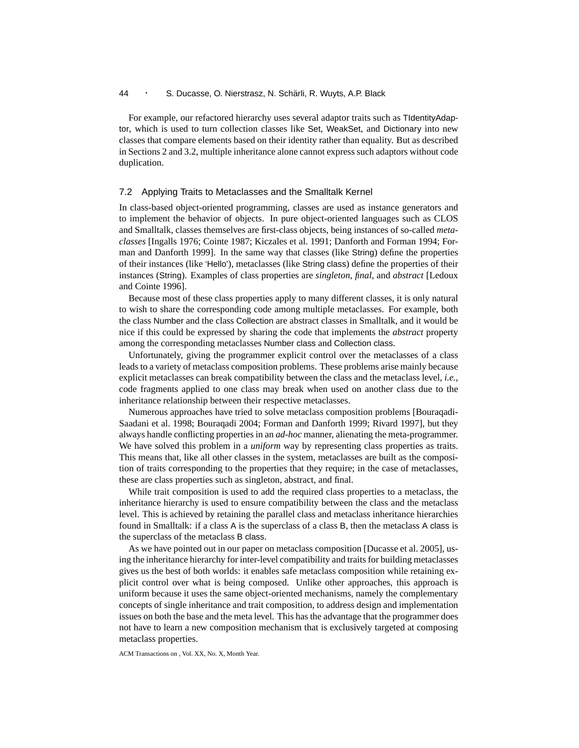For example, our refactored hierarchy uses several adaptor traits such as TIdentityAdaptor, which is used to turn collection classes like Set, WeakSet, and Dictionary into new classes that compare elements based on their identity rather than equality. But as described in Sections 2 and 3.2, multiple inheritance alone cannot express such adaptors without code duplication.

### 7.2 Applying Traits to Metaclasses and the Smalltalk Kernel

In class-based object-oriented programming, classes are used as instance generators and to implement the behavior of objects. In pure object-oriented languages such as CLOS and Smalltalk, classes themselves are first-class objects, being instances of so-called *metaclasses* [Ingalls 1976; Cointe 1987; Kiczales et al. 1991; Danforth and Forman 1994; Forman and Danforth 1999]. In the same way that classes (like String) define the properties of their instances (like 'Hello'), metaclasses (like String class) define the properties of their instances (String). Examples of class properties are *singleton*, *final*, and *abstract* [Ledoux and Cointe 1996].

Because most of these class properties apply to many different classes, it is only natural to wish to share the corresponding code among multiple metaclasses. For example, both the class Number and the class Collection are abstract classes in Smalltalk, and it would be nice if this could be expressed by sharing the code that implements the *abstract* property among the corresponding metaclasses Number class and Collection class.

Unfortunately, giving the programmer explicit control over the metaclasses of a class leads to a variety of metaclass composition problems. These problems arise mainly because explicit metaclasses can break compatibility between the class and the metaclass level, *i.e.*, code fragments applied to one class may break when used on another class due to the inheritance relationship between their respective metaclasses.

Numerous approaches have tried to solve metaclass composition problems [Bouraqadi-Saadani et al. 1998; Bouraqadi 2004; Forman and Danforth 1999; Rivard 1997], but they always handle conflicting properties in an *ad-hoc* manner, alienating the meta-programmer. We have solved this problem in a *uniform* way by representing class properties as traits. This means that, like all other classes in the system, metaclasses are built as the composition of traits corresponding to the properties that they require; in the case of metaclasses, these are class properties such as singleton, abstract, and final.

While trait composition is used to add the required class properties to a metaclass, the inheritance hierarchy is used to ensure compatibility between the class and the metaclass level. This is achieved by retaining the parallel class and metaclass inheritance hierarchies found in Smalltalk: if a class A is the superclass of a class B, then the metaclass A class is the superclass of the metaclass B class.

As we have pointed out in our paper on metaclass composition [Ducasse et al. 2005], using the inheritance hierarchy for inter-level compatibility and traits for building metaclasses gives us the best of both worlds: it enables safe metaclass composition while retaining explicit control over what is being composed. Unlike other approaches, this approach is uniform because it uses the same object-oriented mechanisms, namely the complementary concepts of single inheritance and trait composition, to address design and implementation issues on both the base and the meta level. This has the advantage that the programmer does not have to learn a new composition mechanism that is exclusively targeted at composing metaclass properties.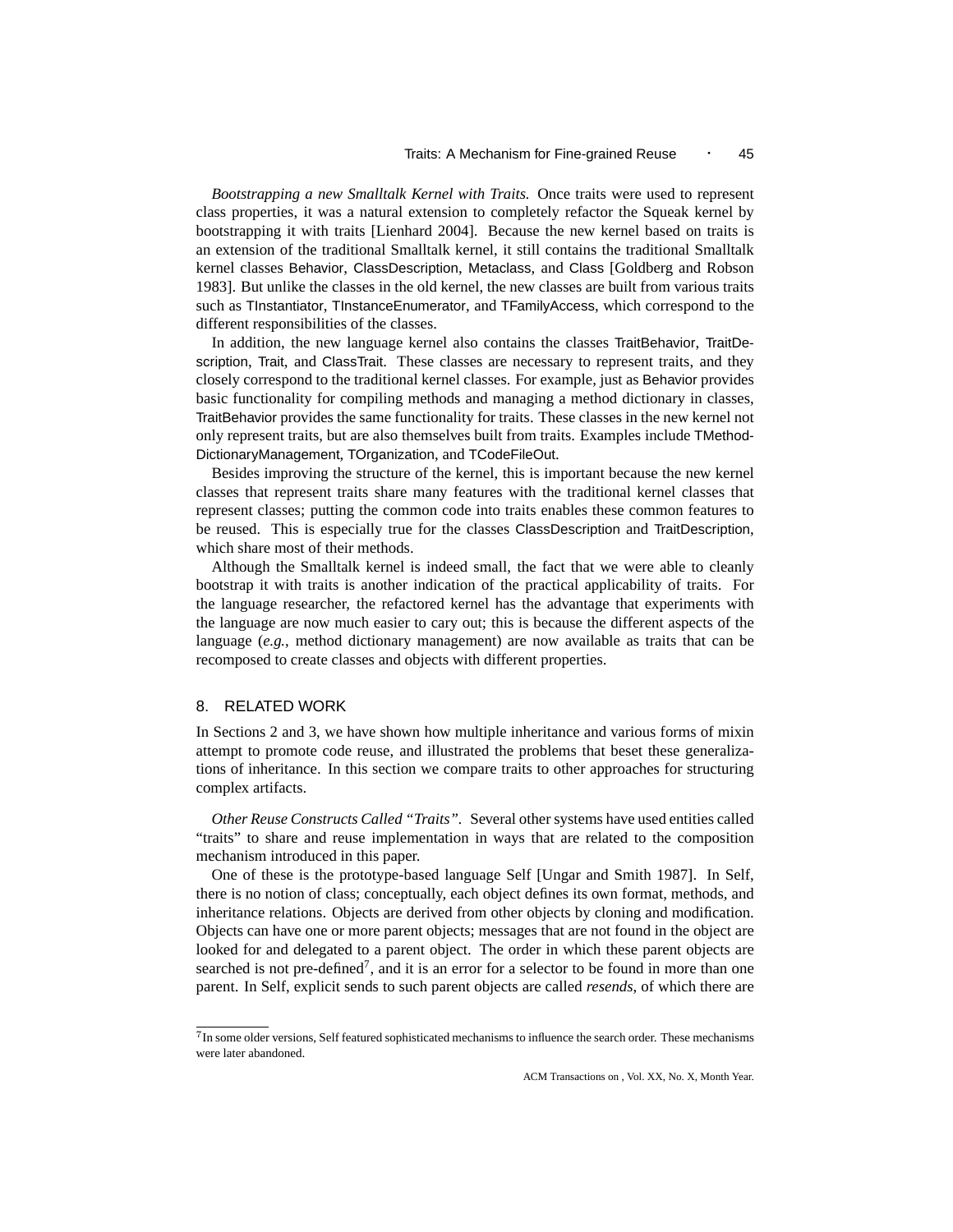*Bootstrapping a new Smalltalk Kernel with Traits.* Once traits were used to represent class properties, it was a natural extension to completely refactor the Squeak kernel by bootstrapping it with traits [Lienhard 2004]. Because the new kernel based on traits is an extension of the traditional Smalltalk kernel, it still contains the traditional Smalltalk kernel classes Behavior, ClassDescription, Metaclass, and Class [Goldberg and Robson 1983]. But unlike the classes in the old kernel, the new classes are built from various traits such as TInstantiator, TInstanceEnumerator, and TFamilyAccess, which correspond to the different responsibilities of the classes.

In addition, the new language kernel also contains the classes TraitBehavior, TraitDescription, Trait, and ClassTrait. These classes are necessary to represent traits, and they closely correspond to the traditional kernel classes. For example, just as Behavior provides basic functionality for compiling methods and managing a method dictionary in classes, TraitBehavior provides the same functionality for traits. These classes in the new kernel not only represent traits, but are also themselves built from traits. Examples include TMethodDictionaryManagement, TOrganization, and TCodeFileOut.

Besides improving the structure of the kernel, this is important because the new kernel classes that represent traits share many features with the traditional kernel classes that represent classes; putting the common code into traits enables these common features to be reused. This is especially true for the classes ClassDescription and TraitDescription, which share most of their methods.

Although the Smalltalk kernel is indeed small, the fact that we were able to cleanly bootstrap it with traits is another indication of the practical applicability of traits. For the language researcher, the refactored kernel has the advantage that experiments with the language are now much easier to cary out; this is because the different aspects of the language (*e.g.*, method dictionary management) are now available as traits that can be recomposed to create classes and objects with different properties.

## 8. RELATED WORK

In Sections 2 and 3, we have shown how multiple inheritance and various forms of mixin attempt to promote code reuse, and illustrated the problems that beset these generalizations of inheritance. In this section we compare traits to other approaches for structuring complex artifacts.

*Other Reuse Constructs Called "Traits".* Several other systems have used entities called "traits" to share and reuse implementation in ways that are related to the composition mechanism introduced in this paper.

One of these is the prototype-based language Self [Ungar and Smith 1987]. In Self, there is no notion of class; conceptually, each object defines its own format, methods, and inheritance relations. Objects are derived from other objects by cloning and modification. Objects can have one or more parent objects; messages that are not found in the object are looked for and delegated to a parent object. The order in which these parent objects are searched is not pre-defined[7], and it is an error for a selector to be found in more than one parent. In Self, explicit sends to such parent objects are called *resends*, of which there are

[7] In some older versions, Self featured sophisticated mechanisms to influence the search order. These mechanisms were later abandoned.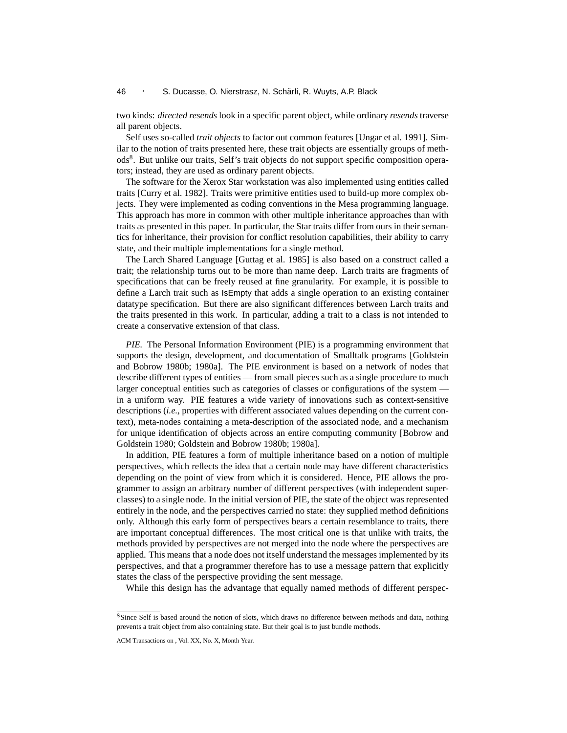two kinds: *directed resends* look in a specific parent object, while ordinary *resends* traverse all parent objects.

Self uses so-called *trait objects* to factor out common features [Ungar et al. 1991]. Similar to the notion of traits presented here, these trait objects are essentially groups of methods[8]. But unlike our traits, Self's trait objects do not support specific composition operators; instead, they are used as ordinary parent objects.

The software for the Xerox Star workstation was also implemented using entities called traits [Curry et al. 1982]. Traits were primitive entities used to build-up more complex objects. They were implemented as coding conventions in the Mesa programming language. This approach has more in common with other multiple inheritance approaches than with traits as presented in this paper. In particular, the Star traits differ from ours in their semantics for inheritance, their provision for conflict resolution capabilities, their ability to carry state, and their multiple implementations for a single method.

The Larch Shared Language [Guttag et al. 1985] is also based on a construct called a trait; the relationship turns out to be more than name deep. Larch traits are fragments of specifications that can be freely reused at fine granularity. For example, it is possible to define a Larch trait such as IsEmpty that adds a single operation to an existing container datatype specification. But there are also significant differences between Larch traits and the traits presented in this work. In particular, adding a trait to a class is not intended to create a conservative extension of that class.

*PIE.* The Personal Information Environment (PIE) is a programming environment that supports the design, development, and documentation of Smalltalk programs [Goldstein and Bobrow 1980b; 1980a]. The PIE environment is based on a network of nodes that describe different types of entities — from small pieces such as a single procedure to much larger conceptual entities such as categories of classes or configurations of the system — in a uniform way. PIE features a wide variety of innovations such as context-sensitive descriptions (*i.e.*, properties with different associated values depending on the current context), meta-nodes containing a meta-description of the associated node, and a mechanism for unique identification of objects across an entire computing community [Bobrow and Goldstein 1980; Goldstein and Bobrow 1980b; 1980a].

In addition, PIE features a form of multiple inheritance based on a notion of multiple perspectives, which reflects the idea that a certain node may have different characteristics depending on the point of view from which it is considered. Hence, PIE allows the programmer to assign an arbitrary number of different perspectives (with independent superclasses) to a single node. In the initial version of PIE, the state of the object was represented entirely in the node, and the perspectives carried no state: they supplied method definitions only. Although this early form of perspectives bears a certain resemblance to traits, there are important conceptual differences. The most critical one is that unlike with traits, the methods provided by perspectives are not merged into the node where the perspectives are applied. This means that a node does not itself understand the messages implemented by its perspectives, and that a programmer therefore has to use a message pattern that explicitly states the class of the perspective providing the sent message.

While this design has the advantage that equally named methods of different perspec-

[8] Since Self is based around the notion of slots, which draws no difference between methods and data, nothing prevents a trait object from also containing state. But their goal is to just bundle methods.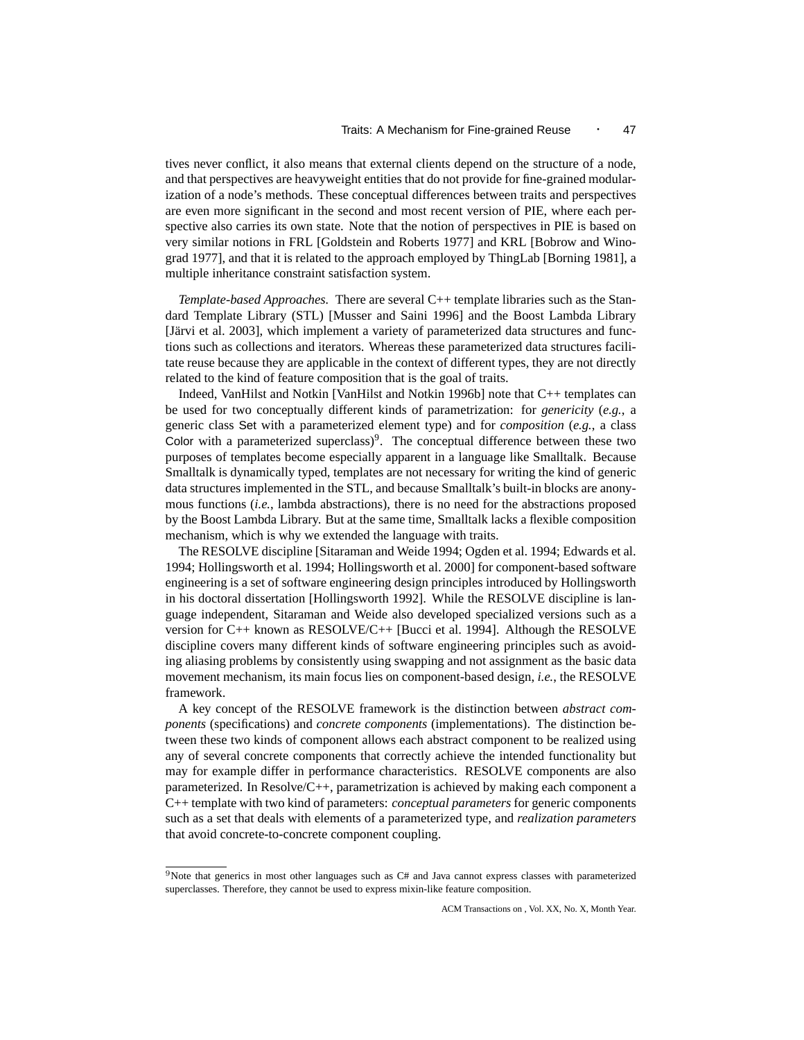tives never conflict, it also means that external clients depend on the structure of a node, and that perspectives are heavyweight entities that do not provide for fine-grained modularization of a node's methods. These conceptual differences between traits and perspectives are even more significant in the second and most recent version of PIE, where each perspective also carries its own state. Note that the notion of perspectives in PIE is based on very similar notions in FRL [Goldstein and Roberts 1977] and KRL [Bobrow and Winograd 1977], and that it is related to the approach employed by ThingLab [Borning 1981], a multiple inheritance constraint satisfaction system.

*Template-based Approaches.* There are several C++ template libraries such as the Standard Template Library (STL) [Musser and Saini 1996] and the Boost Lambda Library [Järvi et al. 2003], which implement a variety of parameterized data structures and functions such as collections and iterators. Whereas these parameterized data structures facilitate reuse because they are applicable in the context of different types, they are not directly related to the kind of feature composition that is the goal of traits.

Indeed, VanHilst and Notkin [VanHilst and Notkin 1996b] note that C++ templates can be used for two conceptually different kinds of parametrization: for *genericity* (*e.g.*, a generic class Set with a parameterized element type) and for *composition* (*e.g.*, a class Color with a parameterized superclass)[9]. The conceptual difference between these two purposes of templates become especially apparent in a language like Smalltalk. Because Smalltalk is dynamically typed, templates are not necessary for writing the kind of generic data structures implemented in the STL, and because Smalltalk's built-in blocks are anonymous functions (*i.e.*, lambda abstractions), there is no need for the abstractions proposed by the Boost Lambda Library. But at the same time, Smalltalk lacks a flexible composition mechanism, which is why we extended the language with traits.

The RESOLVE discipline [Sitaraman and Weide 1994; Ogden et al. 1994; Edwards et al. 1994; Hollingsworth et al. 1994; Hollingsworth et al. 2000] for component-based software engineering is a set of software engineering design principles introduced by Hollingsworth in his doctoral dissertation [Hollingsworth 1992]. While the RESOLVE discipline is language independent, Sitaraman and Weide also developed specialized versions such as a version for C++ known as RESOLVE/C++ [Bucci et al. 1994]. Although the RESOLVE discipline covers many different kinds of software engineering principles such as avoiding aliasing problems by consistently using swapping and not assignment as the basic data movement mechanism, its main focus lies on component-based design, *i.e.*, the RESOLVE framework.

A key concept of the RESOLVE framework is the distinction between *abstract components* (specifications) and *concrete components* (implementations). The distinction between these two kinds of component allows each abstract component to be realized using any of several concrete components that correctly achieve the intended functionality but may for example differ in performance characteristics. RESOLVE components are also parameterized. In Resolve/C++, parametrization is achieved by making each component a C++ template with two kind of parameters: *conceptual parameters* for generic components such as a set that deals with elements of a parameterized type, and *realization parameters* that avoid concrete-to-concrete component coupling.

[9]Note that generics in most other languages such as C# and Java cannot express classes with parameterized superclasses. Therefore, they cannot be used to express mixin-like feature composition.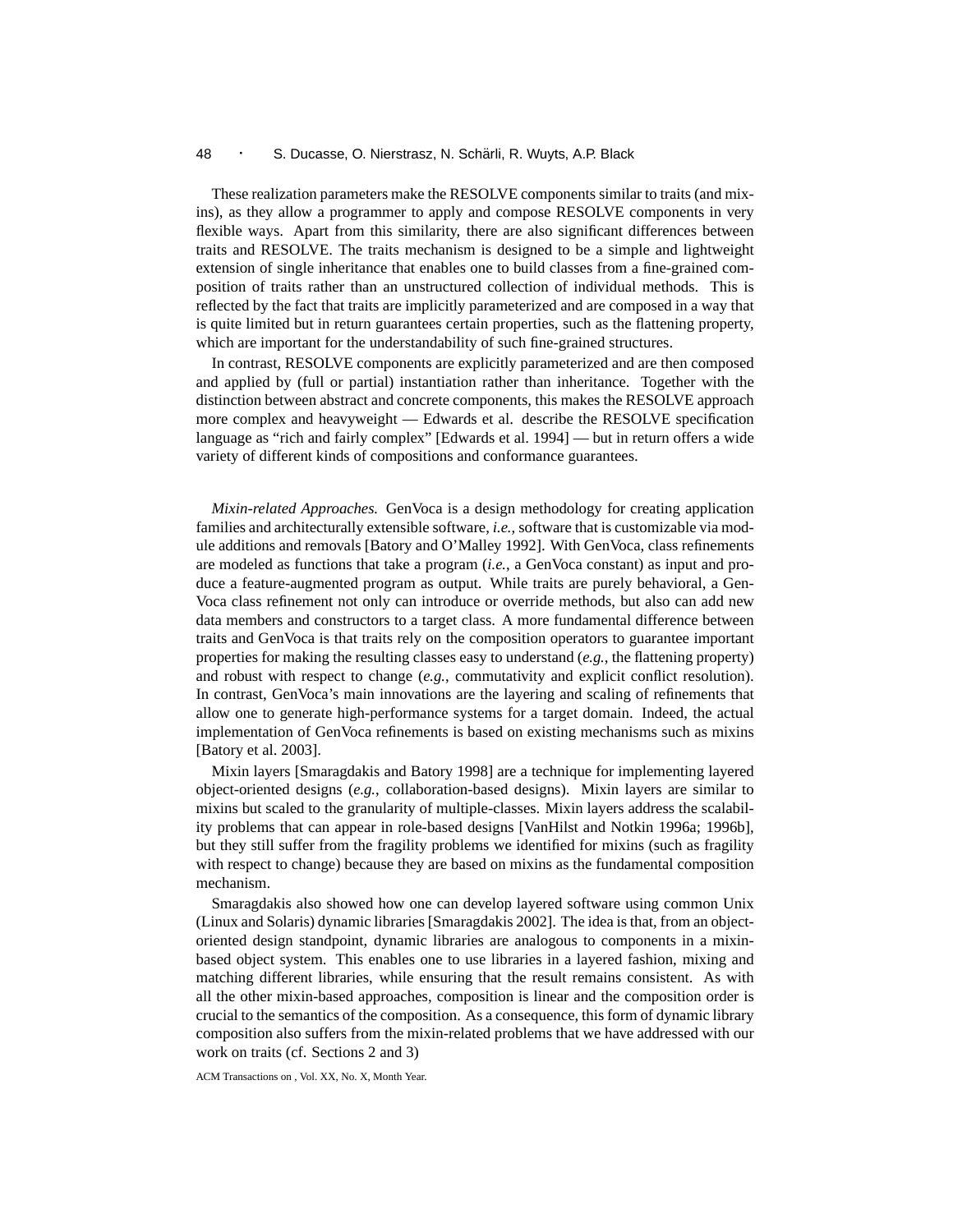These realization parameters make the RESOLVE components similar to traits (and mixins), as they allow a programmer to apply and compose RESOLVE components in very flexible ways. Apart from this similarity, there are also significant differences between traits and RESOLVE. The traits mechanism is designed to be a simple and lightweight extension of single inheritance that enables one to build classes from a fine-grained composition of traits rather than an unstructured collection of individual methods. This is reflected by the fact that traits are implicitly parameterized and are composed in a way that is quite limited but in return guarantees certain properties, such as the flattening property, which are important for the understandability of such fine-grained structures.

In contrast, RESOLVE components are explicitly parameterized and are then composed and applied by (full or partial) instantiation rather than inheritance. Together with the distinction between abstract and concrete components, this makes the RESOLVE approach more complex and heavyweight — Edwards et al. describe the RESOLVE specification language as "rich and fairly complex" [Edwards et al. 1994] — but in return offers a wide variety of different kinds of compositions and conformance guarantees.

*Mixin-related Approaches.* GenVoca is a design methodology for creating application families and architecturally extensible software, *i.e.,* software that is customizable via module additions and removals [Batory and O'Malley 1992]. With GenVoca, class refinements are modeled as functions that take a program (*i.e.*, a GenVoca constant) as input and produce a feature-augmented program as output. While traits are purely behavioral, a GenVoca class refinement not only can introduce or override methods, but also can add new data members and constructors to a target class. A more fundamental difference between traits and GenVoca is that traits rely on the composition operators to guarantee important properties for making the resulting classes easy to understand (*e.g.*, the flattening property) and robust with respect to change (*e.g.*, commutativity and explicit conflict resolution). In contrast, GenVoca's main innovations are the layering and scaling of refinements that allow one to generate high-performance systems for a target domain. Indeed, the actual implementation of GenVoca refinements is based on existing mechanisms such as mixins [Batory et al. 2003].

Mixin layers [Smaragdakis and Batory 1998] are a technique for implementing layered object-oriented designs (*e.g.*, collaboration-based designs). Mixin layers are similar to mixins but scaled to the granularity of multiple-classes. Mixin layers address the scalability problems that can appear in role-based designs [VanHilst and Notkin 1996a; 1996b], but they still suffer from the fragility problems we identified for mixins (such as fragility with respect to change) because they are based on mixins as the fundamental composition mechanism.

Smaragdakis also showed how one can develop layered software using common Unix (Linux and Solaris) dynamic libraries [Smaragdakis 2002]. The idea is that, from an object-oriented design standpoint, dynamic libraries are analogous to components in a mixin-based object system. This enables one to use libraries in a layered fashion, mixing and matching different libraries, while ensuring that the result remains consistent. As with all the other mixin-based approaches, composition is linear and the composition order is crucial to the semantics of the composition. As a consequence, this form of dynamic library composition also suffers from the mixin-related problems that we have addressed with our work on traits (cf. Sections 2 and 3)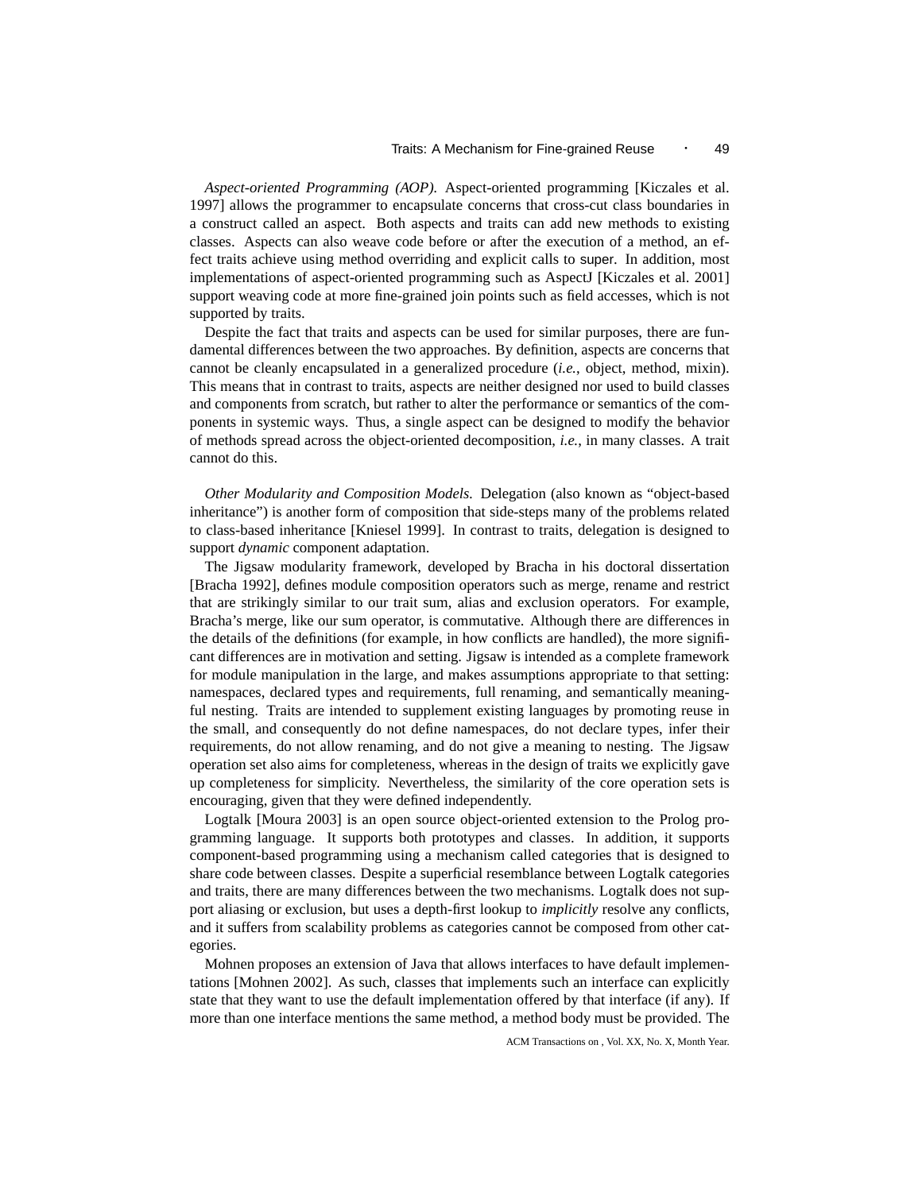*Aspect-oriented Programming (AOP).* Aspect-oriented programming [Kiczales et al. 1997] allows the programmer to encapsulate concerns that cross-cut class boundaries in a construct called an aspect. Both aspects and traits can add new methods to existing classes. Aspects can also weave code before or after the execution of a method, an effect traits achieve using method overriding and explicit calls to super. In addition, most implementations of aspect-oriented programming such as AspectJ [Kiczales et al. 2001] support weaving code at more fine-grained join points such as field accesses, which is not supported by traits.

Despite the fact that traits and aspects can be used for similar purposes, there are fundamental differences between the two approaches. By definition, aspects are concerns that cannot be cleanly encapsulated in a generalized procedure (*i.e.*, object, method, mixin). This means that in contrast to traits, aspects are neither designed nor used to build classes and components from scratch, but rather to alter the performance or semantics of the components in systemic ways. Thus, a single aspect can be designed to modify the behavior of methods spread across the object-oriented decomposition, *i.e.*, in many classes. A trait cannot do this.

*Other Modularity and Composition Models.* Delegation (also known as "object-based inheritance") is another form of composition that side-steps many of the problems related to class-based inheritance [Kniesel 1999]. In contrast to traits, delegation is designed to support *dynamic* component adaptation.

The Jigsaw modularity framework, developed by Bracha in his doctoral dissertation [Bracha 1992], defines module composition operators such as merge, rename and restrict that are strikingly similar to our trait sum, alias and exclusion operators. For example, Bracha's merge, like our sum operator, is commutative. Although there are differences in the details of the definitions (for example, in how conflicts are handled), the more significant differences are in motivation and setting. Jigsaw is intended as a complete framework for module manipulation in the large, and makes assumptions appropriate to that setting: namespaces, declared types and requirements, full renaming, and semantically meaningful nesting. Traits are intended to supplement existing languages by promoting reuse in the small, and consequently do not define namespaces, do not declare types, infer their requirements, do not allow renaming, and do not give a meaning to nesting. The Jigsaw operation set also aims for completeness, whereas in the design of traits we explicitly gave up completeness for simplicity. Nevertheless, the similarity of the core operation sets is encouraging, given that they were defined independently.

Logtalk [Moura 2003] is an open source object-oriented extension to the Prolog programming language. It supports both prototypes and classes. In addition, it supports component-based programming using a mechanism called categories that is designed to share code between classes. Despite a superficial resemblance between Logtalk categories and traits, there are many differences between the two mechanisms. Logtalk does not support aliasing or exclusion, but uses a depth-first lookup to *implicitly* resolve any conflicts, and it suffers from scalability problems as categories cannot be composed from other categories.

Mohnen proposes an extension of Java that allows interfaces to have default implementations [Mohnen 2002]. As such, classes that implements such an interface can explicitly state that they want to use the default implementation offered by that interface (if any). If more than one interface mentions the same method, a method body must be provided. The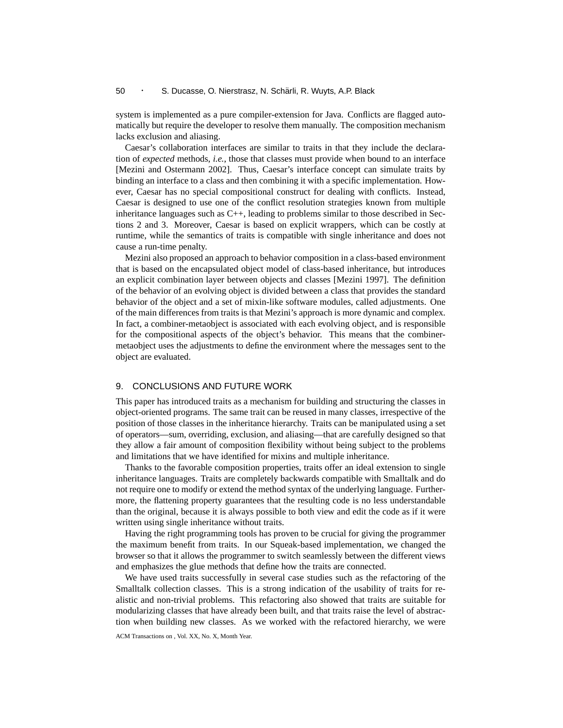system is implemented as a pure compiler-extension for Java. Conflicts are flagged automatically but require the developer to resolve them manually. The composition mechanism lacks exclusion and aliasing.

Caesar's collaboration interfaces are similar to traits in that they include the declaration of *expected* methods, *i.e.*, those that classes must provide when bound to an interface [Mezini and Ostermann 2002]. Thus, Caesar's interface concept can simulate traits by binding an interface to a class and then combining it with a specific implementation. However, Caesar has no special compositional construct for dealing with conflicts. Instead, Caesar is designed to use one of the conflict resolution strategies known from multiple inheritance languages such as C++, leading to problems similar to those described in Sections 2 and 3. Moreover, Caesar is based on explicit wrappers, which can be costly at runtime, while the semantics of traits is compatible with single inheritance and does not cause a run-time penalty.

Mezini also proposed an approach to behavior composition in a class-based environment that is based on the encapsulated object model of class-based inheritance, but introduces an explicit combination layer between objects and classes [Mezini 1997]. The definition of the behavior of an evolving object is divided between a class that provides the standard behavior of the object and a set of mixin-like software modules, called adjustments. One of the main differences from traits is that Mezini's approach is more dynamic and complex. In fact, a combiner-metaobject is associated with each evolving object, and is responsible for the compositional aspects of the object's behavior. This means that the combiner-metaobject uses the adjustments to define the environment where the messages sent to the object are evaluated.

## 9. CONCLUSIONS AND FUTURE WORK

This paper has introduced traits as a mechanism for building and structuring the classes in object-oriented programs. The same trait can be reused in many classes, irrespective of the position of those classes in the inheritance hierarchy. Traits can be manipulated using a set of operators—sum, overriding, exclusion, and aliasing—that are carefully designed so that they allow a fair amount of composition flexibility without being subject to the problems and limitations that we have identified for mixins and multiple inheritance.

Thanks to the favorable composition properties, traits offer an ideal extension to single inheritance languages. Traits are completely backwards compatible with Smalltalk and do not require one to modify or extend the method syntax of the underlying language. Furthermore, the flattening property guarantees that the resulting code is no less understandable than the original, because it is always possible to both view and edit the code as if it were written using single inheritance without traits.

Having the right programming tools has proven to be crucial for giving the programmer the maximum benefit from traits. In our Squeak-based implementation, we changed the browser so that it allows the programmer to switch seamlessly between the different views and emphasizes the glue methods that define how the traits are connected.

We have used traits successfully in several case studies such as the refactoring of the Smalltalk collection classes. This is a strong indication of the usability of traits for realistic and non-trivial problems. This refactoring also showed that traits are suitable for modularizing classes that have already been built, and that traits raise the level of abstraction when building new classes. As we worked with the refactored hierarchy, we were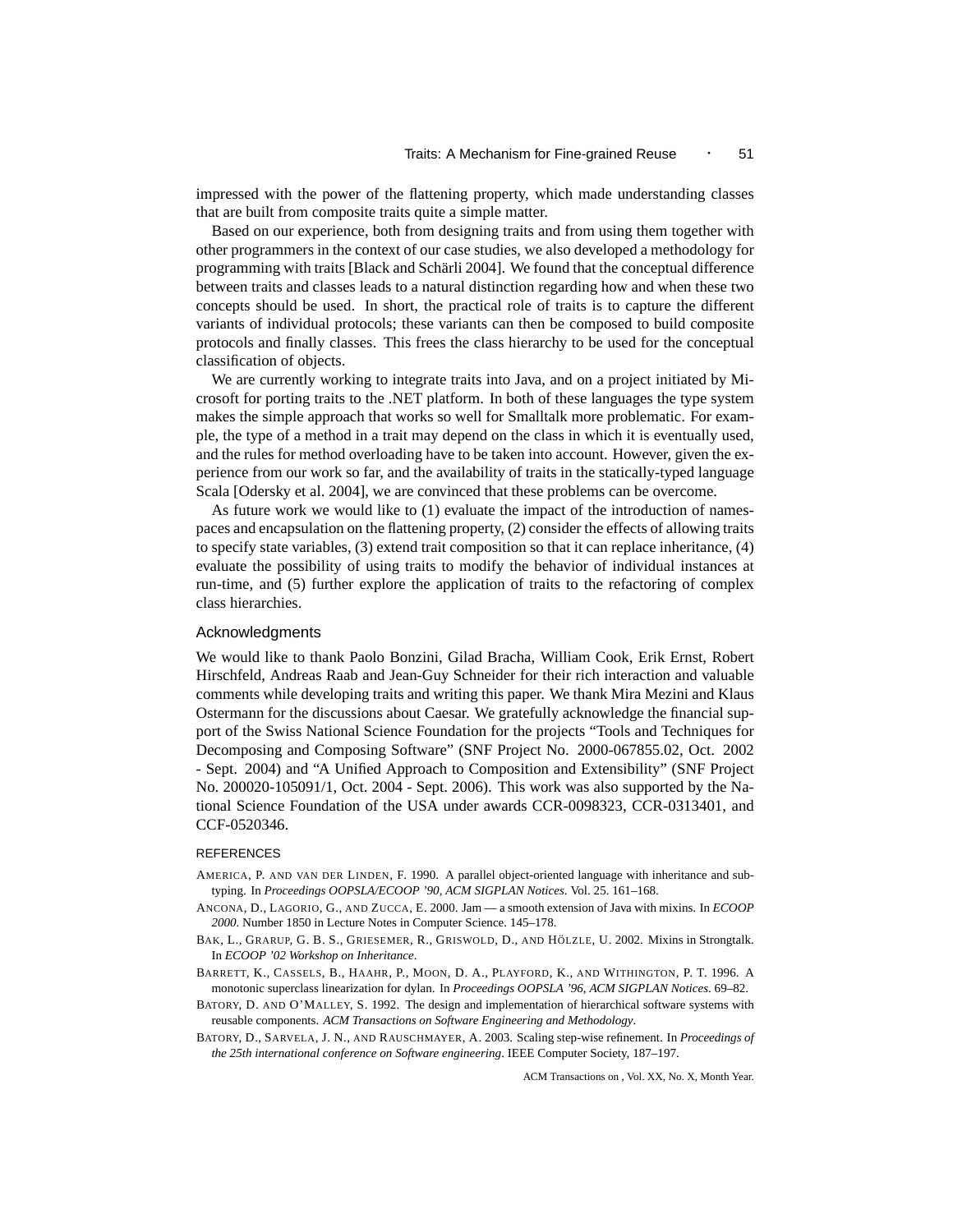impressed with the power of the flattening property, which made understanding classes that are built from composite traits quite a simple matter.

Based on our experience, both from designing traits and from using them together with other programmers in the context of our case studies, we also developed a methodology for programming with traits [Black and Schärli 2004]. We found that the conceptual difference between traits and classes leads to a natural distinction regarding how and when these two concepts should be used. In short, the practical role of traits is to capture the different variants of individual protocols; these variants can then be composed to build composite protocols and finally classes. This frees the class hierarchy to be used for the conceptual classification of objects.

We are currently working to integrate traits into Java, and on a project initiated by Microsoft for porting traits to the .NET platform. In both of these languages the type system makes the simple approach that works so well for Smalltalk more problematic. For example, the type of a method in a trait may depend on the class in which it is eventually used, and the rules for method overloading have to be taken into account. However, given the experience from our work so far, and the availability of traits in the statically-typed language Scala [Odersky et al. 2004], we are convinced that these problems can be overcome.

As future work we would like to (1) evaluate the impact of the introduction of namespaces and encapsulation on the flattening property, (2) consider the effects of allowing traits to specify state variables, (3) extend trait composition so that it can replace inheritance, (4) evaluate the possibility of using traits to modify the behavior of individual instances at run-time, and (5) further explore the application of traits to the refactoring of complex class hierarchies.

## Acknowledgments

We would like to thank Paolo Bonzini, Gilad Bracha, William Cook, Erik Ernst, Robert Hirschfeld, Andreas Raab and Jean-Guy Schneider for their rich interaction and valuable comments while developing traits and writing this paper. We thank Mira Mezini and Klaus Ostermann for the discussions about Caesar. We gratefully acknowledge the financial support of the Swiss National Science Foundation for the projects "Tools and Techniques for Decomposing and Composing Software" (SNF Project No. 2000-067855.02, Oct. 2002 - Sept. 2004) and "A Unified Approach to Composition and Extensibility" (SNF Project No. 200020-105091/1, Oct. 2004 - Sept. 2006). This work was also supported by the National Science Foundation of the USA under awards CCR-0098323, CCR-0313401, and CCF-0520346.

## REFERENCES

AMERICA, P. AND VAN DER LINDEN, F. 1990. A parallel object-oriented language with inheritance and subtyping. In *Proceedings OOPSLA/ECOOP '90, ACM SIGPLAN Notices*. Vol. 25. 161–168.

ANCONA, D., LAGORIO, G., AND ZUCCA, E. 2000. Jam — a smooth extension of Java with mixins. In *ECOOP 2000*. Number 1850 in Lecture Notes in Computer Science. 145–178.

BAK, L., GRARUP, G. B. S., GRIESEMER, R., GRISWOLD, D., AND HÖLZLE, U. 2002. Mixins in Strongtalk. In *ECOOP '02 Workshop on Inheritance*.

BARRETT, K., CASSELS, B., HAAHR, P., MOON, D. A., PLAYFORD, K., AND WITHINGTON, P. T. 1996. A monotonic superclass linearization for dylan. In *Proceedings OOPSLA '96, ACM SIGPLAN Notices*. 69–82.

BATORY, D. AND O'MALLEY, S. 1992. The design and implementation of hierarchical software systems with reusable components. *ACM Transactions on Software Engineering and Methodology*.

BATORY, D., SARVELA, J. N., AND RAUSCHMAYER, A. 2003. Scaling step-wise refinement. In *Proceedings of the 25th international conference on Software engineering*. IEEE Computer Society, 187–197.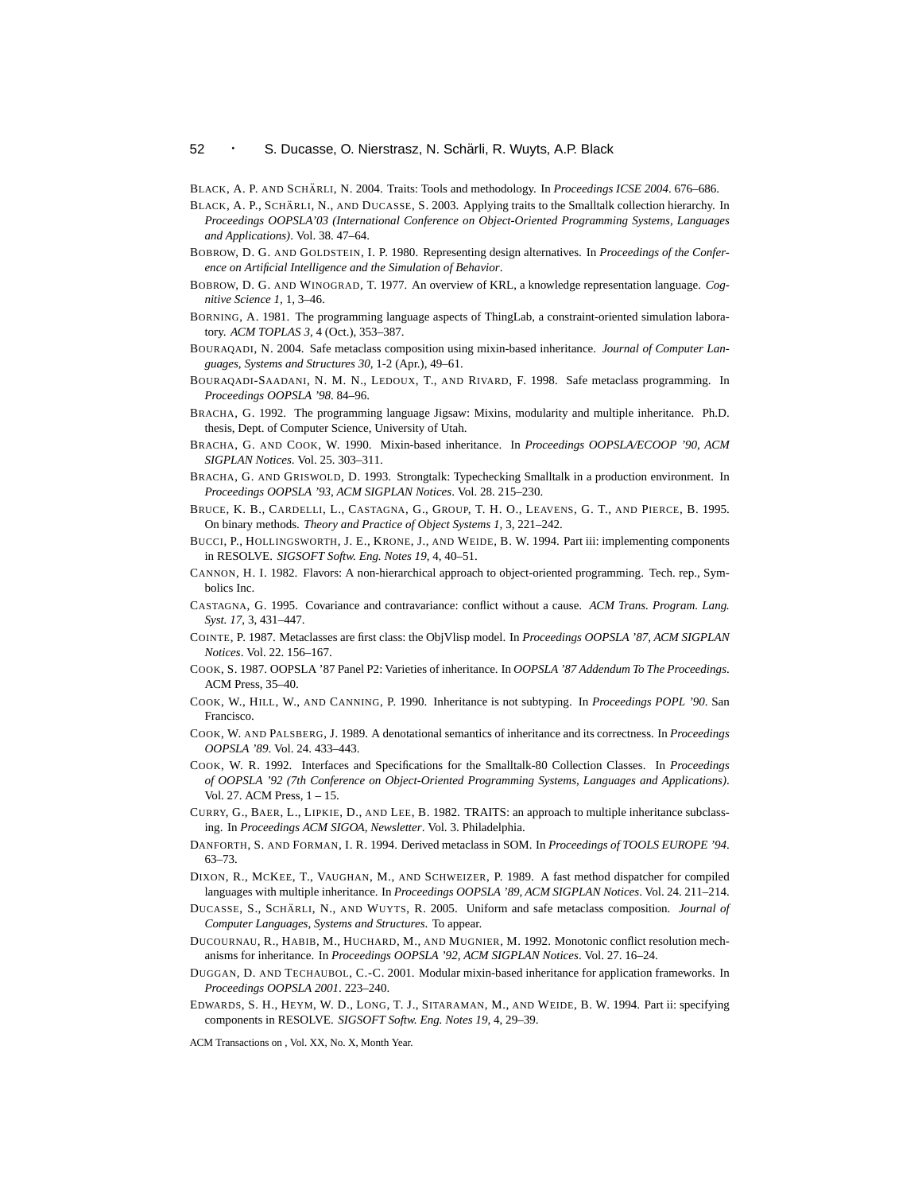BLACK, A. P. AND SCHÄRLI, N. 2004. Traits: Tools and methodology. In *Proceedings ICSE 2004*. 676–686.

BLACK, A. P., SCHÄRLI, N., AND DUCASSE, S. 2003. Applying traits to the Smalltalk collection hierarchy. In *Proceedings OOPSLA'03 (International Conference on Object-Oriented Programming Systems, Languages and Applications)*. Vol. 38. 47–64.

BOBROW, D. G. AND GOLDSTEIN, I. P. 1980. Representing design alternatives. In *Proceedings of the Conference on Artificial Intelligence and the Simulation of Behavior*.

BOBROW, D. G. AND WINOGRAD, T. 1977. An overview of KRL, a knowledge representation language. *Cognitive Science 1,* 1, 3–46.

BORNING, A. 1981. The programming language aspects of ThingLab, a constraint-oriented simulation laboratory. *ACM TOPLAS 3,* 4 (Oct.), 353–387.

BOURAQADI, N. 2004. Safe metaclass composition using mixin-based inheritance. *Journal of Computer Languages, Systems and Structures 30,* 1-2 (Apr.), 49–61.

BOURAQADI-SAADANI, N. M. N., LEDOUX, T., AND RIVARD, F. 1998. Safe metaclass programming. In *Proceedings OOPSLA '98*. 84–96.

BRACHA, G. 1992. The programming language Jigsaw: Mixins, modularity and multiple inheritance. Ph.D. thesis, Dept. of Computer Science, University of Utah.

BRACHA, G. AND COOK, W. 1990. Mixin-based inheritance. In *Proceedings OOPSLA/ECOOP '90, ACM SIGPLAN Notices*. Vol. 25. 303–311.

BRACHA, G. AND GRISWOLD, D. 1993. Strongtalk: Typechecking Smalltalk in a production environment. In *Proceedings OOPSLA '93, ACM SIGPLAN Notices*. Vol. 28. 215–230.

BRUCE, K. B., CARDELLI, L., CASTAGNA, G., GROUP, T. H. O., LEAVENS, G. T., AND PIERCE, B. 1995. On binary methods. *Theory and Practice of Object Systems 1,* 3, 221–242.

BUCCI, P., HOLLINGSWORTH, J. E., KRONE, J., AND WEIDE, B. W. 1994. Part iii: implementing components in RESOLVE. *SIGSOFT Softw. Eng. Notes 19,* 4, 40–51.

CANNON, H. I. 1982. Flavors: A non-hierarchical approach to object-oriented programming. Tech. rep., Symbolics Inc.

CASTAGNA, G. 1995. Covariance and contravariance: conflict without a cause. *ACM Trans. Program. Lang. Syst. 17,* 3, 431–447.

COINTE, P. 1987. Metaclasses are first class: the ObjVlisp model. In *Proceedings OOPSLA '87, ACM SIGPLAN Notices*. Vol. 22. 156–167.

COOK, S. 1987. OOPSLA '87 Panel P2: Varieties of inheritance. In *OOPSLA '87 Addendum To The Proceedings*. ACM Press, 35–40.

COOK, W., HILL, W., AND CANNING, P. 1990. Inheritance is not subtyping. In *Proceedings POPL '90*. San Francisco.

COOK, W. AND PALSBERG, J. 1989. A denotational semantics of inheritance and its correctness. In *Proceedings OOPSLA '89*. Vol. 24. 433–443.

COOK, W. R. 1992. Interfaces and Specifications for the Smalltalk-80 Collection Classes. In *Proceedings of OOPSLA '92 (7th Conference on Object-Oriented Programming Systems, Languages and Applications)*. Vol. 27. ACM Press, 1 – 15.

CURRY, G., BAER, L., LIPKIE, D., AND LEE, B. 1982. TRAITS: an approach to multiple inheritance subclassing. In *Proceedings ACM SIGOA, Newsletter*. Vol. 3. Philadelphia.

DANFORTH, S. AND FORMAN, I. R. 1994. Derived metaclass in SOM. In *Proceedings of TOOLS EUROPE '94*. 63–73.

DIXON, R., MCKEE, T., VAUGHAN, M., AND SCHWEIZER, P. 1989. A fast method dispatcher for compiled languages with multiple inheritance. In *Proceedings OOPSLA '89, ACM SIGPLAN Notices*. Vol. 24. 211–214.

DUCASSE, S., SCHÄRLI, N., AND WUYTS, R. 2005. Uniform and safe metaclass composition. *Journal of Computer Languages, Systems and Structures*. To appear.

DUCOURNAU, R., HABIB, M., HUCHARD, M., AND MUGNIER, M. 1992. Monotonic conflict resolution mechanisms for inheritance. In *Proceedings OOPSLA '92, ACM SIGPLAN Notices*. Vol. 27. 16–24.

DUGGAN, D. AND TECHAUBOL, C.-C. 2001. Modular mixin-based inheritance for application frameworks. In *Proceedings OOPSLA 2001*. 223–240.

EDWARDS, S. H., HEYM, W. D., LONG, T. J., SITARAMAN, M., AND WEIDE, B. W. 1994. Part ii: specifying components in RESOLVE. *SIGSOFT Softw. Eng. Notes 19,* 4, 29–39.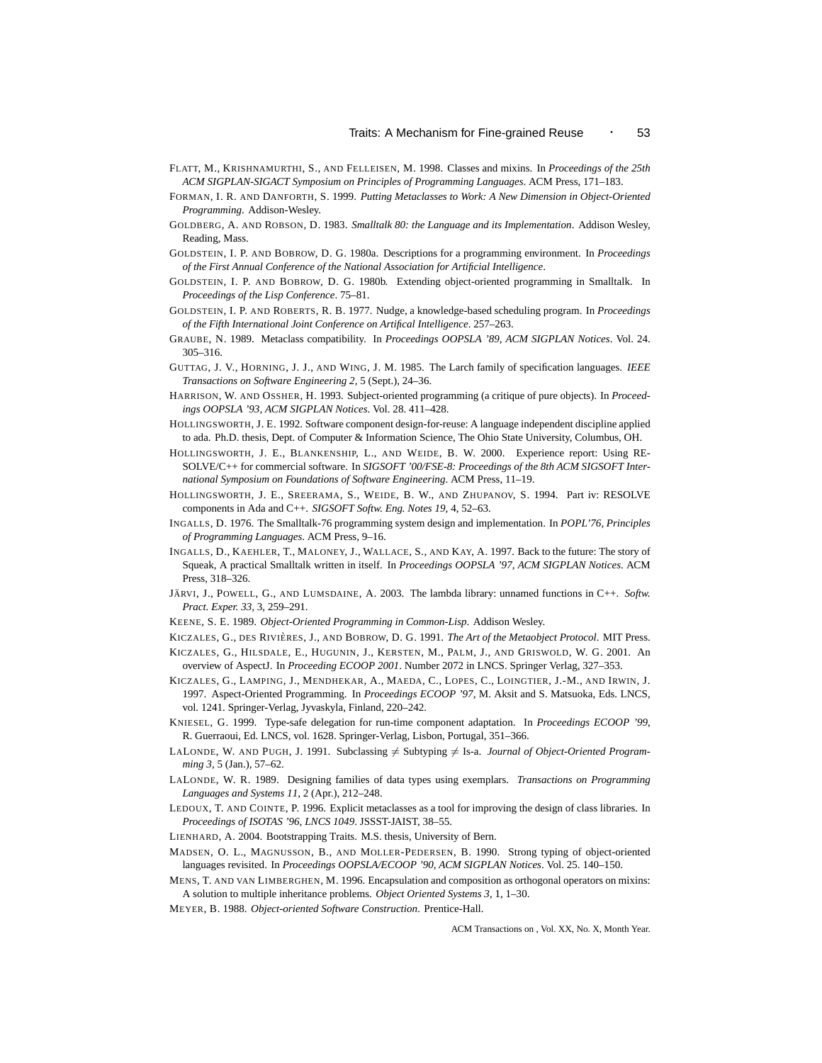FLATT, M., KRISHNAMURTHI, S., AND FELLEISEN, M. 1998. Classes and mixins. In *Proceedings of the 25th ACM SIGPLAN-SIGACT Symposium on Principles of Programming Languages*. ACM Press, 171–183.

FORMAN, I. R. AND DANFORTH, S. 1999. *Putting Metaclasses to Work: A New Dimension in Object-Oriented Programming*. Addison-Wesley.

GOLDBERG, A. AND ROBSON, D. 1983. *Smalltalk 80: the Language and its Implementation*. Addison Wesley, Reading, Mass.

GOLDSTEIN, I. P. AND BOBROW, D. G. 1980a. Descriptions for a programming environment. In *Proceedings of the First Annual Conference of the National Association for Artificial Intelligence*.

GOLDSTEIN, I. P. AND BOBROW, D. G. 1980b. Extending object-oriented programming in Smalltalk. In *Proceedings of the Lisp Conference*. 75–81.

GOLDSTEIN, I. P. AND ROBERTS, R. B. 1977. Nudge, a knowledge-based scheduling program. In *Proceedings of the Fifth International Joint Conference on Artifical Intelligence*. 257–263.

GRAUBE, N. 1989. Metaclass compatibility. In *Proceedings OOPSLA '89, ACM SIGPLAN Notices*. Vol. 24. 305–316.

GUTTAG, J. V., HORNING, J. J., AND WING, J. M. 1985. The Larch family of specification languages. *IEEE Transactions on Software Engineering 2,* 5 (Sept.), 24–36.

HARRISON, W. AND OSSHER, H. 1993. Subject-oriented programming (a critique of pure objects). In *Proceedings OOPSLA '93, ACM SIGPLAN Notices*. Vol. 28. 411–428.

HOLLINGSWORTH, J. E. 1992. Software component design-for-reuse: A language independent discipline applied to ada. Ph.D. thesis, Dept. of Computer & Information Science, The Ohio State University, Columbus, OH.

HOLLINGSWORTH, J. E., BLANKENSHIP, L., AND WEIDE, B. W. 2000. Experience report: Using RESOLVE/C++ for commercial software. In *SIGSOFT '00/FSE-8: Proceedings of the 8th ACM SIGSOFT International Symposium on Foundations of Software Engineering*. ACM Press, 11–19.

HOLLINGSWORTH, J. E., SREERAMA, S., WEIDE, B. W., AND ZHUPANOV, S. 1994. Part iv: RESOLVE components in Ada and C++. *SIGSOFT Softw. Eng. Notes 19,* 4, 52–63.

INGALLS, D. 1976. The Smalltalk-76 programming system design and implementation. In *POPL'76, Principles of Programming Languages*. ACM Press, 9–16.

INGALLS, D., KAEHLER, T., MALONEY, J., WALLACE, S., AND KAY, A. 1997. Back to the future: The story of Squeak, A practical Smalltalk written in itself. In *Proceedings OOPSLA '97, ACM SIGPLAN Notices*. ACM Press, 318–326.

JÄRVI, J., POWELL, G., AND LUMSDAINE, A. 2003. The lambda library: unnamed functions in C++. *Softw. Pract. Exper. 33,* 3, 259–291.

KEENE, S. E. 1989. *Object-Oriented Programming in Common-Lisp*. Addison Wesley.

KICZALES, G., DES RIVIÈRES, J., AND BOBROW, D. G. 1991. *The Art of the Metaobject Protocol*. MIT Press.

KICZALES, G., HILSDALE, E., HUGUNIN, J., KERSTEN, M., PALM, J., AND GRISWOLD, W. G. 2001. An overview of AspectJ. In *Proceeding ECOOP 2001*. Number 2072 in LNCS. Springer Verlag, 327–353.

KICZALES, G., LAMPING, J., MENDHEKAR, A., MAEDA, C., LOPES, C., LOINGTIER, J.-M., AND IRWIN, J. 1997. Aspect-Oriented Programming. In *Proceedings ECOOP '97*, M. Aksit and S. Matsuoka, Eds. LNCS, vol. 1241. Springer-Verlag, Jyvaskyla, Finland, 220–242.

KNIESEL, G. 1999. Type-safe delegation for run-time component adaptation. In *Proceedings ECOOP '99*, R. Guerraoui, Ed. LNCS, vol. 1628. Springer-Verlag, Lisbon, Portugal, 351–366.

LALONDE, W. AND PUGH, J. 1991. Subclassing $\neq$ Subtyping $\neq$ Is-a. *Journal of Object-Oriented Programming 3,* 5 (Jan.), 57–62.

LALONDE, W. R. 1989. Designing families of data types using exemplars. *Transactions on Programming Languages and Systems 11,* 2 (Apr.), 212–248.

LEDOUX, T. AND COINTE, P. 1996. Explicit metaclasses as a tool for improving the design of class libraries. In *Proceedings of ISOTAS '96, LNCS 1049*. JSSST-JAIST, 38–55.

LIENHARD, A. 2004. Bootstrapping Traits. M.S. thesis, University of Bern.

MADSEN, O. L., MAGNUSSON, B., AND MOLLER-PEDERSEN, B. 1990. Strong typing of object-oriented languages revisited. In *Proceedings OOPSLA/ECOOP '90, ACM SIGPLAN Notices*. Vol. 25. 140–150.

MENS, T. AND VAN LIMBERGHEN, M. 1996. Encapsulation and composition as orthogonal operators on mixins: A solution to multiple inheritance problems. *Object Oriented Systems 3,* 1, 1–30.

MEYER, B. 1988. *Object-oriented Software Construction*. Prentice-Hall.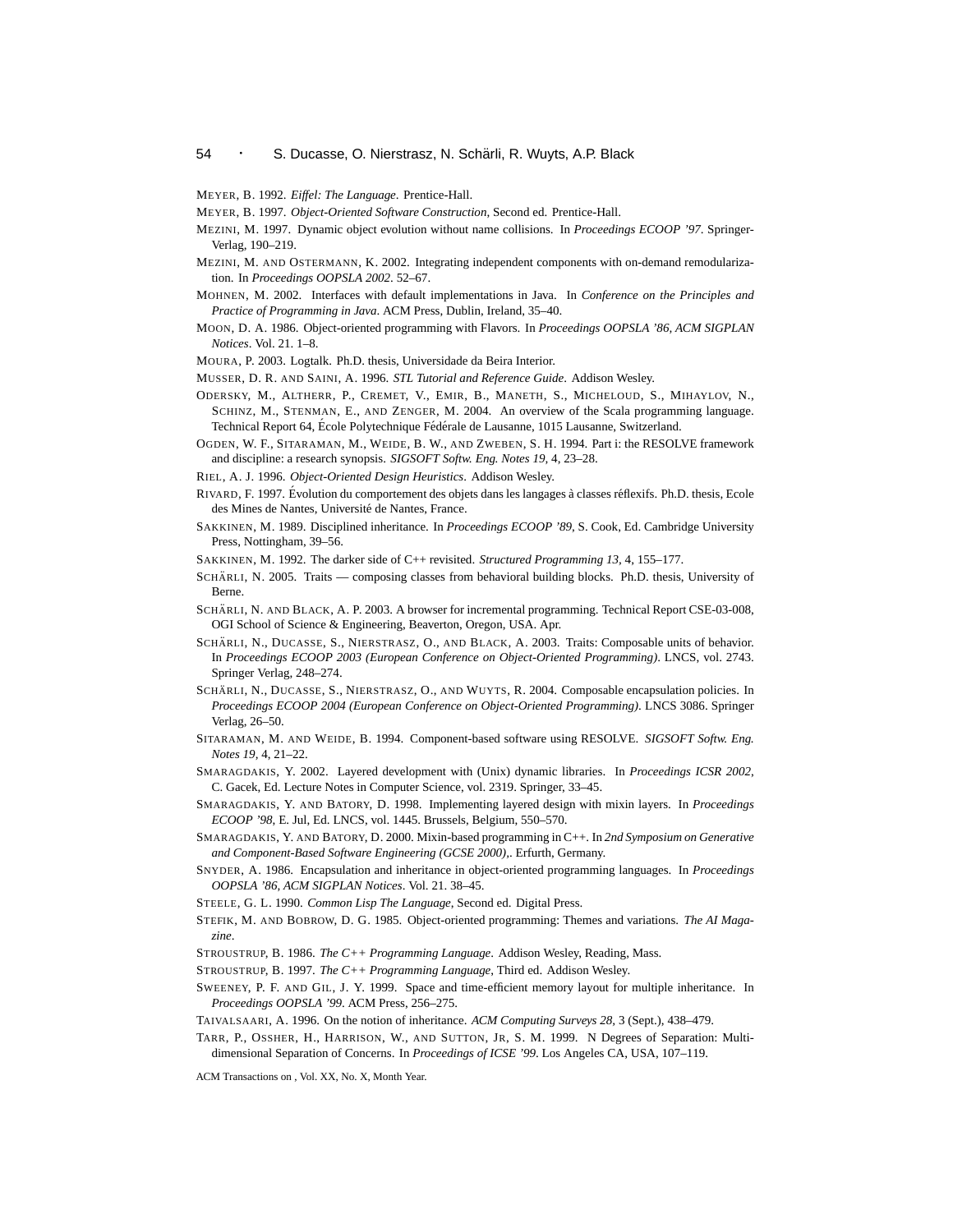MEYER, B. 1992. *Eiffel: The Language*. Prentice-Hall.

MEYER, B. 1997. *Object-Oriented Software Construction*, Second ed. Prentice-Hall.

MEZINI, M. 1997. Dynamic object evolution without name collisions. In *Proceedings ECOOP '97*. Springer-Verlag, 190–219.

MEZINI, M. AND OSTERMANN, K. 2002. Integrating independent components with on-demand remodularization. In *Proceedings OOPSLA 2002*. 52–67.

MOHNEN, M. 2002. Interfaces with default implementations in Java. In *Conference on the Principles and Practice of Programming in Java*. ACM Press, Dublin, Ireland, 35–40.

MOON, D. A. 1986. Object-oriented programming with Flavors. In *Proceedings OOPSLA '86, ACM SIGPLAN Notices*. Vol. 21. 1–8.

MOURA, P. 2003. Logtalk. Ph.D. thesis, Universidade da Beira Interior.

MUSSER, D. R. AND SAINI, A. 1996. *STL Tutorial and Reference Guide*. Addison Wesley.

ODERSKY, M., ALTHERR, P., CREMET, V., EMIR, B., MANETH, S., MICHELOUD, S., MIHAYLOV, N., SCHINZ, M., STENMAN, E., AND ZENGER, M. 2004. An overview of the Scala programming language. Technical Report 64, École Polytechnique Fédérale de Lausanne, 1015 Lausanne, Switzerland.

OGDEN, W. F., SITARAMAN, M., WEIDE, B. W., AND ZWEBEN, S. H. 1994. Part i: the RESOLVE framework and discipline: a research synopsis. *SIGSOFT Softw. Eng. Notes 19,* 4, 23–28.

RIEL, A. J. 1996. *Object-Oriented Design Heuristics*. Addison Wesley.

RIVARD, F. 1997. Évolution du comportement des objets dans les langages à classes réflexifs. Ph.D. thesis, Ecole des Mines de Nantes, Université de Nantes, France.

SAKKINEN, M. 1989. Disciplined inheritance. In *Proceedings ECOOP '89*, S. Cook, Ed. Cambridge University Press, Nottingham, 39–56.

SAKKINEN, M. 1992. The darker side of C++ revisited. *Structured Programming 13,* 4, 155–177.

SCHÄRLI, N. 2005. Traits — composing classes from behavioral building blocks. Ph.D. thesis, University of Berne.

SCHÄRLI, N. AND BLACK, A. P. 2003. A browser for incremental programming. Technical Report CSE-03-008, OGI School of Science & Engineering, Beaverton, Oregon, USA. Apr.

SCHÄRLI, N., DUCASSE, S., NIERSTRASZ, O., AND BLACK, A. 2003. Traits: Composable units of behavior. In *Proceedings ECOOP 2003 (European Conference on Object-Oriented Programming)*. LNCS, vol. 2743. Springer Verlag, 248–274.

SCHÄRLI, N., DUCASSE, S., NIERSTRASZ, O., AND WUYTS, R. 2004. Composable encapsulation policies. In *Proceedings ECOOP 2004 (European Conference on Object-Oriented Programming)*. LNCS 3086. Springer Verlag, 26–50.

SITARAMAN, M. AND WEIDE, B. 1994. Component-based software using RESOLVE. *SIGSOFT Softw. Eng. Notes 19,* 4, 21–22.

SMARAGDAKIS, Y. 2002. Layered development with (Unix) dynamic libraries. In *Proceedings ICSR 2002*, C. Gacek, Ed. Lecture Notes in Computer Science, vol. 2319. Springer, 33–45.

SMARAGDAKIS, Y. AND BATORY, D. 1998. Implementing layered design with mixin layers. In *Proceedings ECOOP '98*, E. Jul, Ed. LNCS, vol. 1445. Brussels, Belgium, 550–570.

SMARAGDAKIS, Y. AND BATORY, D. 2000. Mixin-based programming in C++. In *2nd Symposium on Generative and Component-Based Software Engineering (GCSE 2000)*,. Erfurth, Germany.

SNYDER, A. 1986. Encapsulation and inheritance in object-oriented programming languages. In *Proceedings OOPSLA '86, ACM SIGPLAN Notices*. Vol. 21. 38–45.

STEELE, G. L. 1990. *Common Lisp The Language*, Second ed. Digital Press.

STEFIK, M. AND BOBROW, D. G. 1985. Object-oriented programming: Themes and variations. *The AI Magazine*.

STROUSTRUP, B. 1986. *The C++ Programming Language*. Addison Wesley, Reading, Mass.

STROUSTRUP, B. 1997. *The C++ Programming Language*, Third ed. Addison Wesley.

SWEENEY, P. F. AND GIL, J. Y. 1999. Space and time-efficient memory layout for multiple inheritance. In *Proceedings OOPSLA '99*. ACM Press, 256–275.

TAIVALSAARI, A. 1996. On the notion of inheritance. *ACM Computing Surveys 28,* 3 (Sept.), 438–479.

TARR, P., OSSHER, H., HARRISON, W., AND SUTTON, JR, S. M. 1999. N Degrees of Separation: Multi-dimensional Separation of Concerns. In *Proceedings of ICSE '99*. Los Angeles CA, USA, 107–119.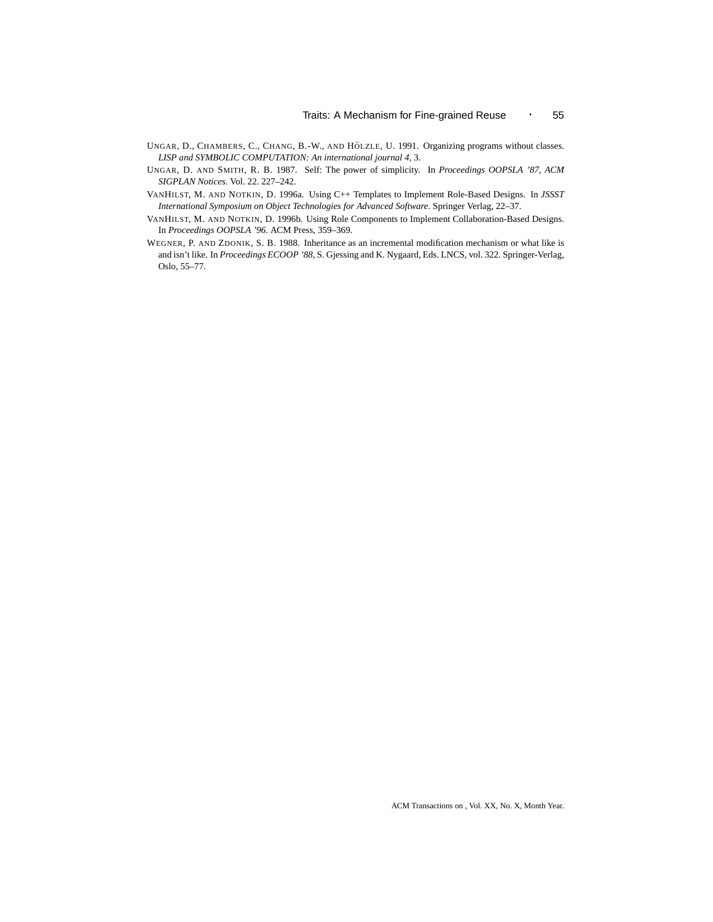UNGAR, D., CHAMBERS, C., CHANG, B.-W., AND HÖLZLE, U. 1991. Organizing programs without classes. *LISP and SYMBOLIC COMPUTATION: An international journal 4,* 3.

UNGAR, D. AND SMITH, R. B. 1987. Self: The power of simplicity. In *Proceedings OOPSLA '87, ACM SIGPLAN Notices*. Vol. 22. 227–242.

VANHILST, M. AND NOTKIN, D. 1996a. Using C++ Templates to Implement Role-Based Designs. In *JSSST International Symposium on Object Technologies for Advanced Software*. Springer Verlag, 22–37.

VANHILST, M. AND NOTKIN, D. 1996b. Using Role Components to Implement Collaboration-Based Designs. In *Proceedings OOPSLA '96*. ACM Press, 359–369.

WEGNER, P. AND ZDONIK, S. B. 1988. Inheritance as an incremental modification mechanism or what like is and isn't like. In *Proceedings ECOOP '88,* S. Gjessing and K. Nygaard, Eds. LNCS, vol. 322. Springer-Verlag, Oslo, 55–77.